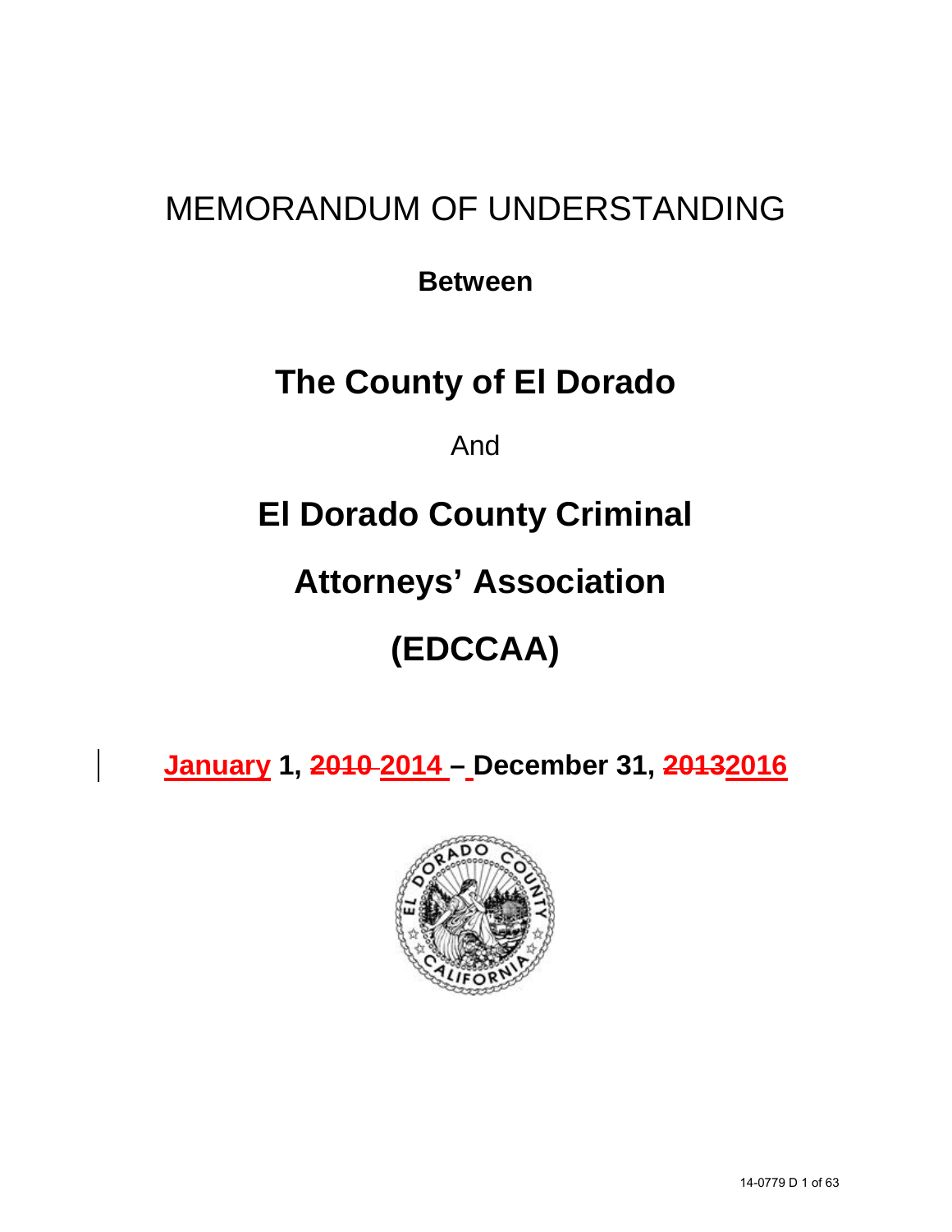# MEMORANDUM OF UNDERSTANDING

**Between**

# The County of El Dorado

And

# El Dorado County Criminal Attorneys' Association (EDCCAA)

**~~January~~ 1, ~~2010~~ 2014 – December 31, ~~2013~~2016**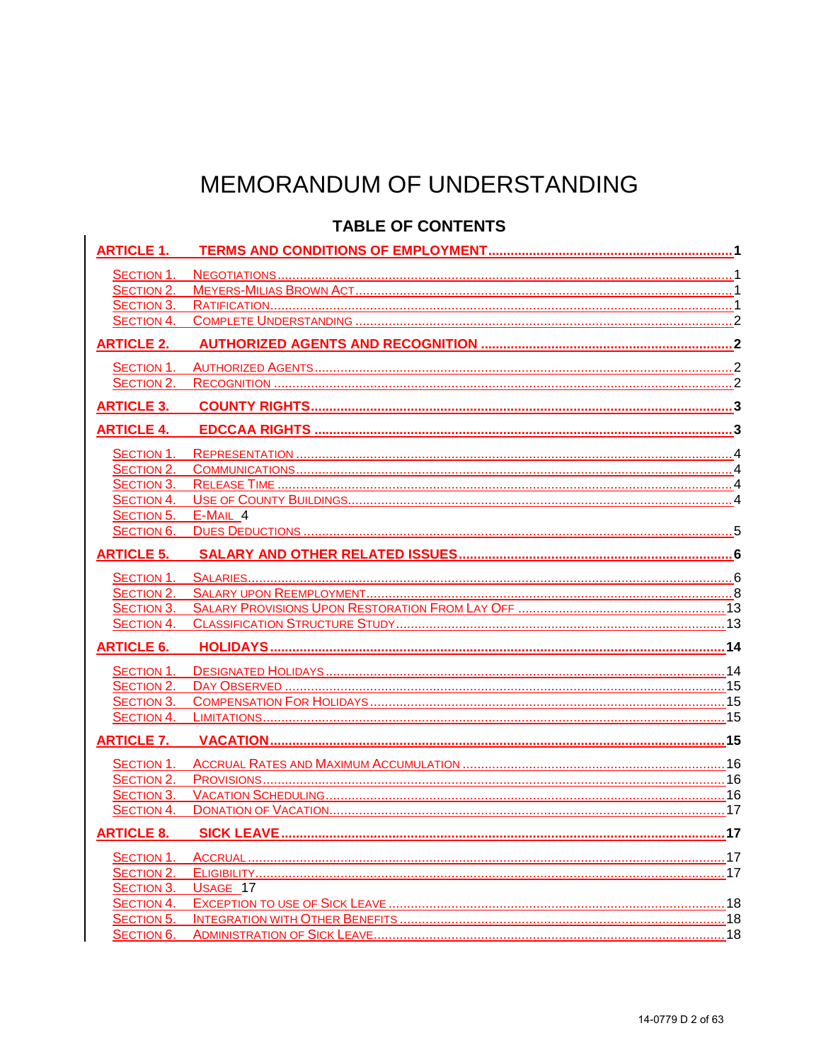# MEMORANDUM OF UNDERSTANDING

## TABLE OF CONTENTS

**ARTICLE 1. TERMS AND CONDITIONS OF EMPLOYMENT** .......... **1**

- SECTION 1. NEGOTIATIONS .......... 1
- SECTION 2. MEYERS-MILIAS BROWN ACT .......... 1
- SECTION 3. RATIFICATION .......... 1
- SECTION 4. COMPLETE UNDERSTANDING .......... 2

**ARTICLE 2. AUTHORIZED AGENTS AND RECOGNITION** .......... **2**

- SECTION 1. AUTHORIZED AGENTS .......... 2
- SECTION 2. RECOGNITION .......... 2

**ARTICLE 3. COUNTY RIGHTS** .......... **3**

**ARTICLE 4. EDCCAA RIGHTS** .......... **3**

- SECTION 1. REPRESENTATION .......... 4
- SECTION 2. COMMUNICATIONS .......... 4
- SECTION 3. RELEASE TIME .......... 4
- SECTION 4. USE OF COUNTY BUILDINGS .......... 4
- SECTION 5. E-MAIL 4
- SECTION 6. DUES DEDUCTIONS .......... 5

**ARTICLE 5. SALARY AND OTHER RELATED ISSUES** .......... **6**

- SECTION 1. SALARIES .......... 6
- SECTION 2. SALARY UPON REEMPLOYMENT .......... 8
- SECTION 3. SALARY PROVISIONS UPON RESTORATION FROM LAY OFF .......... 13
- SECTION 4. CLASSIFICATION STRUCTURE STUDY .......... 13

**ARTICLE 6. HOLIDAYS** .......... **14**

- SECTION 1. DESIGNATED HOLIDAYS .......... 14
- SECTION 2. DAY OBSERVED .......... 15
- SECTION 3. COMPENSATION FOR HOLIDAYS .......... 15
- SECTION 4. LIMITATIONS .......... 15

**ARTICLE 7. VACATION** .......... **15**

- SECTION 1. ACCRUAL RATES AND MAXIMUM ACCUMULATION .......... 16
- SECTION 2. PROVISIONS .......... 16
- SECTION 3. VACATION SCHEDULING .......... 16
- SECTION 4. DONATION OF VACATION .......... 17

**ARTICLE 8. SICK LEAVE** .......... **17**

- SECTION 1. ACCRUAL .......... 17
- SECTION 2. ELIGIBILITY .......... 17
- SECTION 3. USAGE 17
- SECTION 4. EXCEPTION TO USE OF SICK LEAVE .......... 18
- SECTION 5. INTEGRATION WITH OTHER BENEFITS .......... 18
- SECTION 6. ADMINISTRATION OF SICK LEAVE .......... 18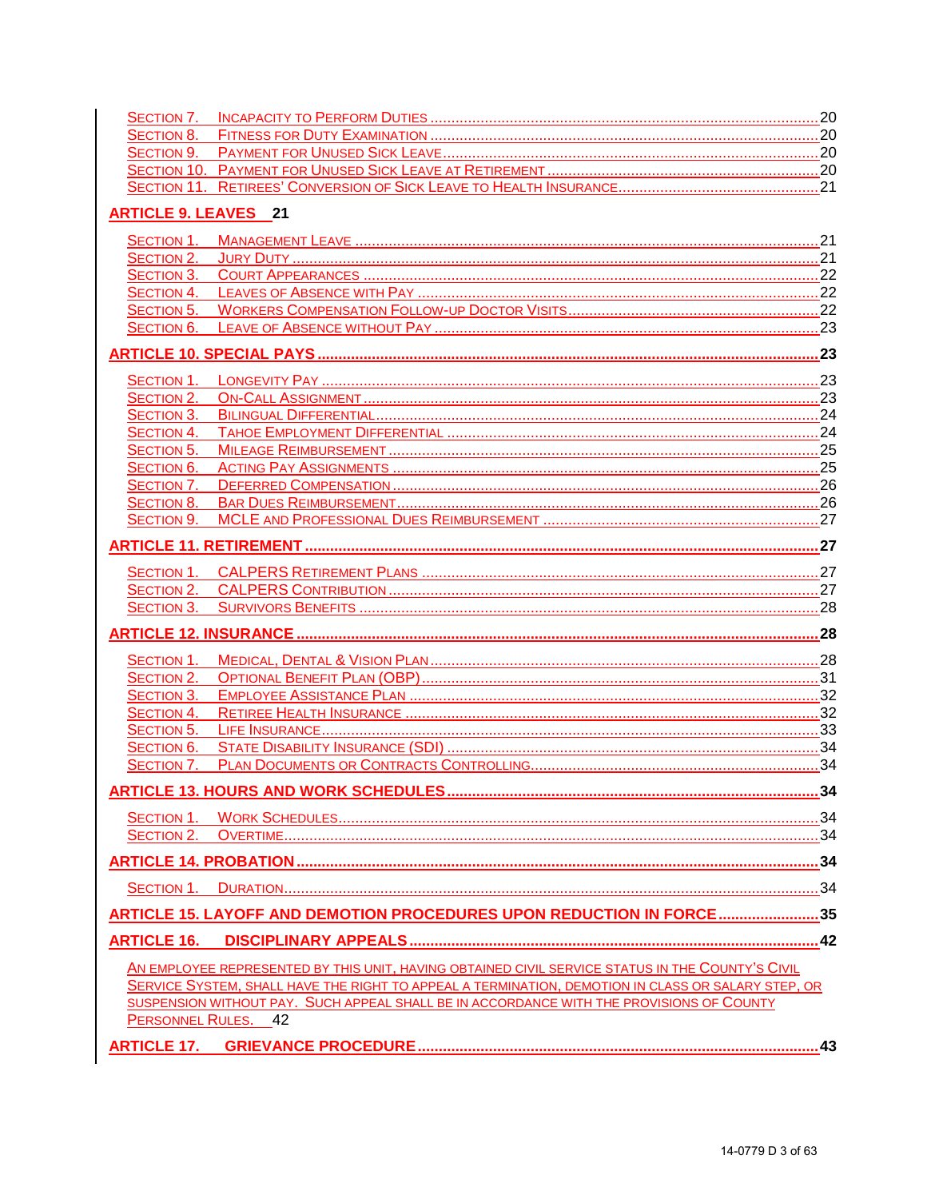Section 7. Incapacity to Perform Duties ..... 20
Section 8. Fitness for Duty Examination ..... 20
Section 9. Payment for Unused Sick Leave ..... 20
Section 10. Payment for Unused Sick Leave at Retirement ..... 20
Section 11. Retirees' Conversion of Sick Leave to Health Insurance ..... 21

**ARTICLE 9. LEAVES 21**

Section 1. Management Leave ..... 21
Section 2. Jury Duty ..... 21
Section 3. Court Appearances ..... 22
Section 4. Leaves of Absence with Pay ..... 22
Section 5. Workers Compensation Follow-up Doctor Visits ..... 22
Section 6. Leave of Absence without Pay ..... 23

**ARTICLE 10. SPECIAL PAYS ..... 23**

Section 1. Longevity Pay ..... 23
Section 2. On-Call Assignment ..... 23
Section 3. Bilingual Differential ..... 24
Section 4. Tahoe Employment Differential ..... 24
Section 5. Mileage Reimbursement ..... 25
Section 6. Acting Pay Assignments ..... 25
Section 7. Deferred Compensation ..... 26
Section 8. Bar Dues Reimbursement ..... 26
Section 9. MCLE and Professional Dues Reimbursement ..... 27

**ARTICLE 11. RETIREMENT ..... 27**

Section 1. CALPERS Retirement Plans ..... 27
Section 2. CALPERS Contribution ..... 27
Section 3. Survivors Benefits ..... 28

**ARTICLE 12. INSURANCE ..... 28**

Section 1. Medical, Dental & Vision Plan ..... 28
Section 2. Optional Benefit Plan (OBP) ..... 31
Section 3. Employee Assistance Plan ..... 32
Section 4. Retiree Health Insurance ..... 32
Section 5. Life Insurance ..... 33
Section 6. State Disability Insurance (SDI) ..... 34
Section 7. Plan Documents or Contracts Controlling ..... 34

**ARTICLE 13. HOURS AND WORK SCHEDULES ..... 34**

Section 1. Work Schedules ..... 34
Section 2. Overtime ..... 34

**ARTICLE 14. PROBATION ..... 34**

Section 1. Duration ..... 34

**ARTICLE 15. LAYOFF AND DEMOTION PROCEDURES UPON REDUCTION IN FORCE ..... 35**

**ARTICLE 16. DISCIPLINARY APPEALS ..... 42**

An employee represented by this unit, having obtained civil service status in the County's Civil Service System, shall have the right to appeal a termination, demotion in class or salary step, or suspension without pay. Such appeal shall be in accordance with the provisions of County Personnel Rules. 42

**ARTICLE 17. GRIEVANCE PROCEDURE ..... 43**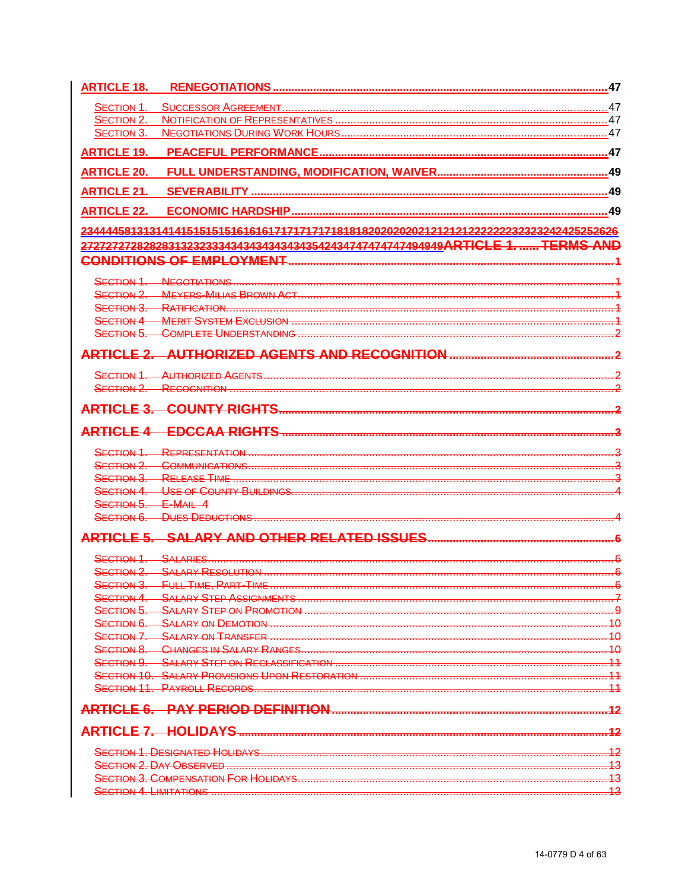**ARTICLE 18. RENEGOTIATIONS ....... 47**

Section 1. Successor Agreement ....... 47
Section 2. Notification of Representatives ....... 47
Section 3. Negotiations During Work Hours ....... 47

**ARTICLE 19. PEACEFUL PERFORMANCE ....... 47**

**ARTICLE 20. FULL UNDERSTANDING, MODIFICATION, WAIVER ....... 49**

**ARTICLE 21. SEVERABILITY ....... 49**

**ARTICLE 22. ECONOMIC HARDSHIP ....... 49**

~~2344445813131414151515151616161717171717181818202020202121212122222222323232424252526 2727272728282831323233343434343434343435424347474747474949494~~ ~~**ARTICLE 1. ...... TERMS AND CONDITIONS OF EMPLOYMENT ....... 1**~~

~~Section 1. Negotiations ....... 1~~
~~Section 2. Meyers-Milias Brown Act ....... 1~~
~~Section 3. Ratification ....... 1~~
~~Section 4 Merit System Exclusion ....... 1~~
~~Section 5. Complete Understanding ....... 2~~

~~**ARTICLE 2. AUTHORIZED AGENTS AND RECOGNITION ....... 2**~~

~~Section 1. Authorized Agents ....... 2~~
~~Section 2. Recognition ....... 2~~

~~**ARTICLE 3. COUNTY RIGHTS ....... 2**~~

~~**ARTICLE 4 EDCCAA RIGHTS ....... 3**~~

~~Section 1. Representation ....... 3~~
~~Section 2. Communications ....... 3~~
~~Section 3. Release Time ....... 3~~
~~Section 4. Use of County Buildings ....... 4~~
~~Section 5. E-Mail 4~~
~~Section 6. Dues Deductions ....... 4~~

~~**ARTICLE 5. SALARY AND OTHER RELATED ISSUES ....... 6**~~

~~Section 1. Salaries ....... 6~~
~~Section 2. Salary Resolution ....... 6~~
~~Section 3. Full Time, Part-Time ....... 6~~
~~Section 4. Salary Step Assignments ....... 7~~
~~Section 5. Salary Step on Promotion ....... 9~~
~~Section 6. Salary on Demotion ....... 10~~
~~Section 7. Salary on Transfer ....... 10~~
~~Section 8. Changes in Salary Ranges ....... 10~~
~~Section 9. Salary Step on Reclassification ....... 11~~
~~Section 10. Salary Provisions Upon Restoration ....... 11~~
~~Section 11. Payroll Records ....... 11~~

~~**ARTICLE 6. PAY PERIOD DEFINITION ....... 12**~~

~~**ARTICLE 7. HOLIDAYS ....... 12**~~

~~Section 1. Designated Holidays ....... 12~~
~~Section 2. Day Observed ....... 13~~
~~Section 3. Compensation For Holidays ....... 13~~
~~Section 4. Limitations ....... 13~~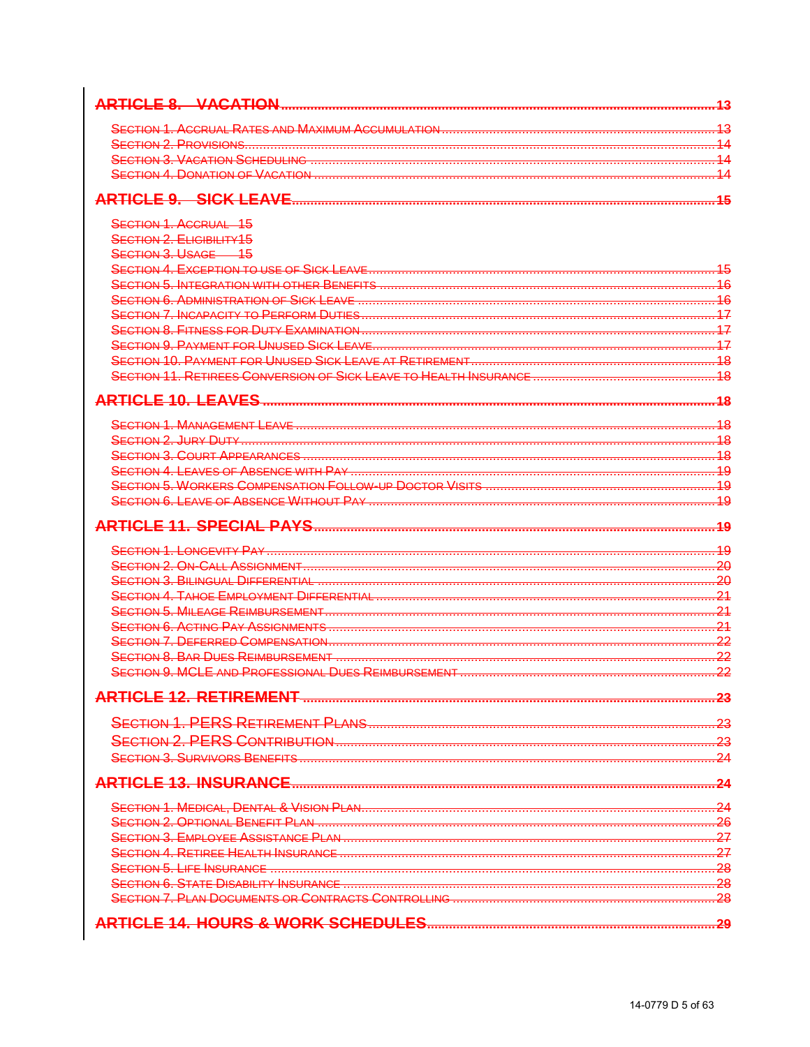**ARTICLE 8. VACATION** 13

Section 1. Accrual Rates and Maximum Accumulation 13
Section 2. Provisions 14
Section 3. Vacation Scheduling 14
Section 4. Donation of Vacation 14

**ARTICLE 9. SICK LEAVE** 15

Section 1. Accrual 15
Section 2. Eligibility 15
Section 3. Usage 15
Section 4. Exception to use of Sick Leave 15
Section 5. Integration with other Benefits 16
Section 6. Administration of Sick Leave 16
Section 7. Incapacity to Perform Duties 17
Section 8. Fitness for Duty Examination 17
Section 9. Payment for Unused Sick Leave 17
Section 10. Payment for Unused Sick Leave at Retirement 18
Section 11. Retirees Conversion of Sick Leave to Health Insurance 18

**ARTICLE 10. LEAVES** 18

Section 1. Management Leave 18
Section 2. Jury Duty 18
Section 3. Court Appearances 18
Section 4. Leaves of Absence with Pay 19
Section 5. Workers Compensation Follow-up Doctor Visits 19
Section 6. Leave of Absence Without Pay 19

**ARTICLE 11. SPECIAL PAYS** 19

Section 1. Longevity Pay 19
Section 2. On-Call Assignment 20
Section 3. Bilingual Differential 20
Section 4. Tahoe Employment Differential 21
Section 5. Mileage Reimbursement 21
Section 6. Acting Pay Assignments 21
Section 7. Deferred Compensation 22
Section 8. Bar Dues Reimbursement 22
Section 9. MCLE and Professional Dues Reimbursement 22

**ARTICLE 12. RETIREMENT** 23

Section 1. PERS Retirement Plans 23
Section 2. PERS Contribution 23
Section 3. Survivors Benefits 24

**ARTICLE 13. INSURANCE** 24

Section 1. Medical, Dental & Vision Plan 24
Section 2. Optional Benefit Plan 26
Section 3. Employee Assistance Plan 27
Section 4. Retiree Health Insurance 27
Section 5. Life Insurance 28
Section 6. State Disability Insurance 28
Section 7. Plan Documents or Contracts Controlling 28

**ARTICLE 14. HOURS & WORK SCHEDULES** 29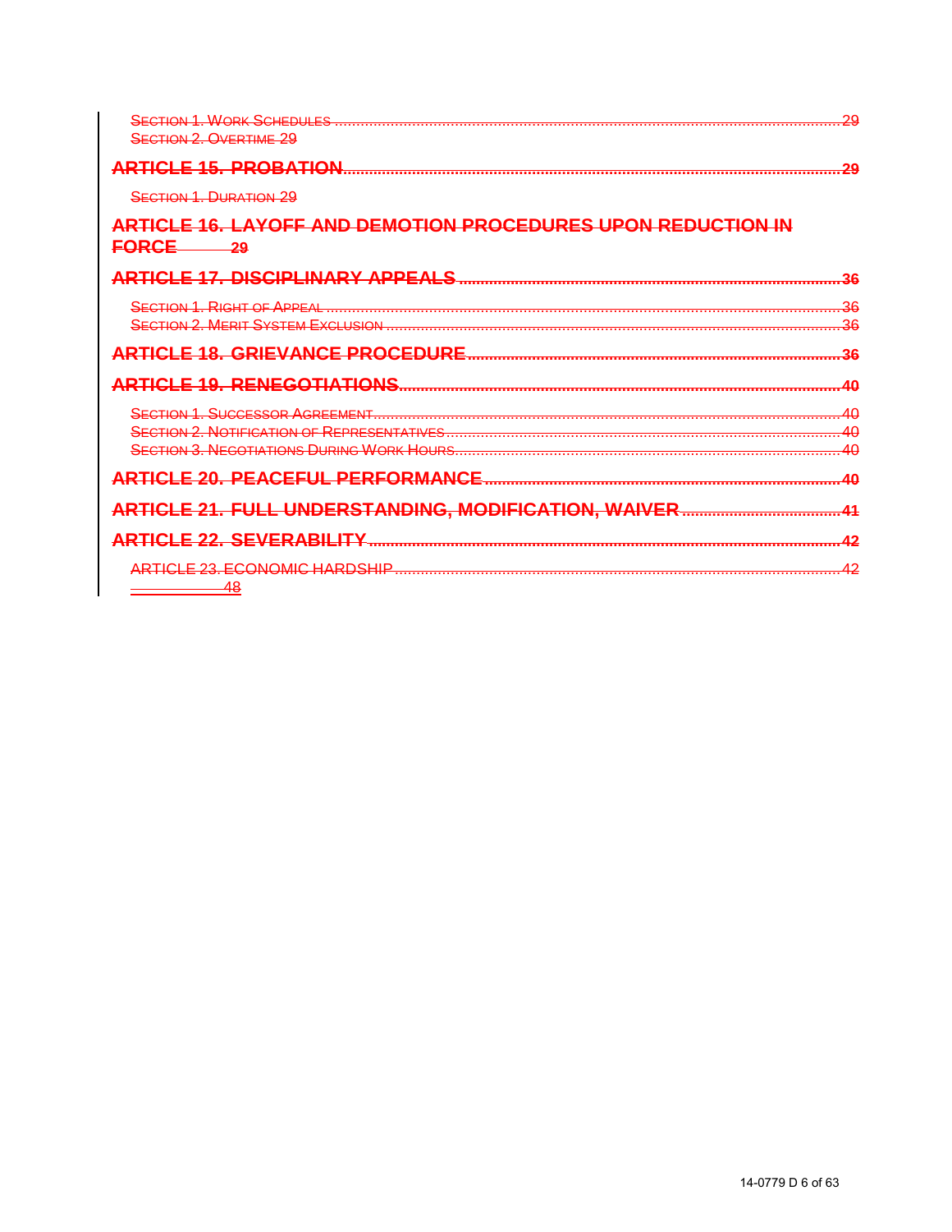Section 1. Work Schedules ........................................................................................................................29
Section 2. Overtime 29

**ARTICLE 15. PROBATION.................................................................................................................29**

Section 1. Duration 29

**ARTICLE 16. LAYOFF AND DEMOTION PROCEDURES UPON REDUCTION IN FORCE 29**

**ARTICLE 17. DISCIPLINARY APPEALS.......................................................................................36**

Section 1. Right of Appeal ........................................................................................................................36
Section 2. Merit System Exclusion .........................................................................................................36

**ARTICLE 18. GRIEVANCE PROCEDURE.......................................................................................36**

**ARTICLE 19. RENEGOTIATIONS.....................................................................................................40**

Section 1. Successor Agreement...............................................................................................................40
Section 2. Notification of Representatives...............................................................................................40
Section 3. Negotiations During Work Hours...........................................................................................40

**ARTICLE 20. PEACEFUL PERFORMANCE.....................................................................................40**

**ARTICLE 21. FULL UNDERSTANDING, MODIFICATION, WAIVER.............................................41**

**ARTICLE 22. SEVERABILITY.............................................................................................................42**

ARTICLE 23. ECONOMIC HARDSHIP.........................................................................................................42
48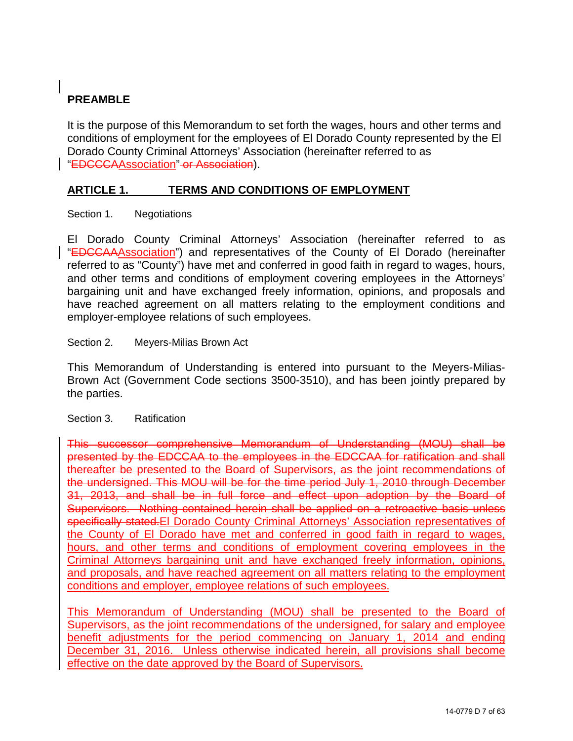## PREAMBLE

It is the purpose of this Memorandum to set forth the wages, hours and other terms and conditions of employment for the employees of El Dorado County represented by the El Dorado County Criminal Attorneys' Association (hereinafter referred to as "~~EDCCCA~~Association" ~~or Association~~).

## ARTICLE 1. TERMS AND CONDITIONS OF EMPLOYMENT

Section 1. Negotiations

El Dorado County Criminal Attorneys' Association (hereinafter referred to as "~~EDCCAA~~Association") and representatives of the County of El Dorado (hereinafter referred to as "County") have met and conferred in good faith in regard to wages, hours, and other terms and conditions of employment covering employees in the Attorneys' bargaining unit and have exchanged freely information, opinions, and proposals and have reached agreement on all matters relating to the employment conditions and employer-employee relations of such employees.

Section 2. Meyers-Milias Brown Act

This Memorandum of Understanding is entered into pursuant to the Meyers-Milias-Brown Act (Government Code sections 3500-3510), and has been jointly prepared by the parties.

Section 3. Ratification

~~This successor comprehensive Memorandum of Understanding (MOU) shall be presented by the EDCCAA to the employees in the EDCCAA for ratification and shall thereafter be presented to the Board of Supervisors, as the joint recommendations of the undersigned. This MOU will be for the time period July 1, 2010 through December 31, 2013, and shall be in full force and effect upon adoption by the Board of Supervisors. Nothing contained herein shall be applied on a retroactive basis unless specifically stated.~~El Dorado County Criminal Attorneys' Association representatives of the County of El Dorado have met and conferred in good faith in regard to wages, hours, and other terms and conditions of employment covering employees in the Criminal Attorneys bargaining unit and have exchanged freely information, opinions, and proposals, and have reached agreement on all matters relating to the employment conditions and employer, employee relations of such employees.

This Memorandum of Understanding (MOU) shall be presented to the Board of Supervisors, as the joint recommendations of the undersigned, for salary and employee benefit adjustments for the period commencing on January 1, 2014 and ending December 31, 2016. Unless otherwise indicated herein, all provisions shall become effective on the date approved by the Board of Supervisors.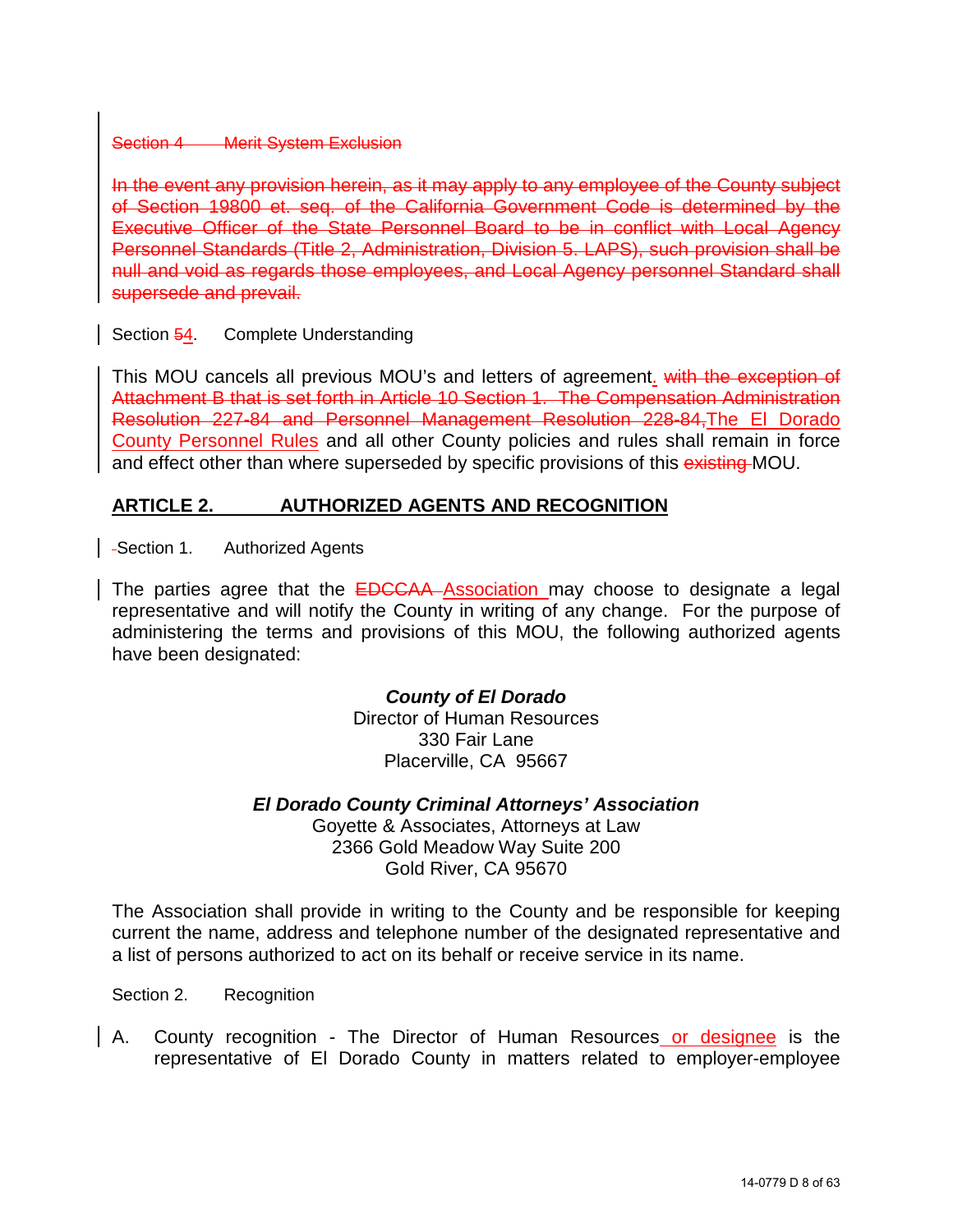~~Section 4 Merit System Exclusion~~

~~In the event any provision herein, as it may apply to any employee of the County subject of Section 19800 et. seq. of the California Government Code is determined by the Executive Officer of the State Personnel Board to be in conflict with Local Agency Personnel Standards (Title 2, Administration, Division 5. LAPS), such provision shall be null and void as regards those employees, and Local Agency personnel Standard shall supersede and prevail.~~

Section ~~5~~4. Complete Understanding

This MOU cancels all previous MOU's and letters of agreement. ~~with the exception of Attachment B that is set forth in Article 10 Section 1. The Compensation Administration Resolution 227-84 and Personnel Management Resolution 228-84,~~The El Dorado County Personnel Rules and all other County policies and rules shall remain in force and effect other than where superseded by specific provisions of this ~~existing~~ MOU.

## ARTICLE 2. AUTHORIZED AGENTS AND RECOGNITION

Section 1. Authorized Agents

The parties agree that the ~~EDCCAA~~ Association may choose to designate a legal representative and will notify the County in writing of any change. For the purpose of administering the terms and provisions of this MOU, the following authorized agents have been designated:

***County of El Dorado***
Director of Human Resources
330 Fair Lane
Placerville, CA 95667

***El Dorado County Criminal Attorneys' Association***
Goyette & Associates, Attorneys at Law
2366 Gold Meadow Way Suite 200
Gold River, CA 95670

The Association shall provide in writing to the County and be responsible for keeping current the name, address and telephone number of the designated representative and a list of persons authorized to act on its behalf or receive service in its name.

Section 2. Recognition

A. County recognition - The Director of Human Resources or designee is the representative of El Dorado County in matters related to employer-employee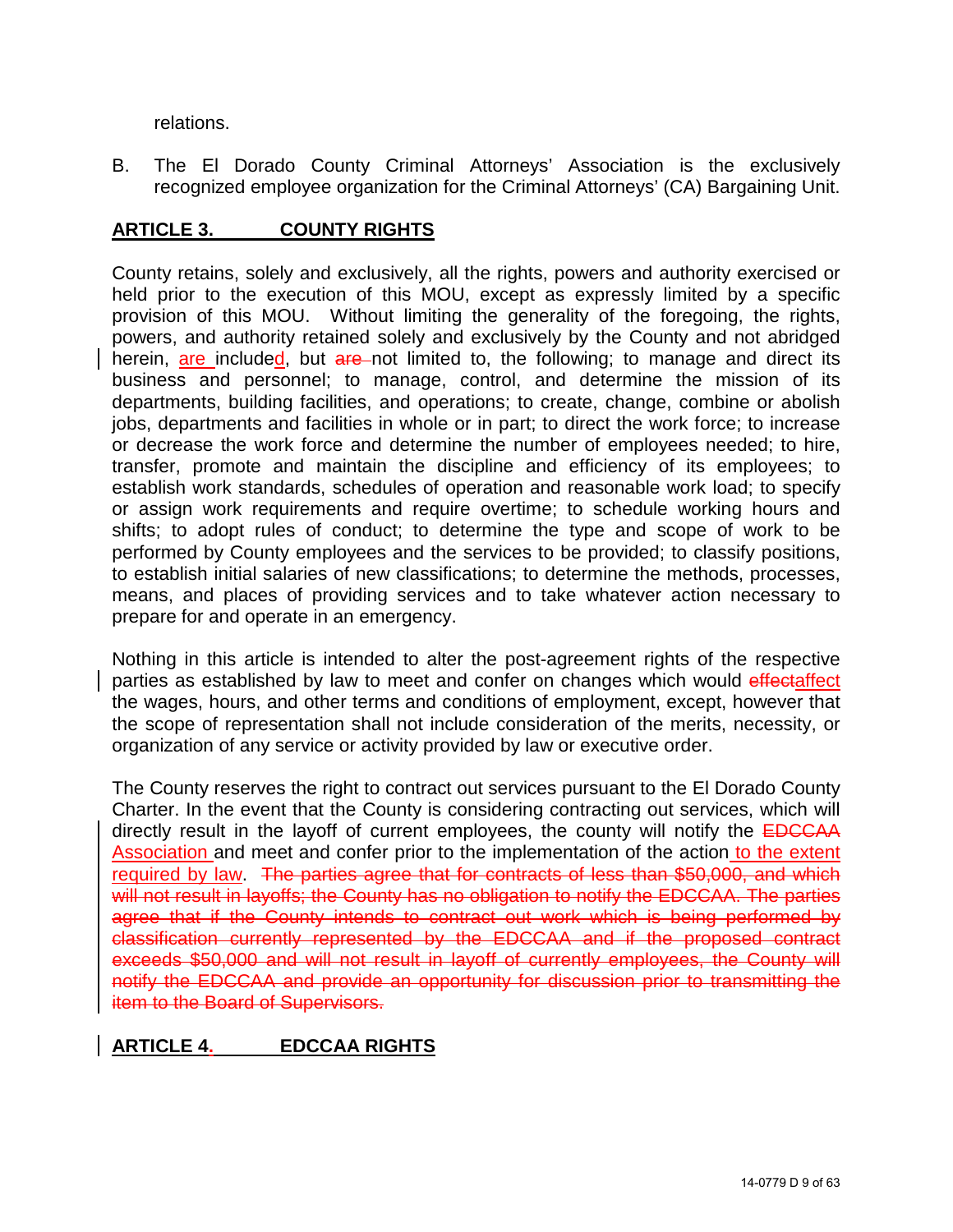relations.

B. The El Dorado County Criminal Attorneys' Association is the exclusively recognized employee organization for the Criminal Attorneys' (CA) Bargaining Unit.

## ARTICLE 3. COUNTY RIGHTS

County retains, solely and exclusively, all the rights, powers and authority exercised or held prior to the execution of this MOU, except as expressly limited by a specific provision of this MOU. Without limiting the generality of the foregoing, the rights, powers, and authority retained solely and exclusively by the County and not abridged herein, are included, but ~~are~~ not limited to, the following; to manage and direct its business and personnel; to manage, control, and determine the mission of its departments, building facilities, and operations; to create, change, combine or abolish jobs, departments and facilities in whole or in part; to direct the work force; to increase or decrease the work force and determine the number of employees needed; to hire, transfer, promote and maintain the discipline and efficiency of its employees; to establish work standards, schedules of operation and reasonable work load; to specify or assign work requirements and require overtime; to schedule working hours and shifts; to adopt rules of conduct; to determine the type and scope of work to be performed by County employees and the services to be provided; to classify positions, to establish initial salaries of new classifications; to determine the methods, processes, means, and places of providing services and to take whatever action necessary to prepare for and operate in an emergency.

Nothing in this article is intended to alter the post-agreement rights of the respective parties as established by law to meet and confer on changes which would ~~effect~~affect the wages, hours, and other terms and conditions of employment, except, however that the scope of representation shall not include consideration of the merits, necessity, or organization of any service or activity provided by law or executive order.

The County reserves the right to contract out services pursuant to the El Dorado County Charter. In the event that the County is considering contracting out services, which will directly result in the layoff of current employees, the county will notify the ~~EDCCAA~~ Association and meet and confer prior to the implementation of the action to the extent required by law. ~~The parties agree that for contracts of less than $50,000, and which will not result in layoffs; the County has no obligation to notify the EDCCAA. The parties agree that if the County intends to contract out work which is being performed by classification currently represented by the EDCCAA and if the proposed contract exceeds $50,000 and will not result in layoff of currently employees, the County will notify the EDCCAA and provide an opportunity for discussion prior to transmitting the item to the Board of Supervisors.~~

## ARTICLE 4. EDCCAA RIGHTS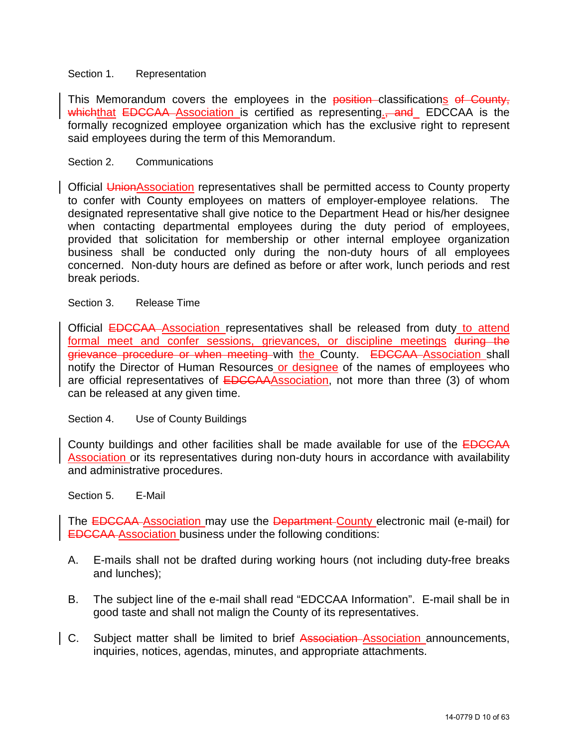Section 1. Representation

This Memorandum covers the employees in the ~~position~~ classifications ~~of County, which~~that ~~EDCCAA~~ Association is certified as representing.~~, and~~ EDCCAA is the formally recognized employee organization which has the exclusive right to represent said employees during the term of this Memorandum.

Section 2. Communications

Official ~~Union~~Association representatives shall be permitted access to County property to confer with County employees on matters of employer-employee relations. The designated representative shall give notice to the Department Head or his/her designee when contacting departmental employees during the duty period of employees, provided that solicitation for membership or other internal employee organization business shall be conducted only during the non-duty hours of all employees concerned. Non-duty hours are defined as before or after work, lunch periods and rest break periods.

Section 3. Release Time

Official ~~EDCCAA~~ Association representatives shall be released from duty to attend formal meet and confer sessions, grievances, or discipline meetings ~~during the grievance procedure or when meeting~~ with the County. ~~EDCCAA~~ Association shall notify the Director of Human Resources or designee of the names of employees who are official representatives of ~~EDCCAA~~Association, not more than three (3) of whom can be released at any given time.

Section 4. Use of County Buildings

County buildings and other facilities shall be made available for use of the ~~EDCCAA~~ Association or its representatives during non-duty hours in accordance with availability and administrative procedures.

Section 5. E-Mail

The ~~EDCCAA~~ Association may use the ~~Department~~ County electronic mail (e-mail) for ~~EDCCAA~~ Association business under the following conditions:

A. E-mails shall not be drafted during working hours (not including duty-free breaks and lunches);

B. The subject line of the e-mail shall read "EDCCAA Information". E-mail shall be in good taste and shall not malign the County of its representatives.

C. Subject matter shall be limited to brief ~~Association~~ Association announcements, inquiries, notices, agendas, minutes, and appropriate attachments.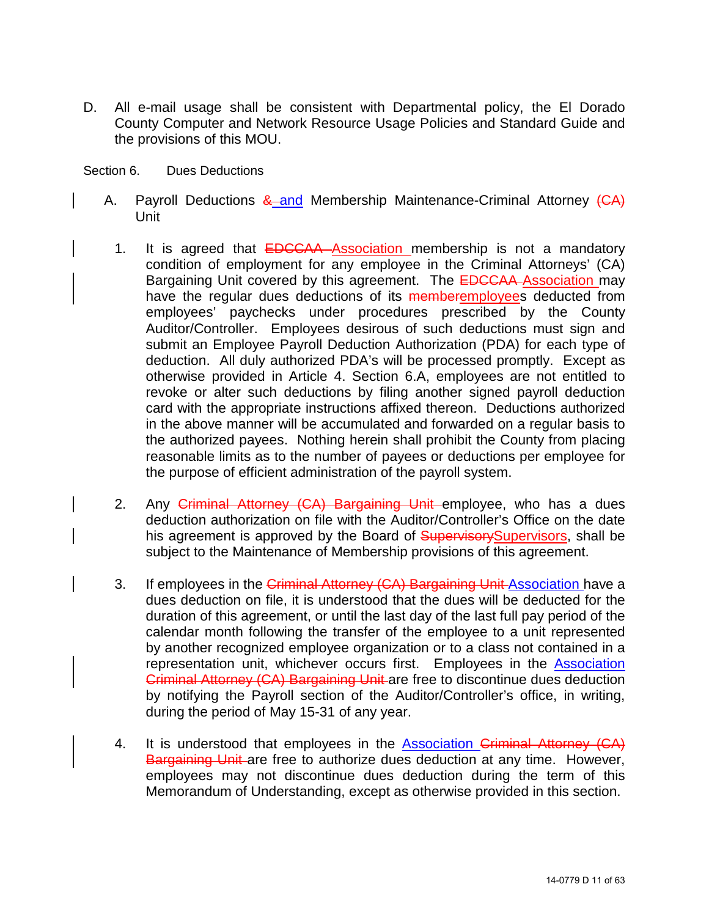D. All e-mail usage shall be consistent with Departmental policy, the El Dorado County Computer and Network Resource Usage Policies and Standard Guide and the provisions of this MOU.

Section 6. Dues Deductions

A. Payroll Deductions ~~&~~ and Membership Maintenance-Criminal Attorney ~~(CA)~~ Unit

1. It is agreed that ~~EDCCAA~~ Association membership is not a mandatory condition of employment for any employee in the Criminal Attorneys' (CA) Bargaining Unit covered by this agreement. The ~~EDCCAA~~ Association may have the regular dues deductions of its ~~member~~employees deducted from employees' paychecks under procedures prescribed by the County Auditor/Controller. Employees desirous of such deductions must sign and submit an Employee Payroll Deduction Authorization (PDA) for each type of deduction. All duly authorized PDA's will be processed promptly. Except as otherwise provided in Article 4. Section 6.A, employees are not entitled to revoke or alter such deductions by filing another signed payroll deduction card with the appropriate instructions affixed thereon. Deductions authorized in the above manner will be accumulated and forwarded on a regular basis to the authorized payees. Nothing herein shall prohibit the County from placing reasonable limits as to the number of payees or deductions per employee for the purpose of efficient administration of the payroll system.

2. Any ~~Criminal Attorney (CA) Bargaining Unit~~ employee, who has a dues deduction authorization on file with the Auditor/Controller's Office on the date his agreement is approved by the Board of ~~Supervisory~~Supervisors, shall be subject to the Maintenance of Membership provisions of this agreement.

3. If employees in the ~~Criminal Attorney (CA) Bargaining Unit~~ Association have a dues deduction on file, it is understood that the dues will be deducted for the duration of this agreement, or until the last day of the last full pay period of the calendar month following the transfer of the employee to a unit represented by another recognized employee organization or to a class not contained in a representation unit, whichever occurs first. Employees in the Association ~~Criminal Attorney (CA) Bargaining Unit~~ are free to discontinue dues deduction by notifying the Payroll section of the Auditor/Controller's office, in writing, during the period of May 15-31 of any year.

4. It is understood that employees in the Association ~~Criminal Attorney (CA) Bargaining Unit~~ are free to authorize dues deduction at any time. However, employees may not discontinue dues deduction during the term of this Memorandum of Understanding, except as otherwise provided in this section.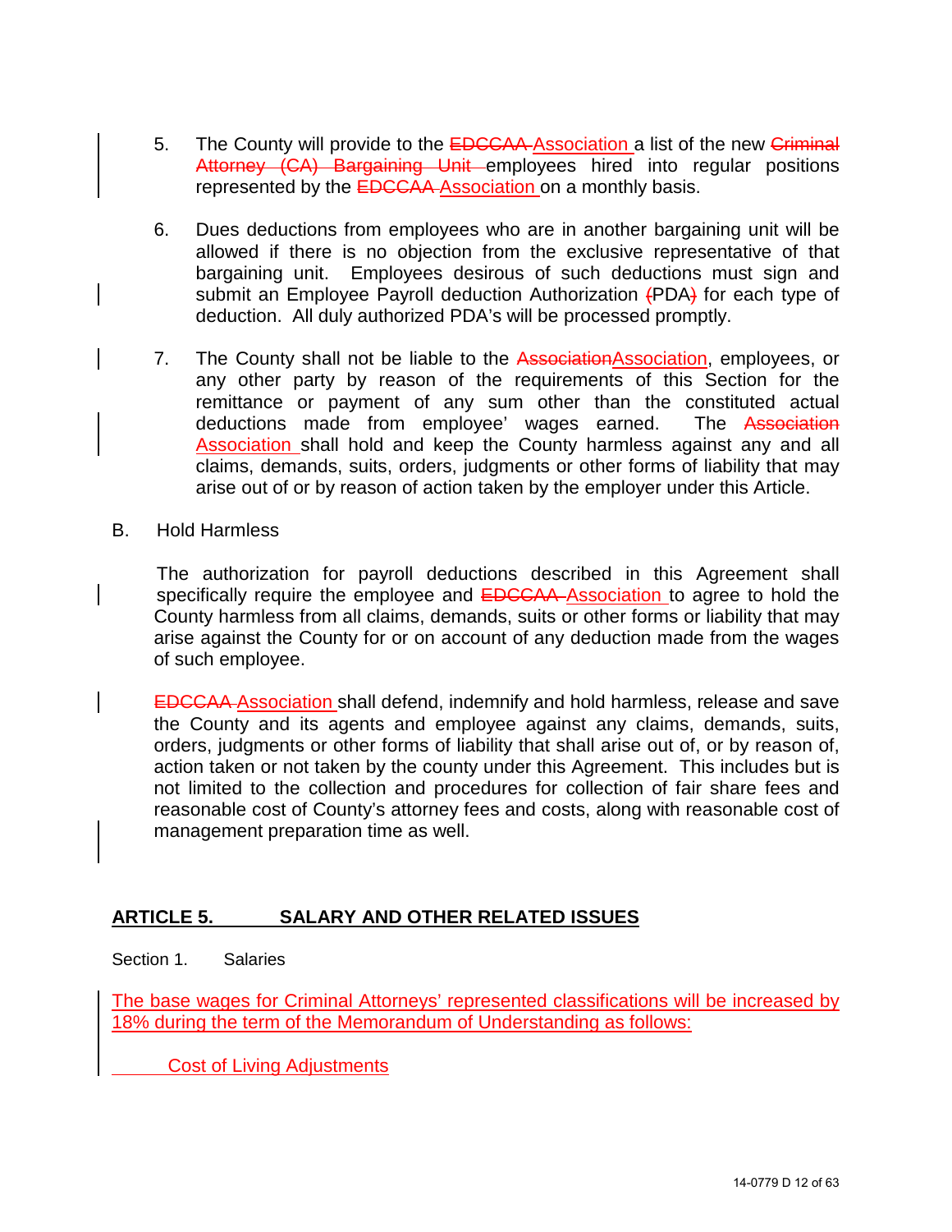5. The County will provide to the ~~EDCCAA~~ Association a list of the new ~~Criminal Attorney (CA) Bargaining Unit~~ employees hired into regular positions represented by the ~~EDCCAA~~ Association on a monthly basis.

6. Dues deductions from employees who are in another bargaining unit will be allowed if there is no objection from the exclusive representative of that bargaining unit. Employees desirous of such deductions must sign and submit an Employee Payroll deduction Authorization ~~(~~PDA~~)~~ for each type of deduction. All duly authorized PDA's will be processed promptly.

7. The County shall not be liable to the ~~Association~~Association, employees, or any other party by reason of the requirements of this Section for the remittance or payment of any sum other than the constituted actual deductions made from employee' wages earned. The ~~Association~~ Association shall hold and keep the County harmless against any and all claims, demands, suits, orders, judgments or other forms of liability that may arise out of or by reason of action taken by the employer under this Article.

B. Hold Harmless

The authorization for payroll deductions described in this Agreement shall specifically require the employee and ~~EDCCAA~~ Association to agree to hold the County harmless from all claims, demands, suits or other forms or liability that may arise against the County for or on account of any deduction made from the wages of such employee.

~~EDCCAA~~ Association shall defend, indemnify and hold harmless, release and save the County and its agents and employee against any claims, demands, suits, orders, judgments or other forms of liability that shall arise out of, or by reason of, action taken or not taken by the county under this Agreement. This includes but is not limited to the collection and procedures for collection of fair share fees and reasonable cost of County's attorney fees and costs, along with reasonable cost of management preparation time as well.

## ARTICLE 5. SALARY AND OTHER RELATED ISSUES

Section 1. Salaries

The base wages for Criminal Attorneys' represented classifications will be increased by 18% during the term of the Memorandum of Understanding as follows:

Cost of Living Adjustments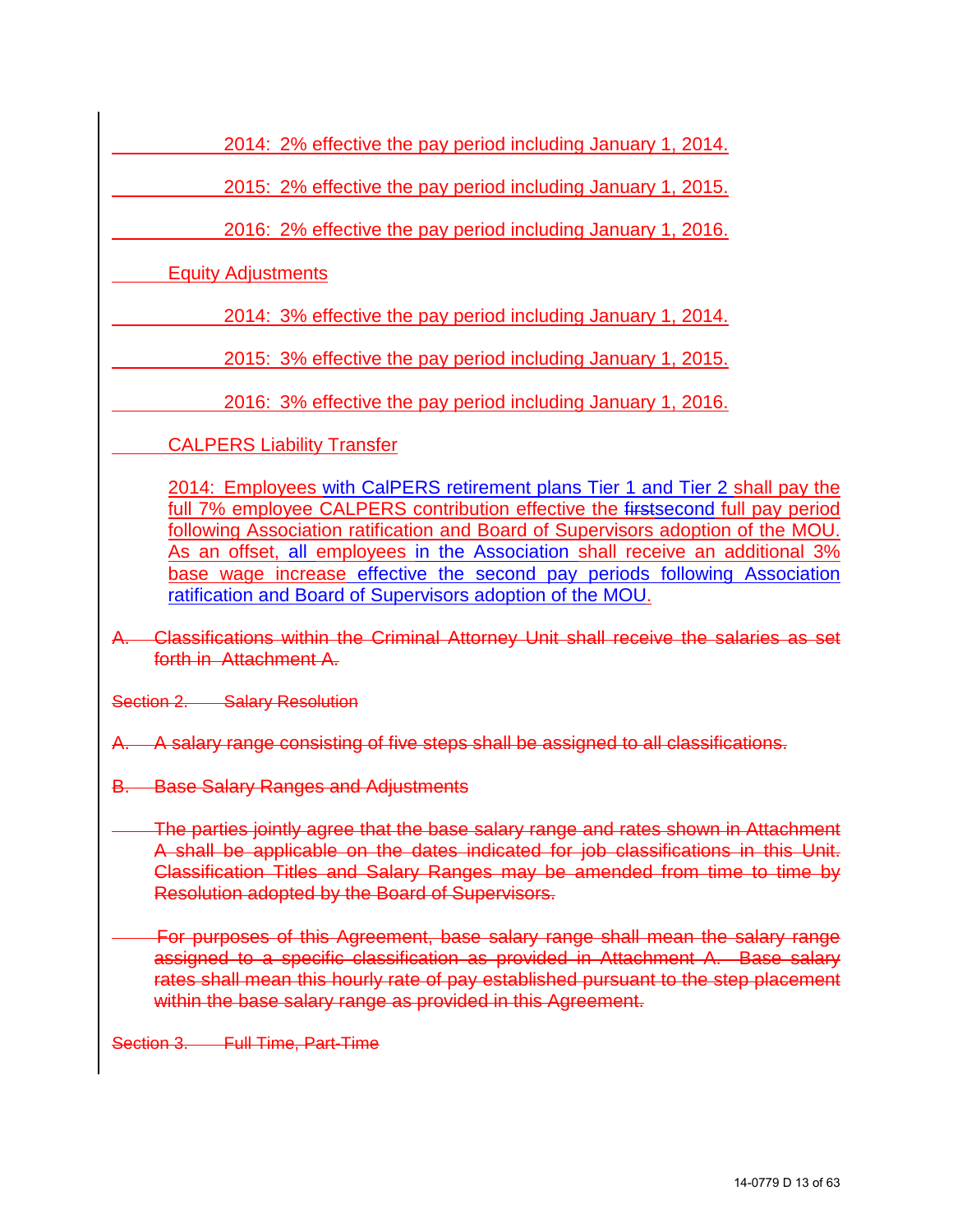2014: 2% effective the pay period including January 1, 2014.

2015: 2% effective the pay period including January 1, 2015.

2016: 2% effective the pay period including January 1, 2016.

Equity Adjustments

2014: 3% effective the pay period including January 1, 2014.

2015: 3% effective the pay period including January 1, 2015.

2016: 3% effective the pay period including January 1, 2016.

CALPERS Liability Transfer

2014: Employees with CalPERS retirement plans Tier 1 and Tier 2 shall pay the full 7% employee CALPERS contribution effective the ~~first~~second full pay period following Association ratification and Board of Supervisors adoption of the MOU. As an offset, all employees in the Association shall receive an additional 3% base wage increase effective the second pay periods following Association ratification and Board of Supervisors adoption of the MOU.

~~A. Classifications within the Criminal Attorney Unit shall receive the salaries as set forth in Attachment A.~~

~~Section 2. Salary Resolution~~

~~A. A salary range consisting of five steps shall be assigned to all classifications.~~

~~B. Base Salary Ranges and Adjustments~~

~~The parties jointly agree that the base salary range and rates shown in Attachment A shall be applicable on the dates indicated for job classifications in this Unit. Classification Titles and Salary Ranges may be amended from time to time by Resolution adopted by the Board of Supervisors.~~

~~For purposes of this Agreement, base salary range shall mean the salary range assigned to a specific classification as provided in Attachment A. Base salary rates shall mean this hourly rate of pay established pursuant to the step placement within the base salary range as provided in this Agreement.~~

~~Section 3. Full Time, Part-Time~~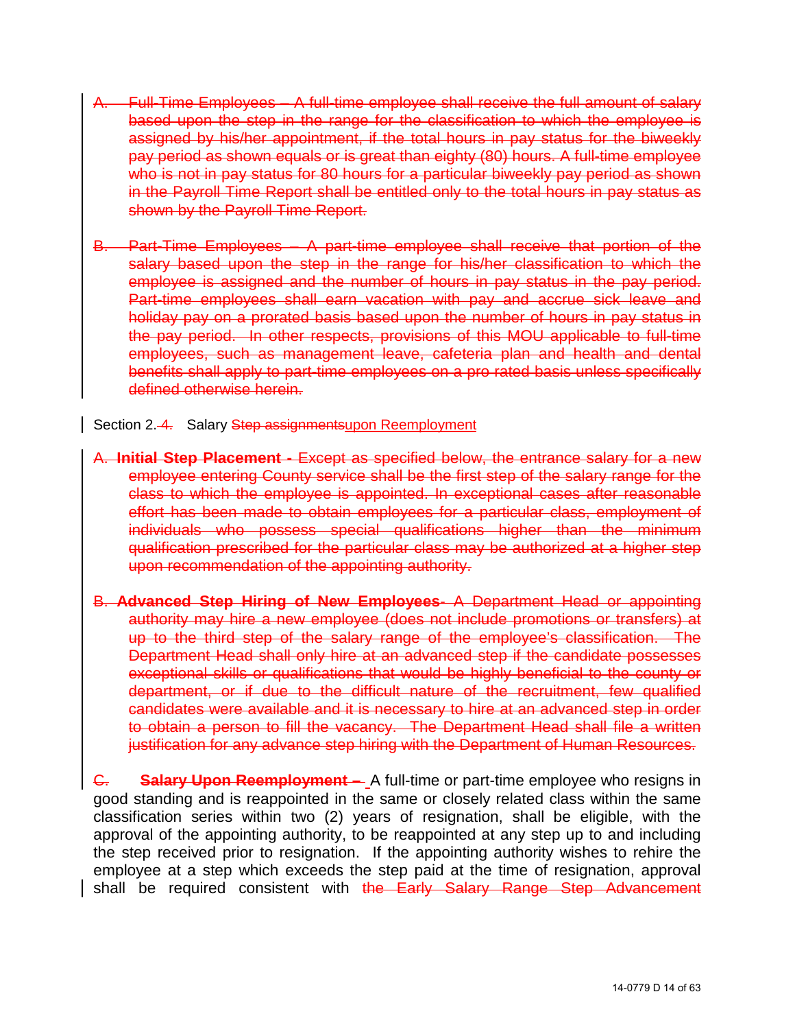~~A. Full-Time Employees – A full-time employee shall receive the full amount of salary based upon the step in the range for the classification to which the employee is assigned by his/her appointment, if the total hours in pay status for the biweekly pay period as shown equals or is great than eighty (80) hours. A full-time employee who is not in pay status for 80 hours for a particular biweekly pay period as shown in the Payroll Time Report shall be entitled only to the total hours in pay status as shown by the Payroll Time Report.~~

~~B. Part-Time Employees – A part-time employee shall receive that portion of the salary based upon the step in the range for his/her classification to which the employee is assigned and the number of hours in pay status in the pay period. Part-time employees shall earn vacation with pay and accrue sick leave and holiday pay on a prorated basis based upon the number of hours in pay status in the pay period. In other respects, provisions of this MOU applicable to full-time employees, such as management leave, cafeteria plan and health and dental benefits shall apply to part-time employees on a pro rated basis unless specifically defined otherwise herein.~~

Section 2.~~4.~~ Salary ~~Step assignments~~upon Reemployment

~~A. **Initial Step Placement -** Except as specified below, the entrance salary for a new employee entering County service shall be the first step of the salary range for the class to which the employee is appointed. In exceptional cases after reasonable effort has been made to obtain employees for a particular class, employment of individuals who possess special qualifications higher than the minimum qualification prescribed for the particular class may be authorized at a higher step upon recommendation of the appointing authority.~~

~~B. **Advanced Step Hiring of New Employees**- A Department Head or appointing authority may hire a new employee (does not include promotions or transfers) at up to the third step of the salary range of the employee's classification. The Department Head shall only hire at an advanced step if the candidate possesses exceptional skills or qualifications that would be highly beneficial to the county or department, or if due to the difficult nature of the recruitment, few qualified candidates were available and it is necessary to hire at an advanced step in order to obtain a person to fill the vacancy. The Department Head shall file a written justification for any advance step hiring with the Department of Human Resources.~~

~~C. **Salary Upon Reemployment –**~~ A full-time or part-time employee who resigns in good standing and is reappointed in the same or closely related class within the same classification series within two (2) years of resignation, shall be eligible, with the approval of the appointing authority, to be reappointed at any step up to and including the step received prior to resignation. If the appointing authority wishes to rehire the employee at a step which exceeds the step paid at the time of resignation, approval shall be required consistent with ~~the Early Salary Range Step Advancement~~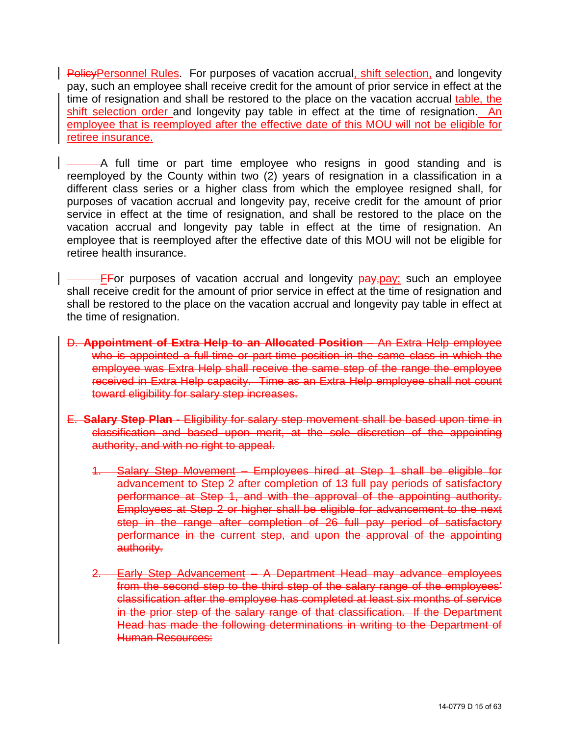~~Policy~~Personnel Rules. For purposes of vacation accrual, shift selection, and longevity pay, such an employee shall receive credit for the amount of prior service in effect at the time of resignation and shall be restored to the place on the vacation accrual table, the shift selection order and longevity pay table in effect at the time of resignation. An employee that is reemployed after the effective date of this MOU will not be eligible for retiree insurance.

A full time or part time employee who resigns in good standing and is reemployed by the County within two (2) years of resignation in a classification in a different class series or a higher class from which the employee resigned shall, for purposes of vacation accrual and longevity pay, receive credit for the amount of prior service in effect at the time of resignation, and shall be restored to the place on the vacation accrual and longevity pay table in effect at the time of resignation. An employee that is reemployed after the effective date of this MOU will not be eligible for retiree health insurance.

~~F~~For purposes of vacation accrual and longevity ~~pay,~~pay; such an employee shall receive credit for the amount of prior service in effect at the time of resignation and shall be restored to the place on the vacation accrual and longevity pay table in effect at the time of resignation.

~~D. **Appointment of Extra Help to an Allocated Position** – An Extra Help employee who is appointed a full-time or part-time position in the same class in which the employee was Extra Help shall receive the same step of the range the employee received in Extra Help capacity. Time as an Extra Help employee shall not count toward eligibility for salary step increases.~~

~~E. **Salary Step Plan** - Eligibility for salary step movement shall be based upon time in classification and based upon merit, at the sole discretion of the appointing authority, and with no right to appeal.~~

~~1. Salary Step Movement – Employees hired at Step 1 shall be eligible for advancement to Step 2 after completion of 13 full pay periods of satisfactory performance at Step 1, and with the approval of the appointing authority. Employees at Step 2 or higher shall be eligible for advancement to the next step in the range after completion of 26 full pay period of satisfactory performance in the current step, and upon the approval of the appointing authority.~~

~~2. Early Step Advancement – A Department Head may advance employees from the second step to the third step of the salary range of the employees' classification after the employee has completed at least six months of service in the prior step of the salary range of that classification. If the Department Head has made the following determinations in writing to the Department of Human Resources:~~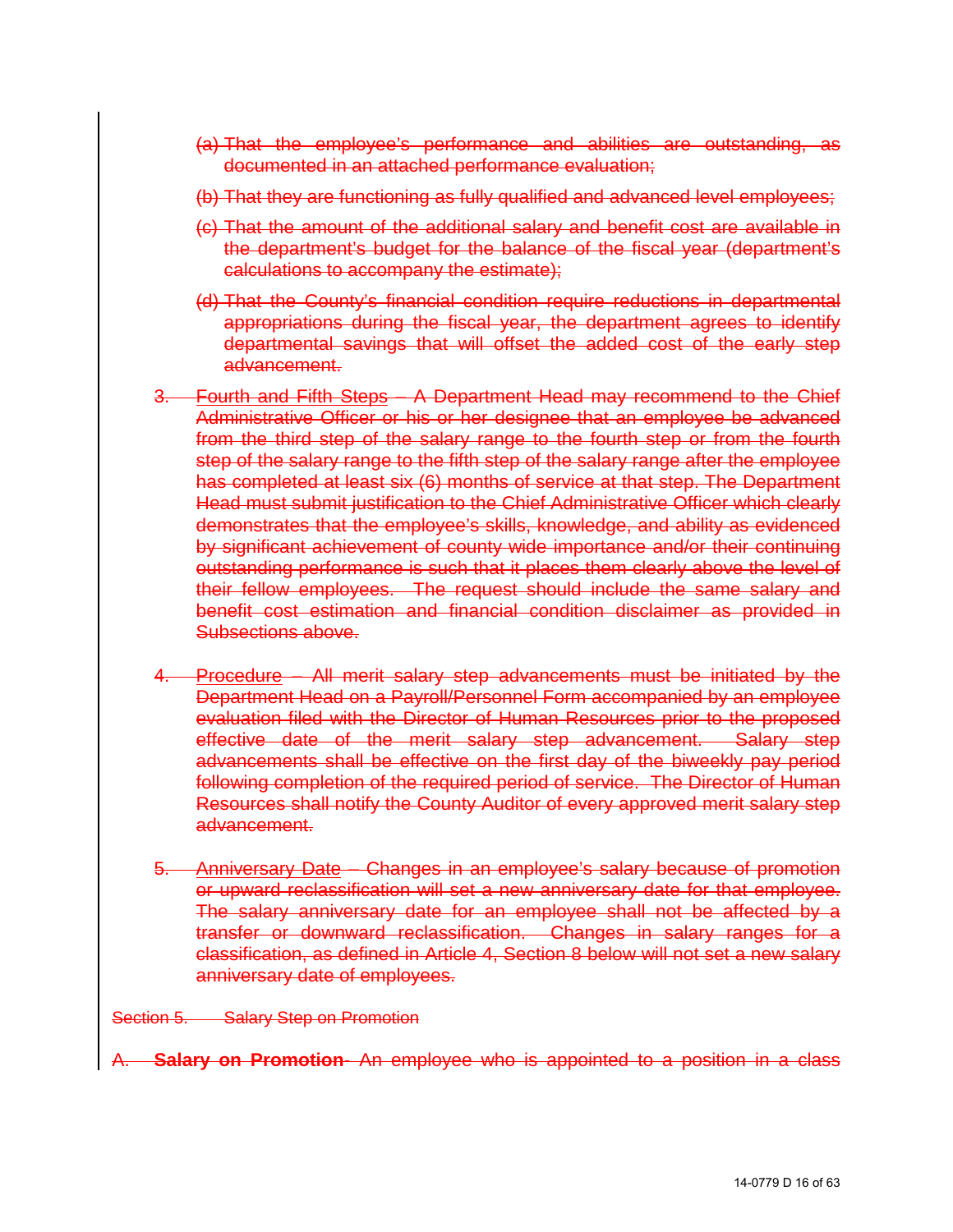(a) That the employee's performance and abilities are outstanding, as documented in an attached performance evaluation;

(b) That they are functioning as fully qualified and advanced level employees;

(c) That the amount of the additional salary and benefit cost are available in the department's budget for the balance of the fiscal year (department's calculations to accompany the estimate);

(d) That the County's financial condition require reductions in departmental appropriations during the fiscal year, the department agrees to identify departmental savings that will offset the added cost of the early step advancement.

3. Fourth and Fifth Steps – A Department Head may recommend to the Chief Administrative Officer or his or her designee that an employee be advanced from the third step of the salary range to the fourth step or from the fourth step of the salary range to the fifth step of the salary range after the employee has completed at least six (6) months of service at that step. The Department Head must submit justification to the Chief Administrative Officer which clearly demonstrates that the employee's skills, knowledge, and ability as evidenced by significant achievement of county wide importance and/or their continuing outstanding performance is such that it places them clearly above the level of their fellow employees. The request should include the same salary and benefit cost estimation and financial condition disclaimer as provided in Subsections above.

4. Procedure – All merit salary step advancements must be initiated by the Department Head on a Payroll/Personnel Form accompanied by an employee evaluation filed with the Director of Human Resources prior to the proposed effective date of the merit salary step advancement. Salary step advancements shall be effective on the first day of the biweekly pay period following completion of the required period of service. The Director of Human Resources shall notify the County Auditor of every approved merit salary step advancement.

5. Anniversary Date – Changes in an employee's salary because of promotion or upward reclassification will set a new anniversary date for that employee. The salary anniversary date for an employee shall not be affected by a transfer or downward reclassification. Changes in salary ranges for a classification, as defined in Article 4, Section 8 below will not set a new salary anniversary date of employees.

Section 5. Salary Step on Promotion

A. **Salary on Promotion**- An employee who is appointed to a position in a class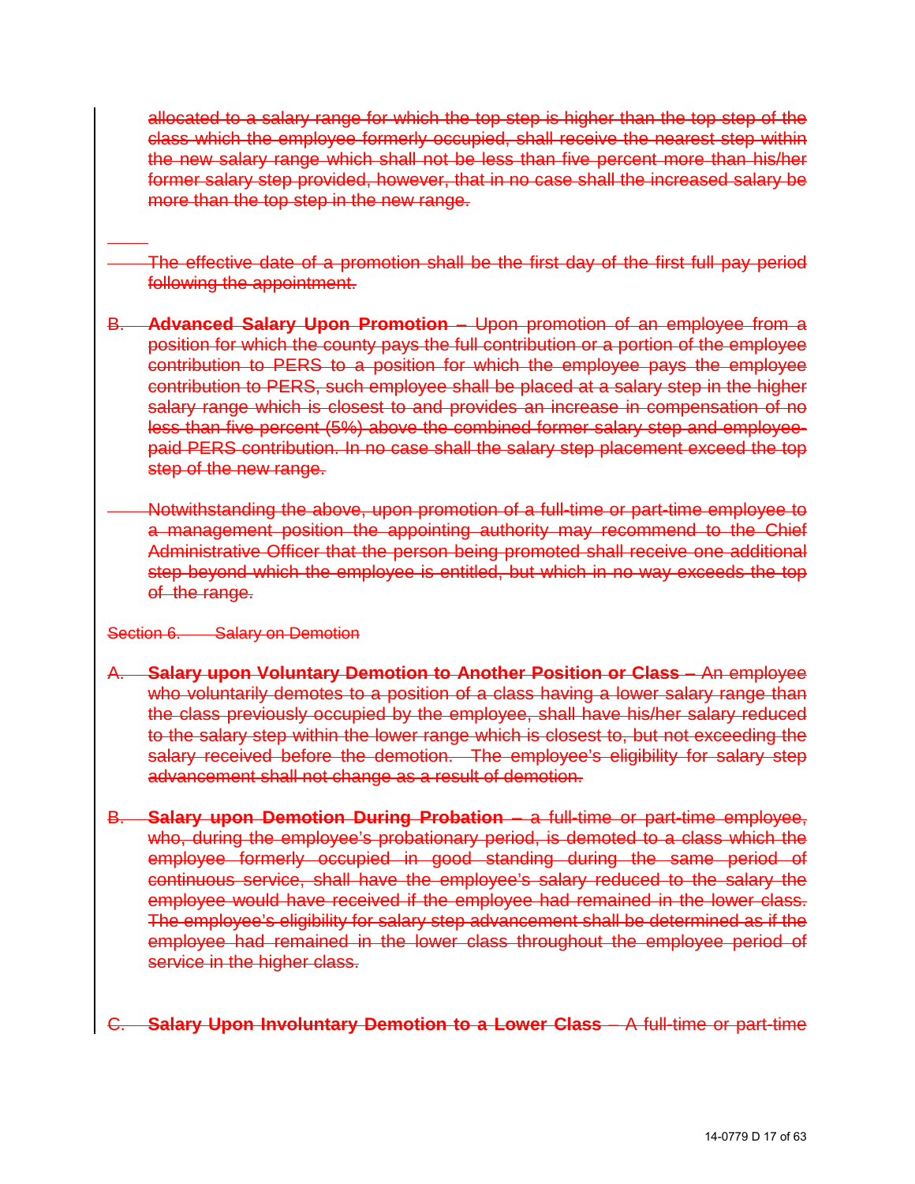allocated to a salary range for which the top step is higher than the top step of the class which the employee formerly occupied, shall receive the nearest step within the new salary range which shall not be less than five percent more than his/her former salary step provided, however, that in no case shall the increased salary be more than the top step in the new range.

The effective date of a promotion shall be the first day of the first full pay period following the appointment.

B. **Advanced Salary Upon Promotion** – Upon promotion of an employee from a position for which the county pays the full contribution or a portion of the employee contribution to PERS to a position for which the employee pays the employee contribution to PERS, such employee shall be placed at a salary step in the higher salary range which is closest to and provides an increase in compensation of no less than five percent (5%) above the combined former salary step and employee-paid PERS contribution. In no case shall the salary step placement exceed the top step of the new range.

Notwithstanding the above, upon promotion of a full-time or part-time employee to a management position the appointing authority may recommend to the Chief Administrative Officer that the person being promoted shall receive one additional step beyond which the employee is entitled, but which in no way exceeds the top of the range.

Section 6. Salary on Demotion

A. **Salary upon Voluntary Demotion to Another Position or Class** – An employee who voluntarily demotes to a position of a class having a lower salary range than the class previously occupied by the employee, shall have his/her salary reduced to the salary step within the lower range which is closest to, but not exceeding the salary received before the demotion. The employee's eligibility for salary step advancement shall not change as a result of demotion.

B. **Salary upon Demotion During Probation** – a full-time or part-time employee, who, during the employee's probationary period, is demoted to a class which the employee formerly occupied in good standing during the same period of continuous service, shall have the employee's salary reduced to the salary the employee would have received if the employee had remained in the lower class. The employee's eligibility for salary step advancement shall be determined as if the employee had remained in the lower class throughout the employee period of service in the higher class.

C. **Salary Upon Involuntary Demotion to a Lower Class** – A full-time or part-time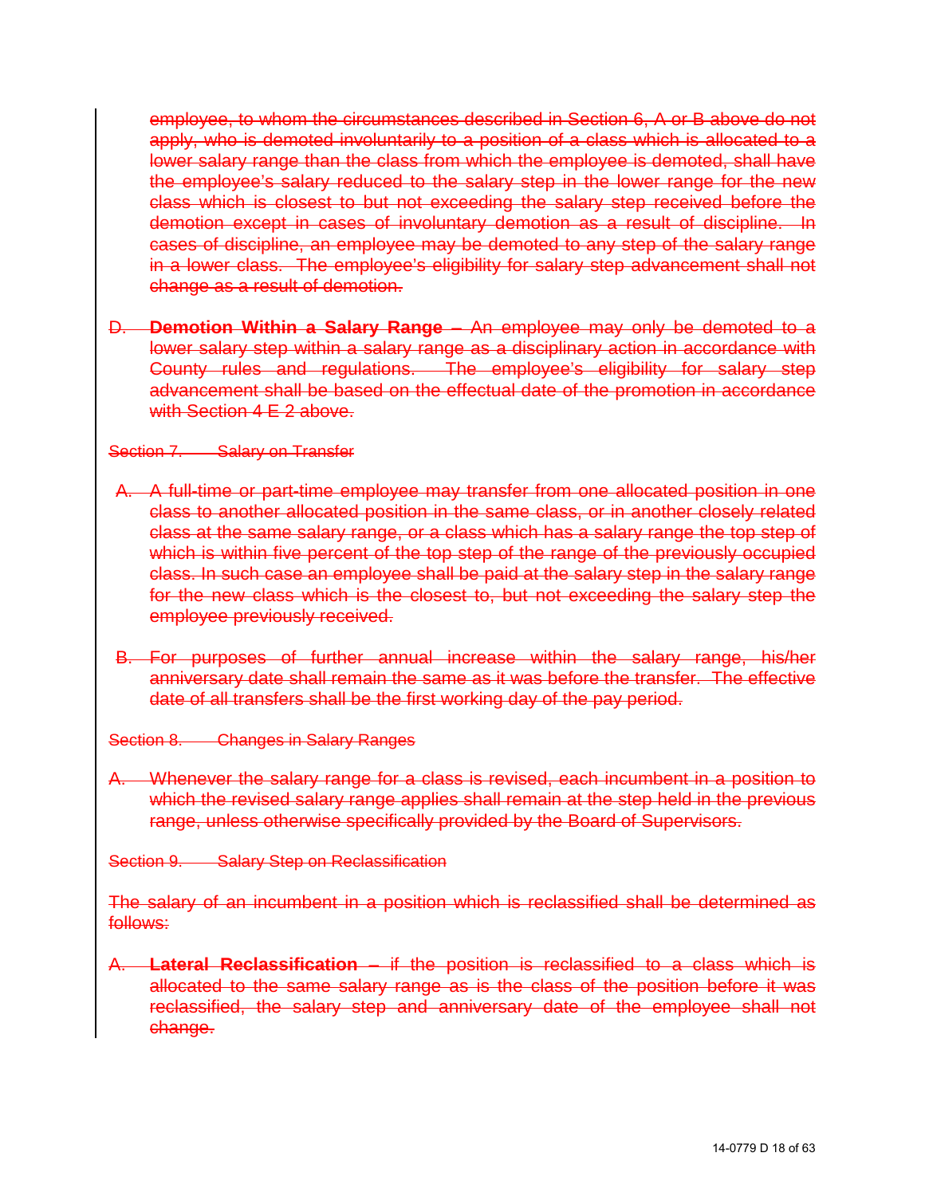employee, to whom the circumstances described in Section 6, A or B above do not apply, who is demoted involuntarily to a position of a class which is allocated to a lower salary range than the class from which the employee is demoted, shall have the employee's salary reduced to the salary step in the lower range for the new class which is closest to but not exceeding the salary step received before the demotion except in cases of involuntary demotion as a result of discipline. In cases of discipline, an employee may be demoted to any step of the salary range in a lower class. The employee's eligibility for salary step advancement shall not change as a result of demotion.

D. **Demotion Within a Salary Range** – An employee may only be demoted to a lower salary step within a salary range as a disciplinary action in accordance with County rules and regulations. The employee's eligibility for salary step advancement shall be based on the effectual date of the promotion in accordance with Section 4 E 2 above.

Section 7. Salary on Transfer

A. A full-time or part-time employee may transfer from one allocated position in one class to another allocated position in the same class, or in another closely related class at the same salary range, or a class which has a salary range the top step of which is within five percent of the top step of the range of the previously occupied class. In such case an employee shall be paid at the salary step in the salary range for the new class which is the closest to, but not exceeding the salary step the employee previously received.

B. For purposes of further annual increase within the salary range, his/her anniversary date shall remain the same as it was before the transfer. The effective date of all transfers shall be the first working day of the pay period.

Section 8. Changes in Salary Ranges

A. Whenever the salary range for a class is revised, each incumbent in a position to which the revised salary range applies shall remain at the step held in the previous range, unless otherwise specifically provided by the Board of Supervisors.

Section 9. Salary Step on Reclassification

The salary of an incumbent in a position which is reclassified shall be determined as follows:

A. **Lateral Reclassification** – if the position is reclassified to a class which is allocated to the same salary range as is the class of the position before it was reclassified, the salary step and anniversary date of the employee shall not change.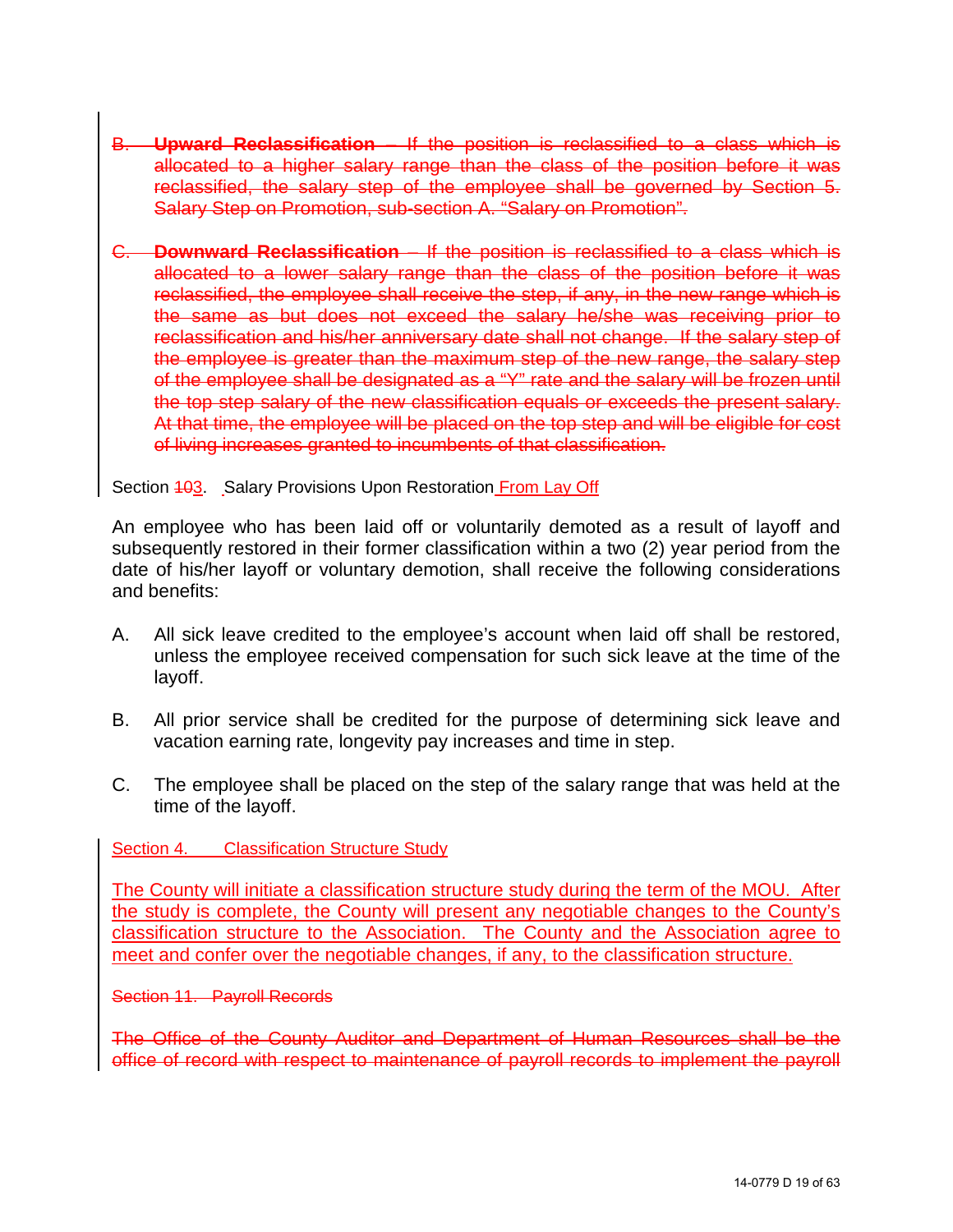B. ~~**Upward Reclassification** – If the position is reclassified to a class which is allocated to a higher salary range than the class of the position before it was reclassified, the salary step of the employee shall be governed by Section 5. Salary Step on Promotion, sub-section A. "Salary on Promotion".~~

C. ~~**Downward Reclassification** – If the position is reclassified to a class which is allocated to a lower salary range than the class of the position before it was reclassified, the employee shall receive the step, if any, in the new range which is the same as but does not exceed the salary he/she was receiving prior to reclassification and his/her anniversary date shall not change. If the salary step of the employee is greater than the maximum step of the new range, the salary step of the employee shall be designated as a "Y" rate and the salary will be frozen until the top step salary of the new classification equals or exceeds the present salary. At that time, the employee will be placed on the top step and will be eligible for cost of living increases granted to incumbents of that classification.~~

Section ~~10~~3. Salary Provisions Upon Restoration From Lay Off

An employee who has been laid off or voluntarily demoted as a result of layoff and subsequently restored in their former classification within a two (2) year period from the date of his/her layoff or voluntary demotion, shall receive the following considerations and benefits:

A. All sick leave credited to the employee's account when laid off shall be restored, unless the employee received compensation for such sick leave at the time of the layoff.

B. All prior service shall be credited for the purpose of determining sick leave and vacation earning rate, longevity pay increases and time in step.

C. The employee shall be placed on the step of the salary range that was held at the time of the layoff.

Section 4. Classification Structure Study

The County will initiate a classification structure study during the term of the MOU. After the study is complete, the County will present any negotiable changes to the County's classification structure to the Association. The County and the Association agree to meet and confer over the negotiable changes, if any, to the classification structure.

~~Section 11. Payroll Records~~

~~The Office of the County Auditor and Department of Human Resources shall be the office of record with respect to maintenance of payroll records to implement the payroll~~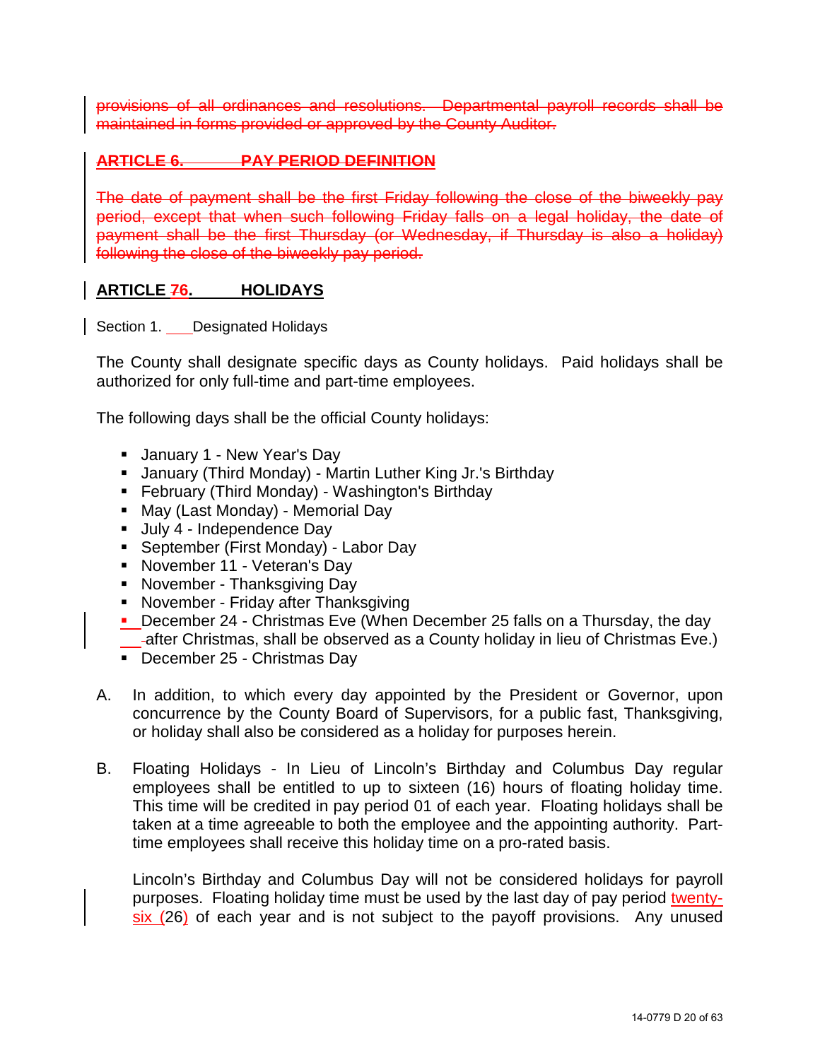~~provisions of all ordinances and resolutions. Departmental payroll records shall be maintained in forms provided or approved by the County Auditor.~~

## ~~ARTICLE 6. PAY PERIOD DEFINITION~~

~~The date of payment shall be the first Friday following the close of the biweekly pay period, except that when such following Friday falls on a legal holiday, the date of payment shall be the first Thursday (or Wednesday, if Thursday is also a holiday) following the close of the biweekly pay period.~~

## ARTICLE ~~7~~6. HOLIDAYS

Section 1. Designated Holidays

The County shall designate specific days as County holidays. Paid holidays shall be authorized for only full-time and part-time employees.

The following days shall be the official County holidays:

- January 1 - New Year's Day
- January (Third Monday) - Martin Luther King Jr.'s Birthday
- February (Third Monday) - Washington's Birthday
- May (Last Monday) - Memorial Day
- July 4 - Independence Day
- September (First Monday) - Labor Day
- November 11 - Veteran's Day
- November - Thanksgiving Day
- November - Friday after Thanksgiving
- December 24 - Christmas Eve (When December 25 falls on a Thursday, the day after Christmas, shall be observed as a County holiday in lieu of Christmas Eve.)
- December 25 - Christmas Day

A. In addition, to which every day appointed by the President or Governor, upon concurrence by the County Board of Supervisors, for a public fast, Thanksgiving, or holiday shall also be considered as a holiday for purposes herein.

B. Floating Holidays - In Lieu of Lincoln's Birthday and Columbus Day regular employees shall be entitled to up to sixteen (16) hours of floating holiday time. This time will be credited in pay period 01 of each year. Floating holidays shall be taken at a time agreeable to both the employee and the appointing authority. Part-time employees shall receive this holiday time on a pro-rated basis.

   Lincoln's Birthday and Columbus Day will not be considered holidays for payroll purposes. Floating holiday time must be used by the last day of pay period twenty-six (26) of each year and is not subject to the payoff provisions. Any unused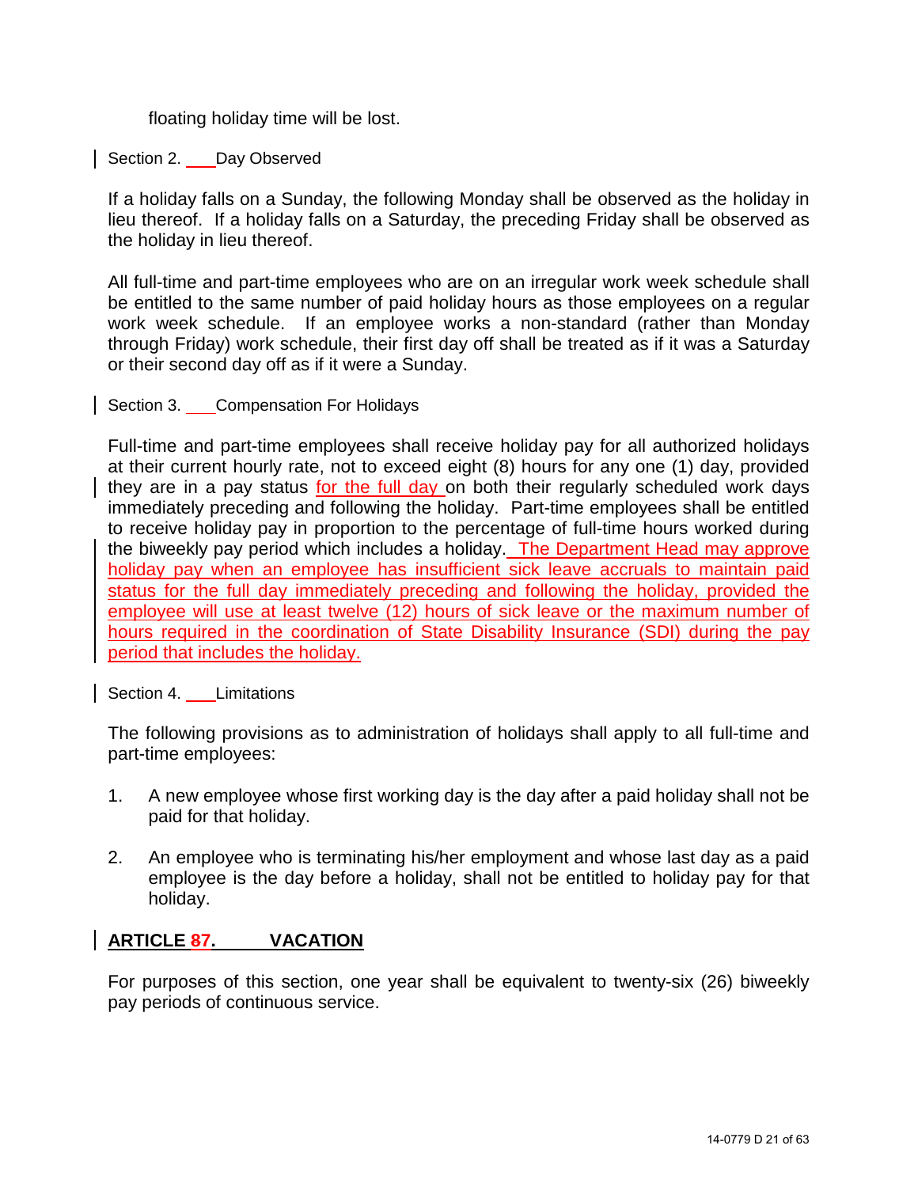floating holiday time will be lost.

Section 2. Day Observed

If a holiday falls on a Sunday, the following Monday shall be observed as the holiday in lieu thereof. If a holiday falls on a Saturday, the preceding Friday shall be observed as the holiday in lieu thereof.

All full-time and part-time employees who are on an irregular work week schedule shall be entitled to the same number of paid holiday hours as those employees on a regular work week schedule. If an employee works a non-standard (rather than Monday through Friday) work schedule, their first day off shall be treated as if it was a Saturday or their second day off as if it were a Sunday.

Section 3. Compensation For Holidays

Full-time and part-time employees shall receive holiday pay for all authorized holidays at their current hourly rate, not to exceed eight (8) hours for any one (1) day, provided they are in a pay status for the full day on both their regularly scheduled work days immediately preceding and following the holiday. Part-time employees shall be entitled to receive holiday pay in proportion to the percentage of full-time hours worked during the biweekly pay period which includes a holiday. The Department Head may approve holiday pay when an employee has insufficient sick leave accruals to maintain paid status for the full day immediately preceding and following the holiday, provided the employee will use at least twelve (12) hours of sick leave or the maximum number of hours required in the coordination of State Disability Insurance (SDI) during the pay period that includes the holiday.

Section 4. Limitations

The following provisions as to administration of holidays shall apply to all full-time and part-time employees:

1. A new employee whose first working day is the day after a paid holiday shall not be paid for that holiday.

2. An employee who is terminating his/her employment and whose last day as a paid employee is the day before a holiday, shall not be entitled to holiday pay for that holiday.

## ARTICLE ~~8~~7. VACATION

For purposes of this section, one year shall be equivalent to twenty-six (26) biweekly pay periods of continuous service.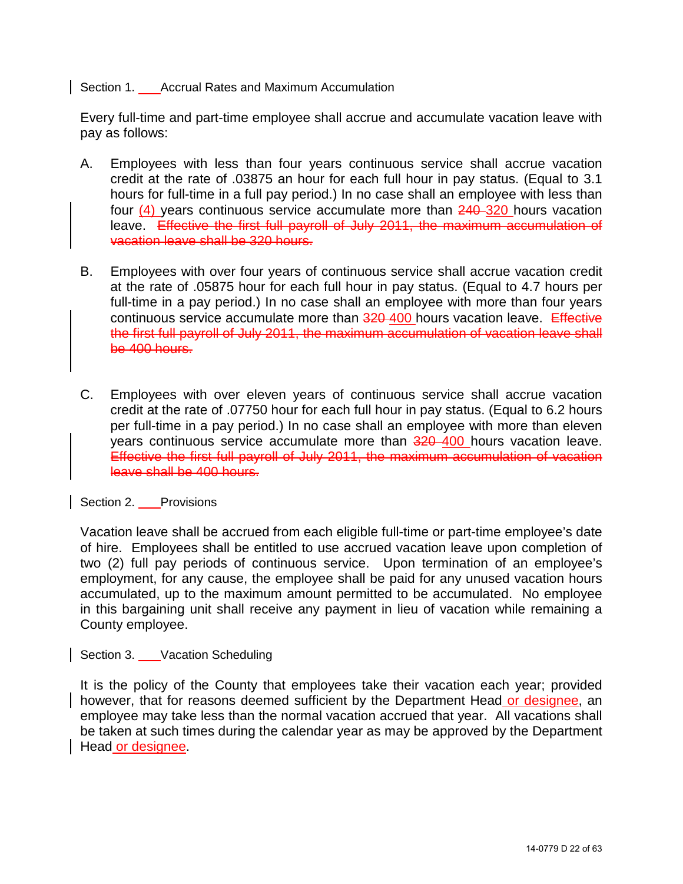Section 1. Accrual Rates and Maximum Accumulation

Every full-time and part-time employee shall accrue and accumulate vacation leave with pay as follows:

A. Employees with less than four years continuous service shall accrue vacation credit at the rate of .03875 an hour for each full hour in pay status. (Equal to 3.1 hours for full-time in a full pay period.) In no case shall an employee with less than four (4) years continuous service accumulate more than ~~240~~ 320 hours vacation leave. ~~Effective the first full payroll of July 2011, the maximum accumulation of vacation leave shall be 320 hours.~~

B. Employees with over four years of continuous service shall accrue vacation credit at the rate of .05875 hour for each full hour in pay status. (Equal to 4.7 hours per full-time in a pay period.) In no case shall an employee with more than four years continuous service accumulate more than ~~320~~ 400 hours vacation leave. ~~Effective the first full payroll of July 2011, the maximum accumulation of vacation leave shall be 400 hours.~~

C. Employees with over eleven years of continuous service shall accrue vacation credit at the rate of .07750 hour for each full hour in pay status. (Equal to 6.2 hours per full-time in a pay period.) In no case shall an employee with more than eleven years continuous service accumulate more than ~~320~~ 400 hours vacation leave. ~~Effective the first full payroll of July 2011, the maximum accumulation of vacation leave shall be 400 hours.~~

Section 2. Provisions

Vacation leave shall be accrued from each eligible full-time or part-time employee's date of hire. Employees shall be entitled to use accrued vacation leave upon completion of two (2) full pay periods of continuous service. Upon termination of an employee's employment, for any cause, the employee shall be paid for any unused vacation hours accumulated, up to the maximum amount permitted to be accumulated. No employee in this bargaining unit shall receive any payment in lieu of vacation while remaining a County employee.

Section 3. Vacation Scheduling

It is the policy of the County that employees take their vacation each year; provided however, that for reasons deemed sufficient by the Department Head or designee, an employee may take less than the normal vacation accrued that year. All vacations shall be taken at such times during the calendar year as may be approved by the Department Head or designee.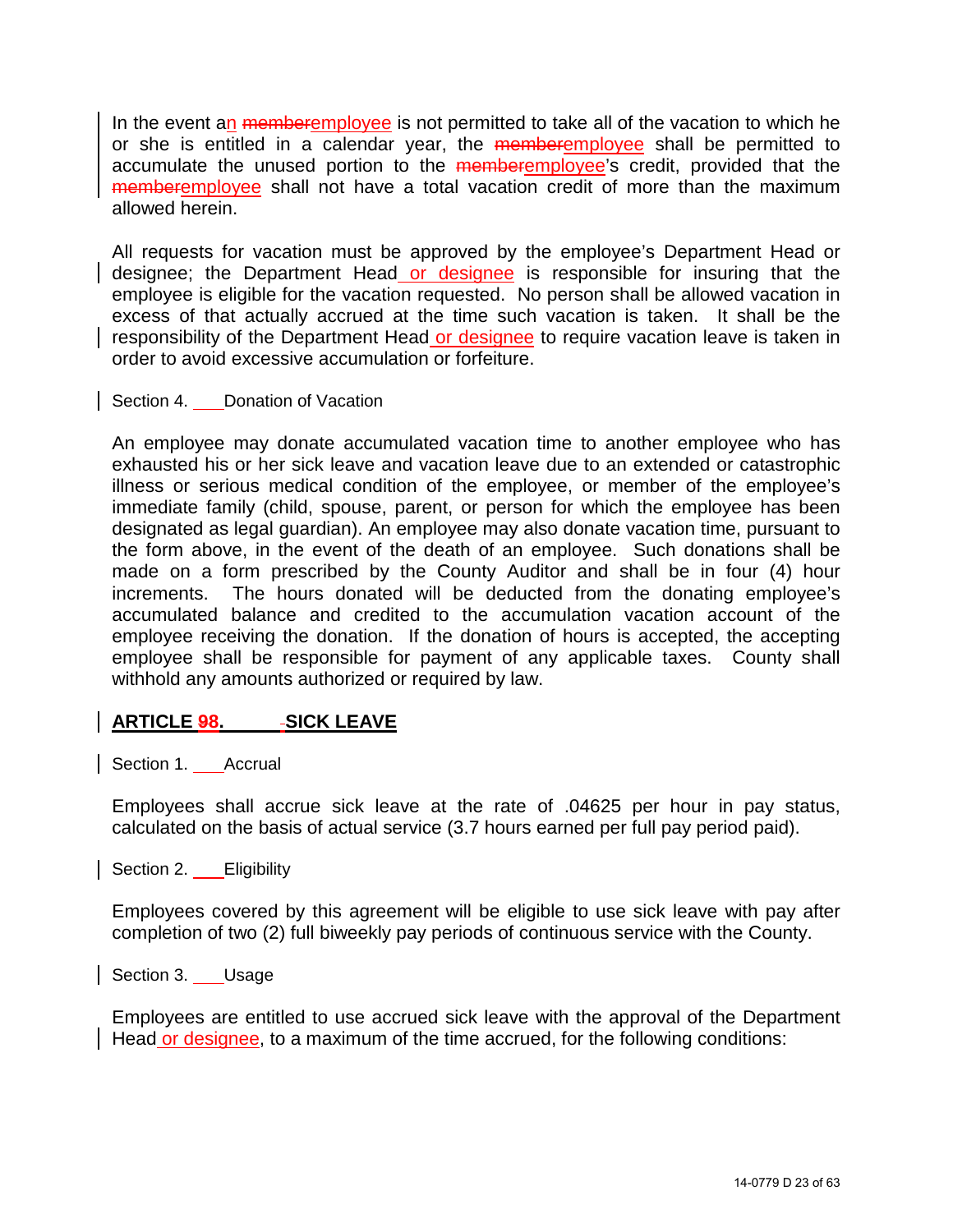In the event an ~~member~~employee is not permitted to take all of the vacation to which he or she is entitled in a calendar year, the ~~member~~employee shall be permitted to accumulate the unused portion to the ~~member~~employee's credit, provided that the ~~member~~employee shall not have a total vacation credit of more than the maximum allowed herein.

All requests for vacation must be approved by the employee's Department Head or designee; the Department Head or designee is responsible for insuring that the employee is eligible for the vacation requested. No person shall be allowed vacation in excess of that actually accrued at the time such vacation is taken. It shall be the responsibility of the Department Head or designee to require vacation leave is taken in order to avoid excessive accumulation or forfeiture.

Section 4. Donation of Vacation

An employee may donate accumulated vacation time to another employee who has exhausted his or her sick leave and vacation leave due to an extended or catastrophic illness or serious medical condition of the employee, or member of the employee's immediate family (child, spouse, parent, or person for which the employee has been designated as legal guardian). An employee may also donate vacation time, pursuant to the form above, in the event of the death of an employee. Such donations shall be made on a form prescribed by the County Auditor and shall be in four (4) hour increments. The hours donated will be deducted from the donating employee's accumulated balance and credited to the accumulation vacation account of the employee receiving the donation. If the donation of hours is accepted, the accepting employee shall be responsible for payment of any applicable taxes. County shall withhold any amounts authorized or required by law.

## ARTICLE ~~9~~8. SICK LEAVE

Section 1. Accrual

Employees shall accrue sick leave at the rate of .04625 per hour in pay status, calculated on the basis of actual service (3.7 hours earned per full pay period paid).

Section 2. Eligibility

Employees covered by this agreement will be eligible to use sick leave with pay after completion of two (2) full biweekly pay periods of continuous service with the County.

Section 3. Usage

Employees are entitled to use accrued sick leave with the approval of the Department Head or designee, to a maximum of the time accrued, for the following conditions: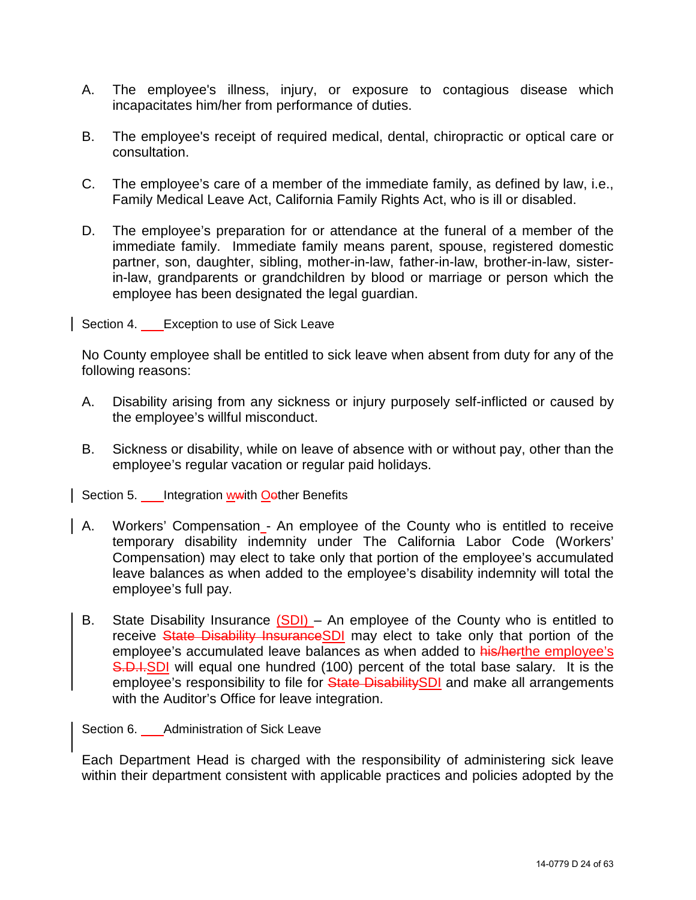A. The employee's illness, injury, or exposure to contagious disease which incapacitates him/her from performance of duties.

B. The employee's receipt of required medical, dental, chiropractic or optical care or consultation.

C. The employee's care of a member of the immediate family, as defined by law, i.e., Family Medical Leave Act, California Family Rights Act, who is ill or disabled.

D. The employee's preparation for or attendance at the funeral of a member of the immediate family. Immediate family means parent, spouse, registered domestic partner, son, daughter, sibling, mother-in-law, father-in-law, brother-in-law, sister-in-law, grandparents or grandchildren by blood or marriage or person which the employee has been designated the legal guardian.

Section 4. Exception to use of Sick Leave

No County employee shall be entitled to sick leave when absent from duty for any of the following reasons:

A. Disability arising from any sickness or injury purposely self-inflicted or caused by the employee's willful misconduct.

B. Sickness or disability, while on leave of absence with or without pay, other than the employee's regular vacation or regular paid holidays.

Section 5. Integration w~~w~~ith O~~o~~ther Benefits

A. Workers' Compensation - An employee of the County who is entitled to receive temporary disability indemnity under The California Labor Code (Workers' Compensation) may elect to take only that portion of the employee's accumulated leave balances as when added to the employee's disability indemnity will total the employee's full pay.

B. State Disability Insurance (SDI) – An employee of the County who is entitled to receive ~~State Disability Insurance~~SDI may elect to take only that portion of the employee's accumulated leave balances as when added to ~~his/her~~the employee's ~~S.D.I.~~SDI will equal one hundred (100) percent of the total base salary. It is the employee's responsibility to file for ~~State Disability~~SDI and make all arrangements with the Auditor's Office for leave integration.

Section 6. Administration of Sick Leave

Each Department Head is charged with the responsibility of administering sick leave within their department consistent with applicable practices and policies adopted by the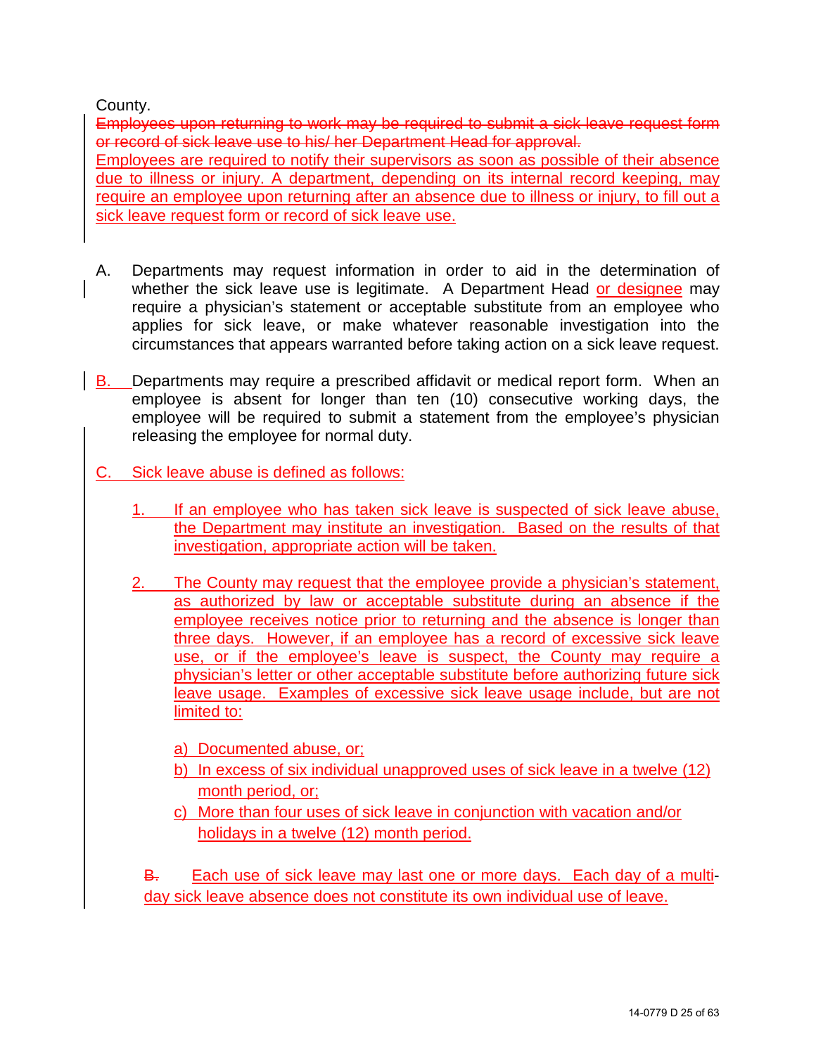County.

~~Employees upon returning to work may be required to submit a sick leave request form or record of sick leave use to his/ her Department Head for approval.~~

Employees are required to notify their supervisors as soon as possible of their absence due to illness or injury. A department, depending on its internal record keeping, may require an employee upon returning after an absence due to illness or injury, to fill out a sick leave request form or record of sick leave use.

A. Departments may request information in order to aid in the determination of whether the sick leave use is legitimate. A Department Head or designee may require a physician's statement or acceptable substitute from an employee who applies for sick leave, or make whatever reasonable investigation into the circumstances that appears warranted before taking action on a sick leave request.

B. Departments may require a prescribed affidavit or medical report form. When an employee is absent for longer than ten (10) consecutive working days, the employee will be required to submit a statement from the employee's physician releasing the employee for normal duty.

C. Sick leave abuse is defined as follows:

1. If an employee who has taken sick leave is suspected of sick leave abuse, the Department may institute an investigation. Based on the results of that investigation, appropriate action will be taken.

2. The County may request that the employee provide a physician's statement, as authorized by law or acceptable substitute during an absence if the employee receives notice prior to returning and the absence is longer than three days. However, if an employee has a record of excessive sick leave use, or if the employee's leave is suspect, the County may require a physician's letter or other acceptable substitute before authorizing future sick leave usage. Examples of excessive sick leave usage include, but are not limited to:

   a) Documented abuse, or;
   b) In excess of six individual unapproved uses of sick leave in a twelve (12) month period, or;
   c) More than four uses of sick leave in conjunction with vacation and/or holidays in a twelve (12) month period.

~~B.~~ Each use of sick leave may last one or more days. Each day of a multi-day sick leave absence does not constitute its own individual use of leave.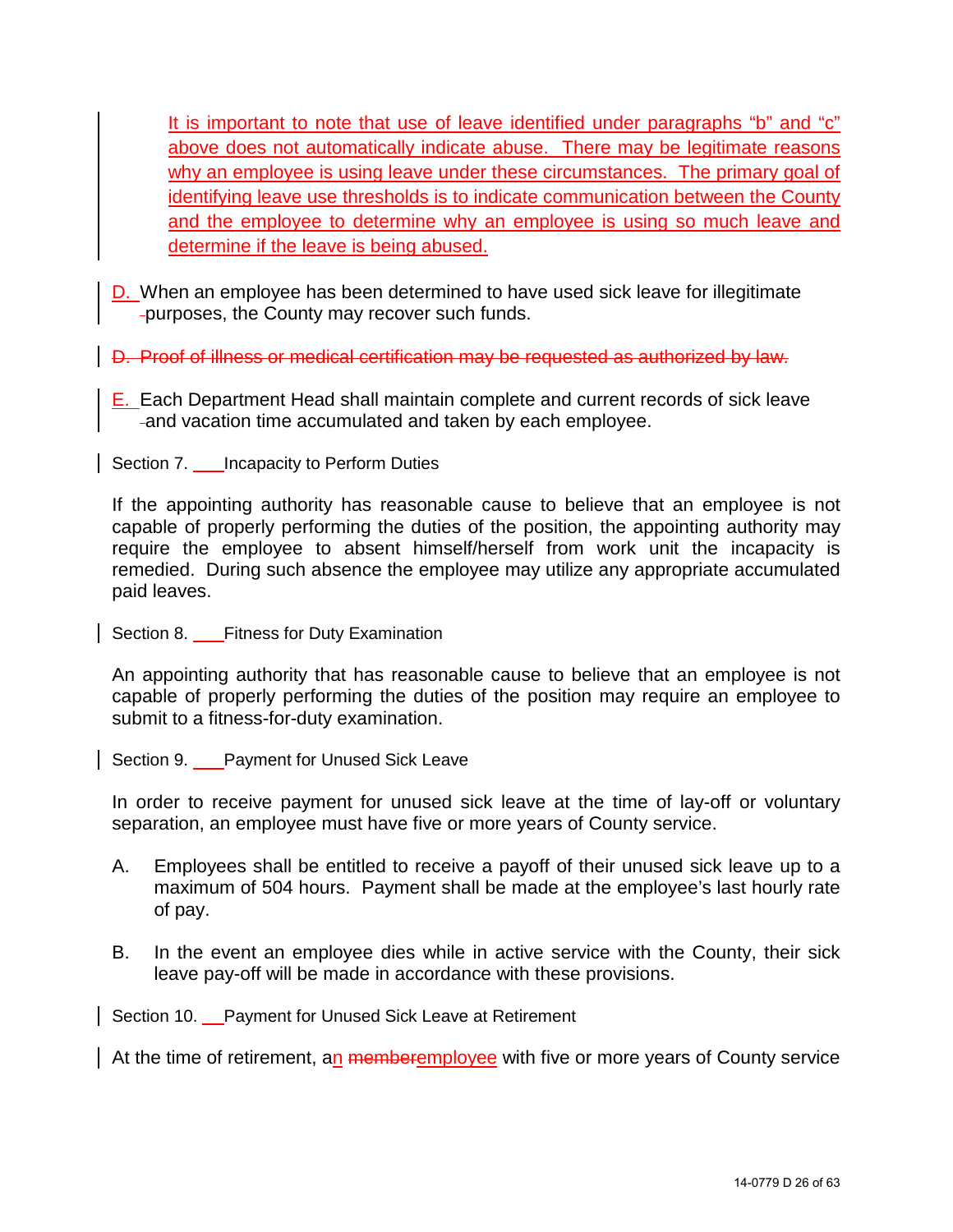It is important to note that use of leave identified under paragraphs "b" and "c" above does not automatically indicate abuse. There may be legitimate reasons why an employee is using leave under these circumstances. The primary goal of identifying leave use thresholds is to indicate communication between the County and the employee to determine why an employee is using so much leave and determine if the leave is being abused.

D. When an employee has been determined to have used sick leave for illegitimate purposes, the County may recover such funds.

~~D. Proof of illness or medical certification may be requested as authorized by law.~~

E. Each Department Head shall maintain complete and current records of sick leave and vacation time accumulated and taken by each employee.

Section 7. Incapacity to Perform Duties

If the appointing authority has reasonable cause to believe that an employee is not capable of properly performing the duties of the position, the appointing authority may require the employee to absent himself/herself from work unit the incapacity is remedied. During such absence the employee may utilize any appropriate accumulated paid leaves.

Section 8. Fitness for Duty Examination

An appointing authority that has reasonable cause to believe that an employee is not capable of properly performing the duties of the position may require an employee to submit to a fitness-for-duty examination.

Section 9. Payment for Unused Sick Leave

In order to receive payment for unused sick leave at the time of lay-off or voluntary separation, an employee must have five or more years of County service.

A. Employees shall be entitled to receive a payoff of their unused sick leave up to a maximum of 504 hours. Payment shall be made at the employee's last hourly rate of pay.

B. In the event an employee dies while in active service with the County, their sick leave pay-off will be made in accordance with these provisions.

Section 10. Payment for Unused Sick Leave at Retirement

At the time of retirement, an ~~member~~employee with five or more years of County service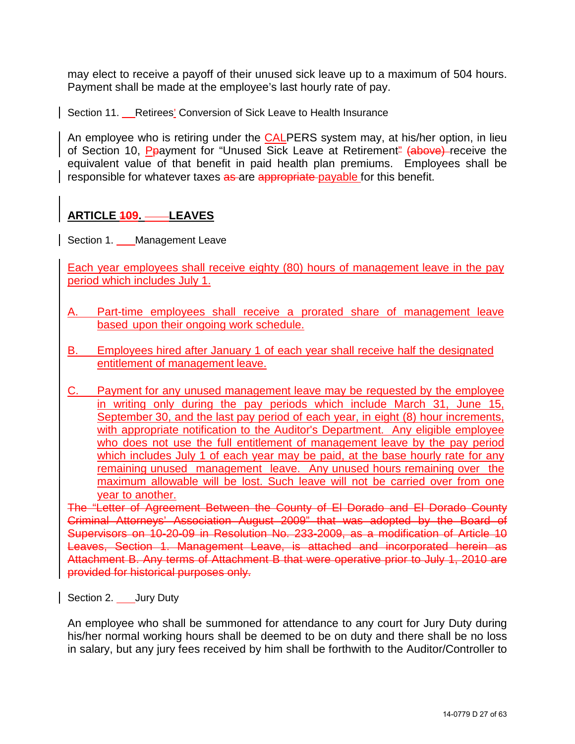may elect to receive a payoff of their unused sick leave up to a maximum of 504 hours. Payment shall be made at the employee's last hourly rate of pay.

Section 11. Retirees' Conversion of Sick Leave to Health Insurance

An employee who is retiring under the CALPERS system may, at his/her option, in lieu of Section 10, PPayment for "Unused Sick Leave at Retirement" (above) receive the equivalent value of that benefit in paid health plan premiums. Employees shall be responsible for whatever taxes as are appropriate payable for this benefit.

## ARTICLE 109. LEAVES

Section 1. Management Leave

Each year employees shall receive eighty (80) hours of management leave in the pay period which includes July 1.

A. Part-time employees shall receive a prorated share of management leave based upon their ongoing work schedule.

B. Employees hired after January 1 of each year shall receive half the designated entitlement of management leave.

C. Payment for any unused management leave may be requested by the employee in writing only during the pay periods which include March 31, June 15, September 30, and the last pay period of each year, in eight (8) hour increments, with appropriate notification to the Auditor's Department. Any eligible employee who does not use the full entitlement of management leave by the pay period which includes July 1 of each year may be paid, at the base hourly rate for any remaining unused management leave. Any unused hours remaining over the maximum allowable will be lost. Such leave will not be carried over from one year to another.

~~The "Letter of Agreement Between the County of El Dorado and El Dorado County Criminal Attorneys' Association August 2009" that was adopted by the Board of Supervisors on 10-20-09 in Resolution No. 233-2009, as a modification of Article 10 Leaves, Section 1. Management Leave, is attached and incorporated herein as Attachment B. Any terms of Attachment B that were operative prior to July 1, 2010 are provided for historical purposes only.~~

Section 2. Jury Duty

An employee who shall be summoned for attendance to any court for Jury Duty during his/her normal working hours shall be deemed to be on duty and there shall be no loss in salary, but any jury fees received by him shall be forthwith to the Auditor/Controller to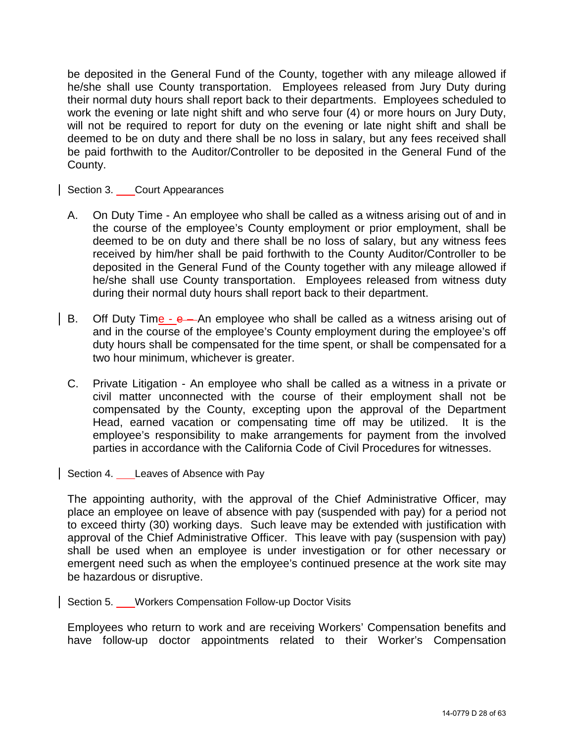be deposited in the General Fund of the County, together with any mileage allowed if he/she shall use County transportation. Employees released from Jury Duty during their normal duty hours shall report back to their departments. Employees scheduled to work the evening or late night shift and who serve four (4) or more hours on Jury Duty, will not be required to report for duty on the evening or late night shift and shall be deemed to be on duty and there shall be no loss in salary, but any fees received shall be paid forthwith to the Auditor/Controller to be deposited in the General Fund of the County.

Section 3. Court Appearances

A. On Duty Time - An employee who shall be called as a witness arising out of and in the course of the employee's County employment or prior employment, shall be deemed to be on duty and there shall be no loss of salary, but any witness fees received by him/her shall be paid forthwith to the County Auditor/Controller to be deposited in the General Fund of the County together with any mileage allowed if he/she shall use County transportation. Employees released from witness duty during their normal duty hours shall report back to their department.

B. Off Duty Time - An employee who shall be called as a witness arising out of and in the course of the employee's County employment during the employee's off duty hours shall be compensated for the time spent, or shall be compensated for a two hour minimum, whichever is greater.

C. Private Litigation - An employee who shall be called as a witness in a private or civil matter unconnected with the course of their employment shall not be compensated by the County, excepting upon the approval of the Department Head, earned vacation or compensating time off may be utilized. It is the employee's responsibility to make arrangements for payment from the involved parties in accordance with the California Code of Civil Procedures for witnesses.

Section 4. Leaves of Absence with Pay

The appointing authority, with the approval of the Chief Administrative Officer, may place an employee on leave of absence with pay (suspended with pay) for a period not to exceed thirty (30) working days. Such leave may be extended with justification with approval of the Chief Administrative Officer. This leave with pay (suspension with pay) shall be used when an employee is under investigation or for other necessary or emergent need such as when the employee's continued presence at the work site may be hazardous or disruptive.

Section 5. Workers Compensation Follow-up Doctor Visits

Employees who return to work and are receiving Workers' Compensation benefits and have follow-up doctor appointments related to their Worker's Compensation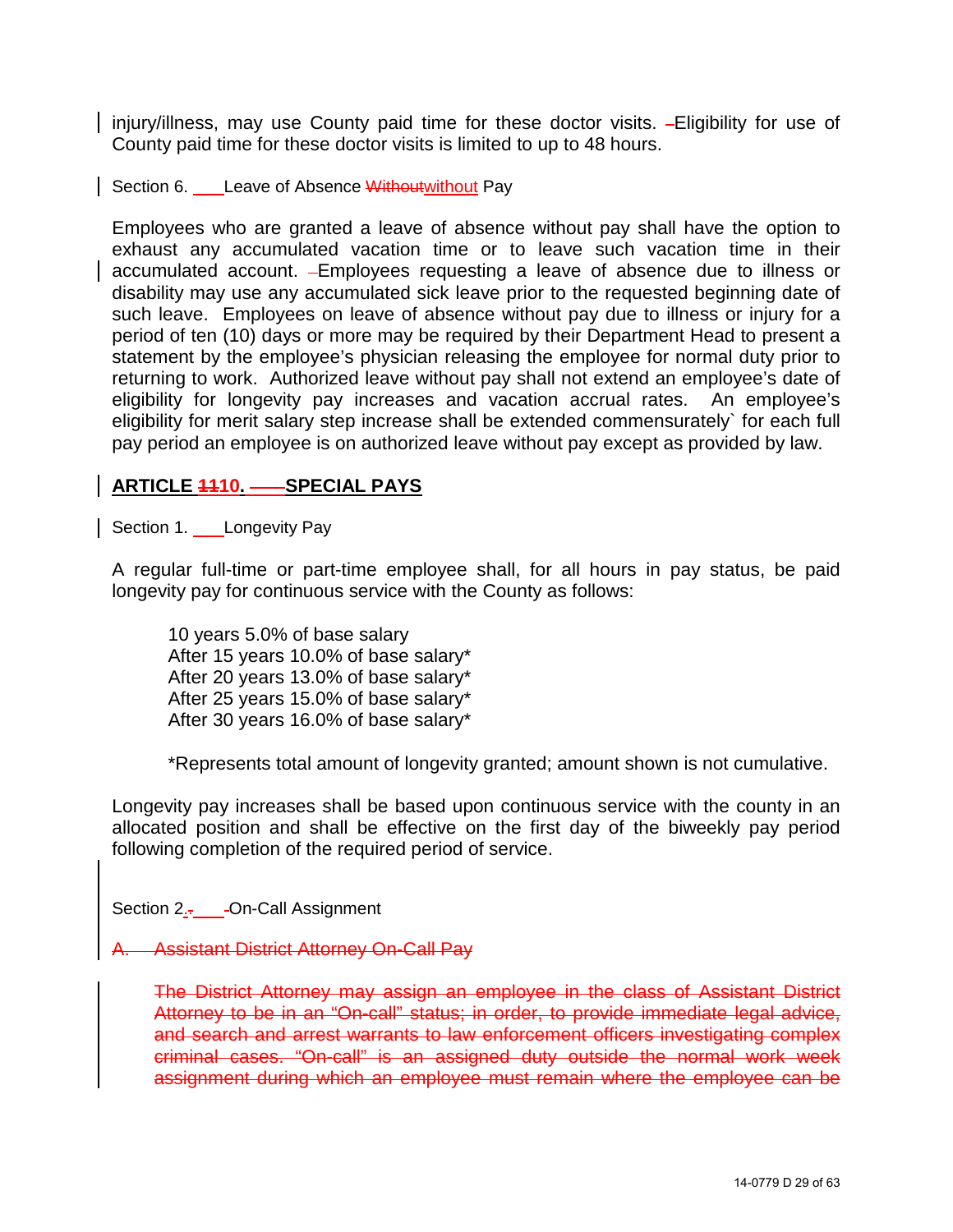injury/illness, may use County paid time for these doctor visits. Eligibility for use of County paid time for these doctor visits is limited to up to 48 hours.

Section 6. Leave of Absence ~~Without~~without Pay

Employees who are granted a leave of absence without pay shall have the option to exhaust any accumulated vacation time or to leave such vacation time in their accumulated account. Employees requesting a leave of absence due to illness or disability may use any accumulated sick leave prior to the requested beginning date of such leave. Employees on leave of absence without pay due to illness or injury for a period of ten (10) days or more may be required by their Department Head to present a statement by the employee's physician releasing the employee for normal duty prior to returning to work. Authorized leave without pay shall not extend an employee's date of eligibility for longevity pay increases and vacation accrual rates. An employee's eligibility for merit salary step increase shall be extended commensurately` for each full pay period an employee is on authorized leave without pay except as provided by law.

## ARTICLE ~~11~~10. SPECIAL PAYS

Section 1. Longevity Pay

A regular full-time or part-time employee shall, for all hours in pay status, be paid longevity pay for continuous service with the County as follows:

10 years 5.0% of base salary
After 15 years 10.0% of base salary*
After 20 years 13.0% of base salary*
After 25 years 15.0% of base salary*
After 30 years 16.0% of base salary*

*Represents total amount of longevity granted; amount shown is not cumulative.

Longevity pay increases shall be based upon continuous service with the county in an allocated position and shall be effective on the first day of the biweekly pay period following completion of the required period of service.

Section 2. On-Call Assignment

~~A. Assistant District Attorney On-Call Pay~~

~~The District Attorney may assign an employee in the class of Assistant District Attorney to be in an "On-call" status; in order, to provide immediate legal advice, and search and arrest warrants to law enforcement officers investigating complex criminal cases. "On-call" is an assigned duty outside the normal work week assignment during which an employee must remain where the employee can be~~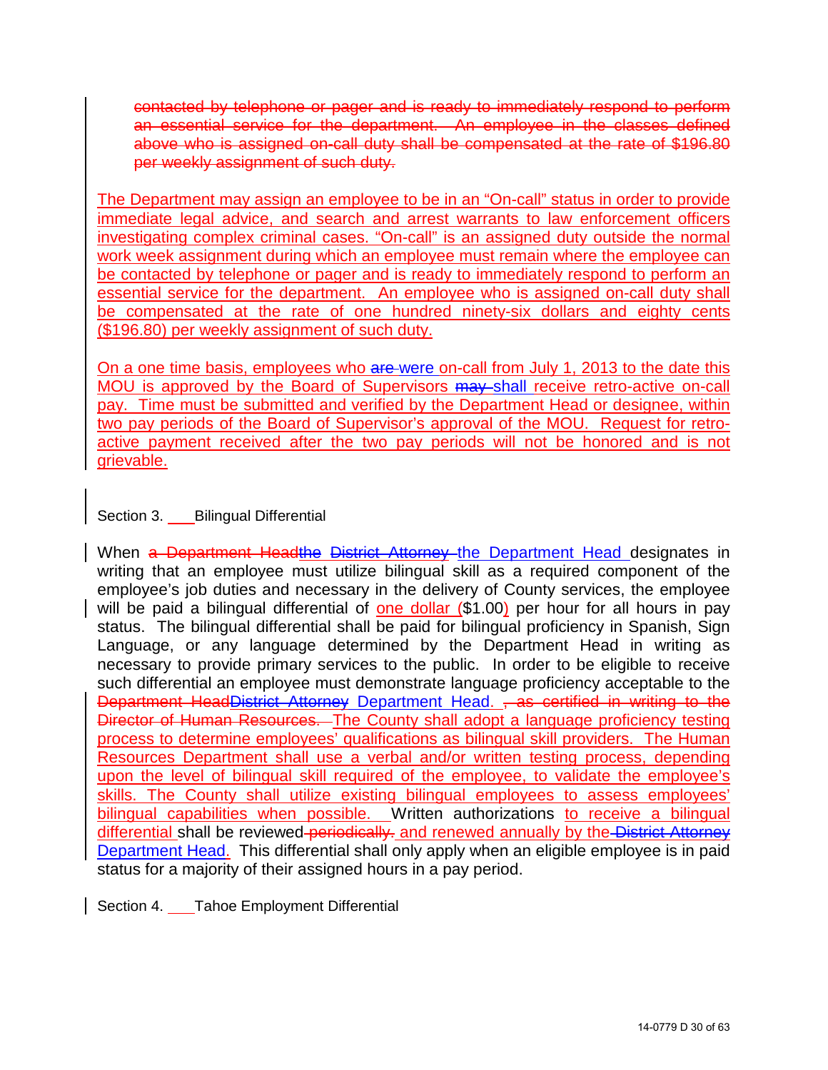~~contacted by telephone or pager and is ready to immediately respond to perform an essential service for the department. An employee in the classes defined above who is assigned on-call duty shall be compensated at the rate of $196.80 per weekly assignment of such duty.~~

The Department may assign an employee to be in an "On-call" status in order to provide immediate legal advice, and search and arrest warrants to law enforcement officers investigating complex criminal cases. "On-call" is an assigned duty outside the normal work week assignment during which an employee must remain where the employee can be contacted by telephone or pager and is ready to immediately respond to perform an essential service for the department. An employee who is assigned on-call duty shall be compensated at the rate of one hundred ninety-six dollars and eighty cents ($196.80) per weekly assignment of such duty.

On a one time basis, employees who ~~are~~ were on-call from July 1, 2013 to the date this MOU is approved by the Board of Supervisors ~~may~~ shall receive retro-active on-call pay. Time must be submitted and verified by the Department Head or designee, within two pay periods of the Board of Supervisor's approval of the MOU. Request for retro-active payment received after the two pay periods will not be honored and is not grievable.

Section 3. Bilingual Differential

When ~~a Department Head~~~~the~~ ~~District Attorney~~ the Department Head designates in writing that an employee must utilize bilingual skill as a required component of the employee's job duties and necessary in the delivery of County services, the employee will be paid a bilingual differential of one dollar ($1.00) per hour for all hours in pay status. The bilingual differential shall be paid for bilingual proficiency in Spanish, Sign Language, or any language determined by the Department Head in writing as necessary to provide primary services to the public. In order to be eligible to receive such differential an employee must demonstrate language proficiency acceptable to the ~~Department Head~~~~District Attorney~~ Department Head. ~~, as certified in writing to the Director of Human Resources.~~ The County shall adopt a language proficiency testing process to determine employees' qualifications as bilingual skill providers. The Human Resources Department shall use a verbal and/or written testing process, depending upon the level of bilingual skill required of the employee, to validate the employee's skills. The County shall utilize existing bilingual employees to assess employees' bilingual capabilities when possible. Written authorizations to receive a bilingual differential shall be reviewed ~~periodically.~~ and renewed annually by the ~~District Attorney~~ Department Head. This differential shall only apply when an eligible employee is in paid status for a majority of their assigned hours in a pay period.

Section 4. Tahoe Employment Differential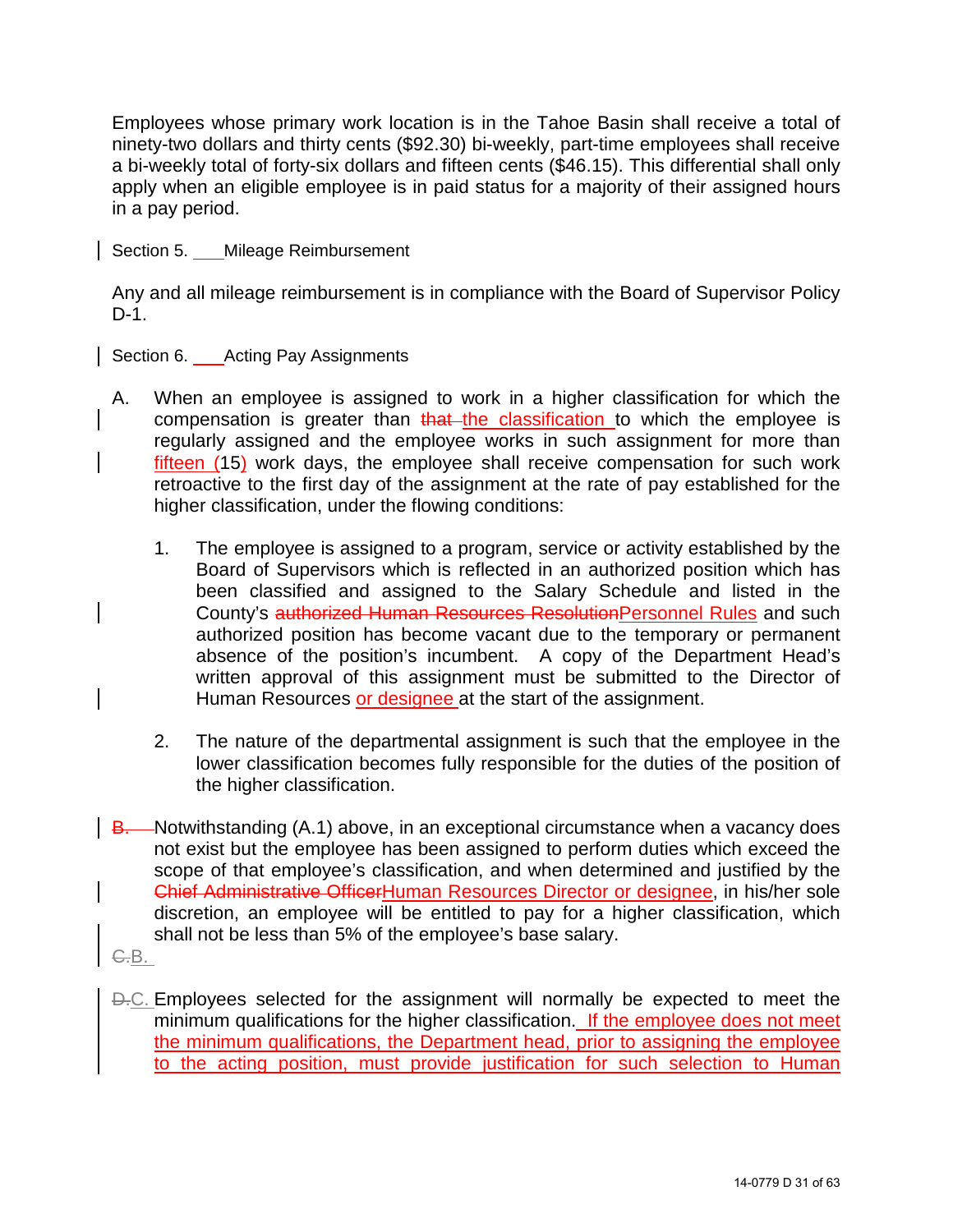Employees whose primary work location is in the Tahoe Basin shall receive a total of ninety-two dollars and thirty cents ($92.30) bi-weekly, part-time employees shall receive a bi-weekly total of forty-six dollars and fifteen cents ($46.15). This differential shall only apply when an eligible employee is in paid status for a majority of their assigned hours in a pay period.

Section 5. Mileage Reimbursement

Any and all mileage reimbursement is in compliance with the Board of Supervisor Policy D-1.

Section 6. Acting Pay Assignments

A. When an employee is assigned to work in a higher classification for which the compensation is greater than ~~that~~ the classification to which the employee is regularly assigned and the employee works in such assignment for more than fifteen (15) work days, the employee shall receive compensation for such work retroactive to the first day of the assignment at the rate of pay established for the higher classification, under the flowing conditions:

   1. The employee is assigned to a program, service or activity established by the Board of Supervisors which is reflected in an authorized position which has been classified and assigned to the Salary Schedule and listed in the County's ~~authorized Human Resources Resolution~~Personnel Rules and such authorized position has become vacant due to the temporary or permanent absence of the position's incumbent. A copy of the Department Head's written approval of this assignment must be submitted to the Director of Human Resources or designee at the start of the assignment.

   2. The nature of the departmental assignment is such that the employee in the lower classification becomes fully responsible for the duties of the position of the higher classification.

~~B.~~ Notwithstanding (A.1) above, in an exceptional circumstance when a vacancy does not exist but the employee has been assigned to perform duties which exceed the scope of that employee's classification, and when determined and justified by the ~~Chief Administrative Officer~~Human Resources Director or designee, in his/her sole discretion, an employee will be entitled to pay for a higher classification, which shall not be less than 5% of the employee's base salary.

~~C.~~B.

~~D.~~C. Employees selected for the assignment will normally be expected to meet the minimum qualifications for the higher classification. If the employee does not meet the minimum qualifications, the Department head, prior to assigning the employee to the acting position, must provide justification for such selection to Human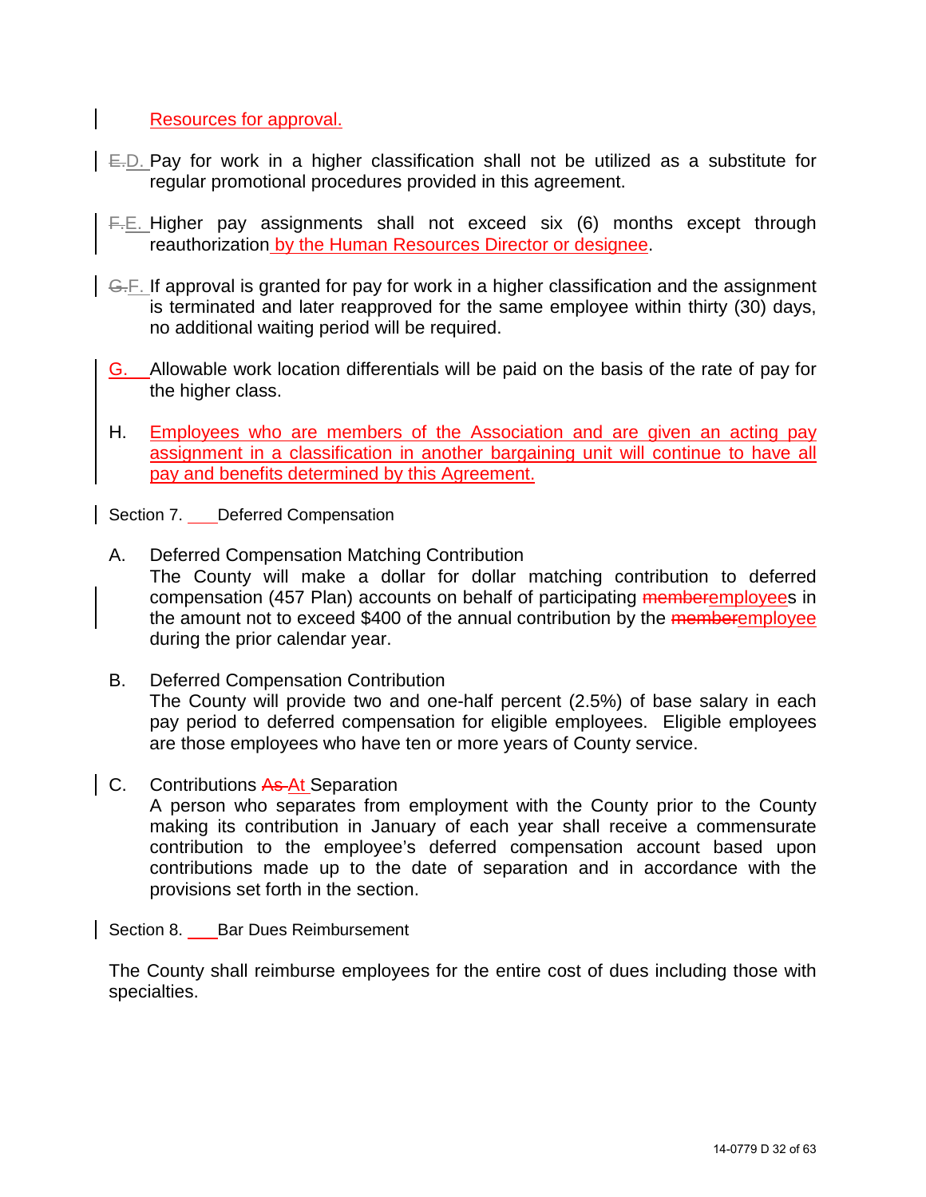Resources for approval.

E.D. Pay for work in a higher classification shall not be utilized as a substitute for regular promotional procedures provided in this agreement.

F.E. Higher pay assignments shall not exceed six (6) months except through reauthorization by the Human Resources Director or designee.

G.F. If approval is granted for pay for work in a higher classification and the assignment is terminated and later reapproved for the same employee within thirty (30) days, no additional waiting period will be required.

G. Allowable work location differentials will be paid on the basis of the rate of pay for the higher class.

H. Employees who are members of the Association and are given an acting pay assignment in a classification in another bargaining unit will continue to have all pay and benefits determined by this Agreement.

Section 7. Deferred Compensation

A. Deferred Compensation Matching Contribution
The County will make a dollar for dollar matching contribution to deferred compensation (457 Plan) accounts on behalf of participating memberemployees in the amount not to exceed $400 of the annual contribution by the memberemployee during the prior calendar year.

B. Deferred Compensation Contribution
The County will provide two and one-half percent (2.5%) of base salary in each pay period to deferred compensation for eligible employees. Eligible employees are those employees who have ten or more years of County service.

C. Contributions As At Separation
A person who separates from employment with the County prior to the County making its contribution in January of each year shall receive a commensurate contribution to the employee's deferred compensation account based upon contributions made up to the date of separation and in accordance with the provisions set forth in the section.

Section 8. Bar Dues Reimbursement

The County shall reimburse employees for the entire cost of dues including those with specialties.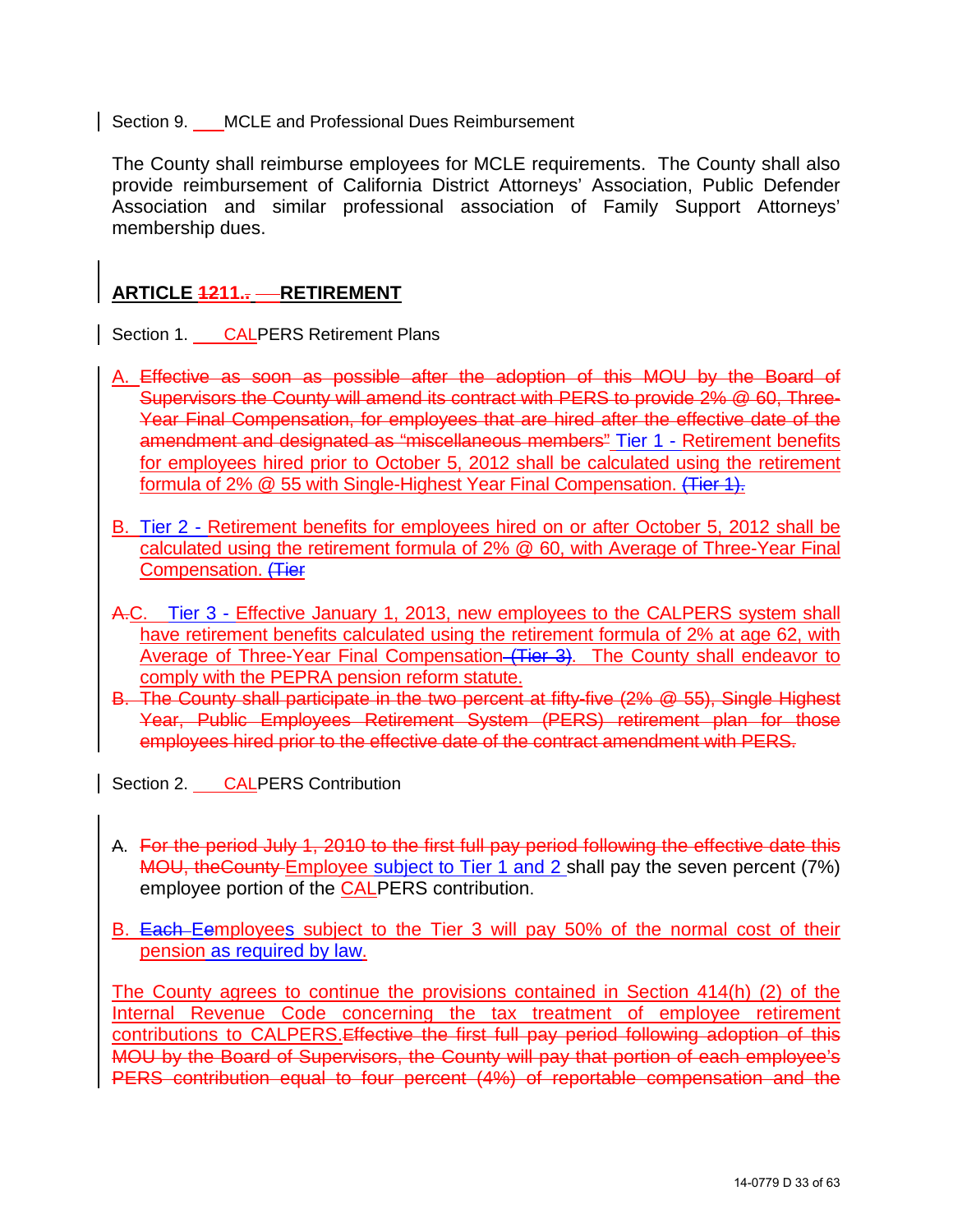Section 9. MCLE and Professional Dues Reimbursement

The County shall reimburse employees for MCLE requirements. The County shall also provide reimbursement of California District Attorneys' Association, Public Defender Association and similar professional association of Family Support Attorneys' membership dues.

## ARTICLE ~~12~~11.. RETIREMENT

Section 1. CALPERS Retirement Plans

A. ~~Effective as soon as possible after the adoption of this MOU by the Board of Supervisors the County will amend its contract with PERS to provide 2% @ 60, Three-Year Final Compensation, for employees that are hired after the effective date of the amendment and designated as "miscellaneous members"~~ Tier 1 - Retirement benefits for employees hired prior to October 5, 2012 shall be calculated using the retirement formula of 2% @ 55 with Single-Highest Year Final Compensation. ~~(Tier 1).~~

B. Tier 2 - Retirement benefits for employees hired on or after October 5, 2012 shall be calculated using the retirement formula of 2% @ 60, with Average of Three-Year Final Compensation. ~~(Tier~~

~~A.~~C. Tier 3 - Effective January 1, 2013, new employees to the CALPERS system shall have retirement benefits calculated using the retirement formula of 2% at age 62, with Average of Three-Year Final Compensation ~~(Tier 3)~~. The County shall endeavor to comply with the PEPRA pension reform statute.

~~B. The County shall participate in the two percent at fifty-five (2% @ 55), Single Highest Year, Public Employees Retirement System (PERS) retirement plan for those employees hired prior to the effective date of the contract amendment with PERS.~~

Section 2. CALPERS Contribution

A. ~~For the period July 1, 2010 to the first full pay period following the effective date this MOU, theCounty~~ Employee subject to Tier 1 and 2 shall pay the seven percent (7%) employee portion of the CALPERS contribution.

B. ~~Each E~~employees subject to the Tier 3 will pay 50% of the normal cost of their pension as required by law.

The County agrees to continue the provisions contained in Section 414(h) (2) of the Internal Revenue Code concerning the tax treatment of employee retirement contributions to CALPERS.~~Effective the first full pay period following adoption of this MOU by the Board of Supervisors, the County will pay that portion of each employee's PERS contribution equal to four percent (4%) of reportable compensation and the~~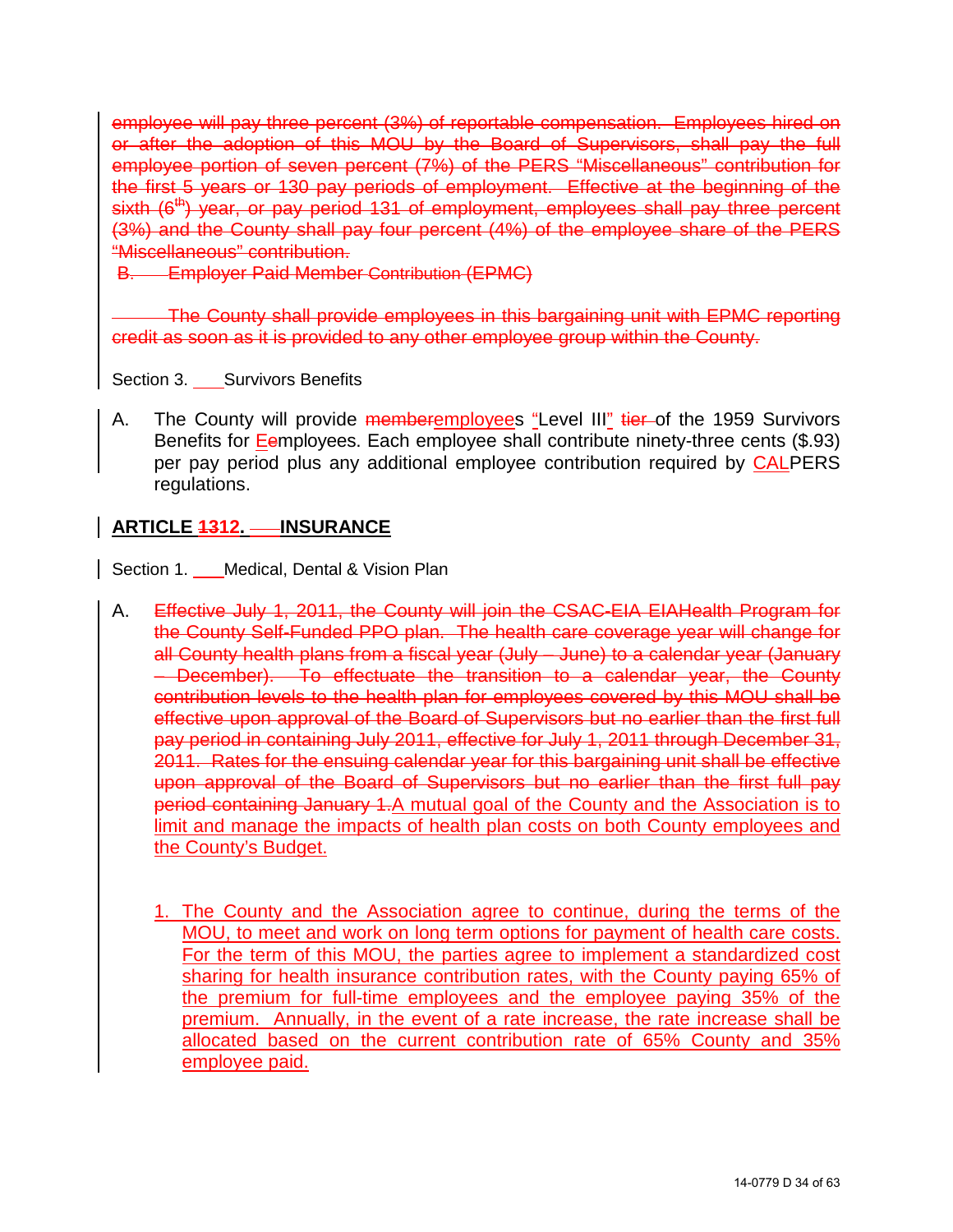employee will pay three percent (3%) of reportable compensation. Employees hired on or after the adoption of this MOU by the Board of Supervisors, shall pay the full employee portion of seven percent (7%) of the PERS "Miscellaneous" contribution for the first 5 years or 130 pay periods of employment. Effective at the beginning of the sixth (6th) year, or pay period 131 of employment, employees shall pay three percent (3%) and the County shall pay four percent (4%) of the employee share of the PERS "Miscellaneous" contribution.

B. Employer Paid Member Contribution (EPMC)

The County shall provide employees in this bargaining unit with EPMC reporting credit as soon as it is provided to any other employee group within the County.

Section 3. Survivors Benefits

A. The County will provide memberemployees "Level III" tier of the 1959 Survivors Benefits for Eemployees. Each employee shall contribute ninety-three cents ($.93) per pay period plus any additional employee contribution required by CALPERS regulations.

## ARTICLE 1312. INSURANCE

Section 1. Medical, Dental & Vision Plan

A. Effective July 1, 2011, the County will join the CSAC-EIA EIAHealth Program for the County Self-Funded PPO plan. The health care coverage year will change for all County health plans from a fiscal year (July – June) to a calendar year (January – December). To effectuate the transition to a calendar year, the County contribution levels to the health plan for employees covered by this MOU shall be effective upon approval of the Board of Supervisors but no earlier than the first full pay period in containing July 2011, effective for July 1, 2011 through December 31, 2011. Rates for the ensuing calendar year for this bargaining unit shall be effective upon approval of the Board of Supervisors but no earlier than the first full pay period containing January 1.A mutual goal of the County and the Association is to limit and manage the impacts of health plan costs on both County employees and the County's Budget.

1. The County and the Association agree to continue, during the terms of the MOU, to meet and work on long term options for payment of health care costs. For the term of this MOU, the parties agree to implement a standardized cost sharing for health insurance contribution rates, with the County paying 65% of the premium for full-time employees and the employee paying 35% of the premium. Annually, in the event of a rate increase, the rate increase shall be allocated based on the current contribution rate of 65% County and 35% employee paid.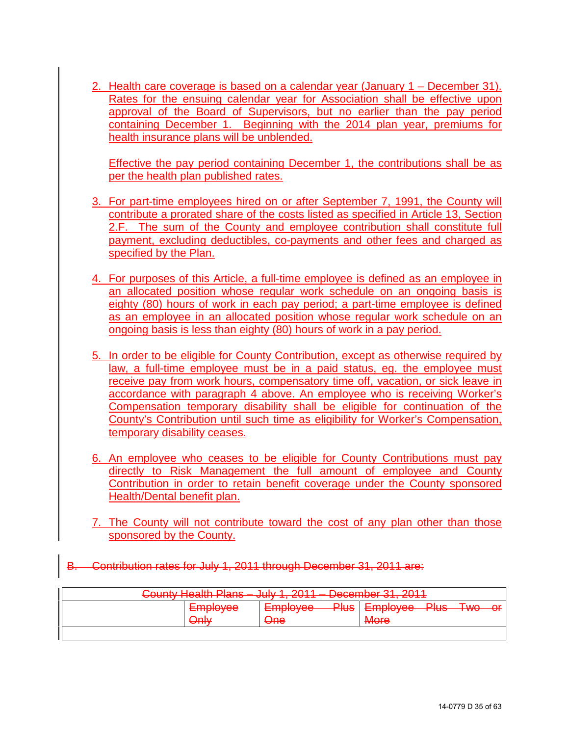2. Health care coverage is based on a calendar year (January 1 – December 31). Rates for the ensuing calendar year for Association shall be effective upon approval of the Board of Supervisors, but no earlier than the pay period containing December 1. Beginning with the 2014 plan year, premiums for health insurance plans will be unblended.

   Effective the pay period containing December 1, the contributions shall be as per the health plan published rates.

3. For part-time employees hired on or after September 7, 1991, the County will contribute a prorated share of the costs listed as specified in Article 13, Section 2.F. The sum of the County and employee contribution shall constitute full payment, excluding deductibles, co-payments and other fees and charged as specified by the Plan.

4. For purposes of this Article, a full-time employee is defined as an employee in an allocated position whose regular work schedule on an ongoing basis is eighty (80) hours of work in each pay period; a part-time employee is defined as an employee in an allocated position whose regular work schedule on an ongoing basis is less than eighty (80) hours of work in a pay period.

5. In order to be eligible for County Contribution, except as otherwise required by law, a full-time employee must be in a paid status, eg. the employee must receive pay from work hours, compensatory time off, vacation, or sick leave in accordance with paragraph 4 above. An employee who is receiving Worker's Compensation temporary disability shall be eligible for continuation of the County's Contribution until such time as eligibility for Worker's Compensation, temporary disability ceases.

6. An employee who ceases to be eligible for County Contributions must pay directly to Risk Management the full amount of employee and County Contribution in order to retain benefit coverage under the County sponsored Health/Dental benefit plan.

7. The County will not contribute toward the cost of any plan other than those sponsored by the County.

~~B. Contribution rates for July 1, 2011 through December 31, 2011 are:~~

| ~~County Health Plans – July 1, 2011 – December 31, 2011~~ | | | |
|---|---|---|---|
| | ~~Employee Only~~ | ~~Employee Plus One~~ | ~~Employee Plus Two or More~~ |
| | | | |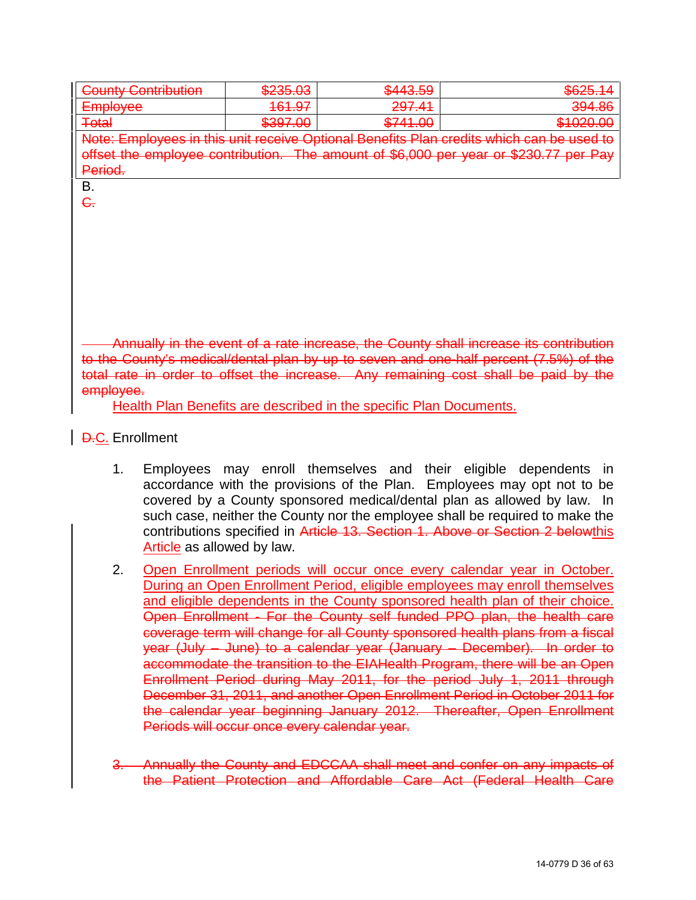| ~~County Contribution~~ | ~~$235.03~~ | ~~$443.59~~ | ~~$625.14~~ |
|---|---|---|---|
| ~~Employee~~ | ~~161.97~~ | ~~297.41~~ | ~~394.86~~ |
| ~~Total~~ | ~~$397.00~~ | ~~$741.00~~ | ~~$1020.00~~ |
| ~~Note: Employees in this unit receive Optional Benefits Plan credits which can be used to offset the employee contribution. The amount of $6,000 per year or $230.77 per Pay Period.~~ | | | |

B.

~~C.~~

~~Annually in the event of a rate increase, the County shall increase its contribution to the County's medical/dental plan by up to seven and one-half percent (7.5%) of the total rate in order to offset the increase. Any remaining cost shall be paid by the employee.~~

Health Plan Benefits are described in the specific Plan Documents.

~~D.~~C. Enrollment

1. Employees may enroll themselves and their eligible dependents in accordance with the provisions of the Plan. Employees may opt not to be covered by a County sponsored medical/dental plan as allowed by law. In such case, neither the County nor the employee shall be required to make the contributions specified in ~~Article 13. Section 1. Above or Section 2 below~~this Article as allowed by law.

2. Open Enrollment periods will occur once every calendar year in October. During an Open Enrollment Period, eligible employees may enroll themselves and eligible dependents in the County sponsored health plan of their choice. ~~Open Enrollment - For the County self funded PPO plan, the health care coverage term will change for all County sponsored health plans from a fiscal year (July – June) to a calendar year (January – December). In order to accommodate the transition to the EIAHealth Program, there will be an Open Enrollment Period during May 2011, for the period July 1, 2011 through December 31, 2011, and another Open Enrollment Period in October 2011 for the calendar year beginning January 2012. Thereafter, Open Enrollment Periods will occur once every calendar year.~~

~~3. Annually the County and EDCCAA shall meet and confer on any impacts of the Patient Protection and Affordable Care Act (Federal Health Care~~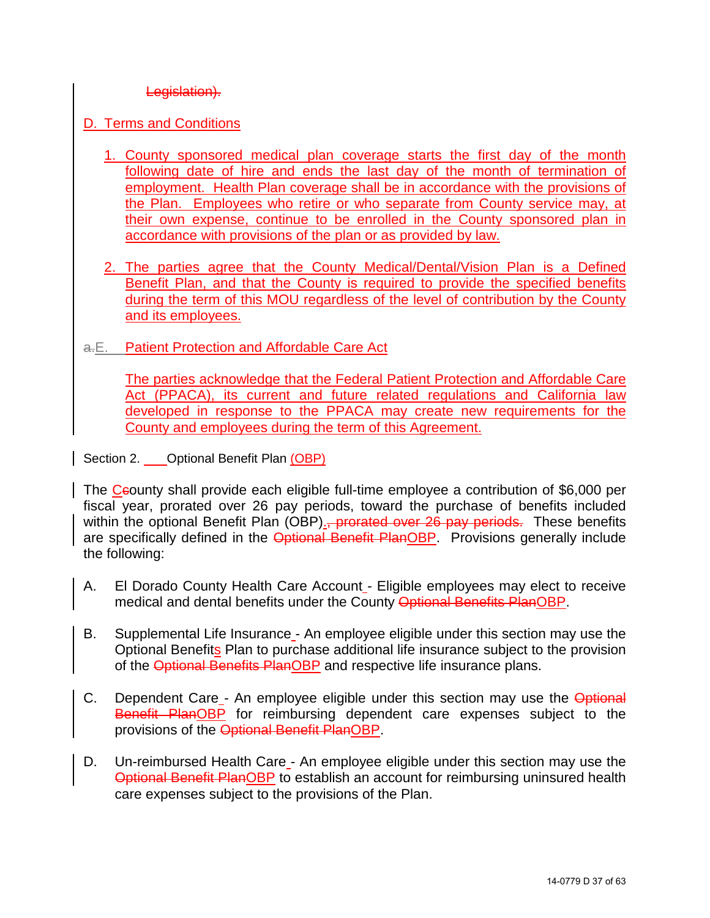~~Legislation).~~

D. Terms and Conditions

1. County sponsored medical plan coverage starts the first day of the month following date of hire and ends the last day of the month of termination of employment. Health Plan coverage shall be in accordance with the provisions of the Plan. Employees who retire or who separate from County service may, at their own expense, continue to be enrolled in the County sponsored plan in accordance with provisions of the plan or as provided by law.

2. The parties agree that the County Medical/Dental/Vision Plan is a Defined Benefit Plan, and that the County is required to provide the specified benefits during the term of this MOU regardless of the level of contribution by the County and its employees.

~~a.~~E. Patient Protection and Affordable Care Act

The parties acknowledge that the Federal Patient Protection and Affordable Care Act (PPACA), its current and future related regulations and California law developed in response to the PPACA may create new requirements for the County and employees during the term of this Agreement.

Section 2. Optional Benefit Plan (OBP)

The C~~c~~ounty shall provide each eligible full-time employee a contribution of $6,000 per fiscal year, prorated over 26 pay periods, toward the purchase of benefits included within the optional Benefit Plan (OBP).~~, prorated over 26 pay periods.~~ These benefits are specifically defined in the ~~Optional Benefit Plan~~OBP. Provisions generally include the following:

A. El Dorado County Health Care Account - Eligible employees may elect to receive medical and dental benefits under the County ~~Optional Benefits Plan~~OBP.

B. Supplemental Life Insurance - An employee eligible under this section may use the Optional Benefits Plan to purchase additional life insurance subject to the provision of the ~~Optional Benefits Plan~~OBP and respective life insurance plans.

C. Dependent Care - An employee eligible under this section may use the ~~Optional Benefit Plan~~OBP for reimbursing dependent care expenses subject to the provisions of the ~~Optional Benefit Plan~~OBP.

D. Un-reimbursed Health Care - An employee eligible under this section may use the ~~Optional Benefit Plan~~OBP to establish an account for reimbursing uninsured health care expenses subject to the provisions of the Plan.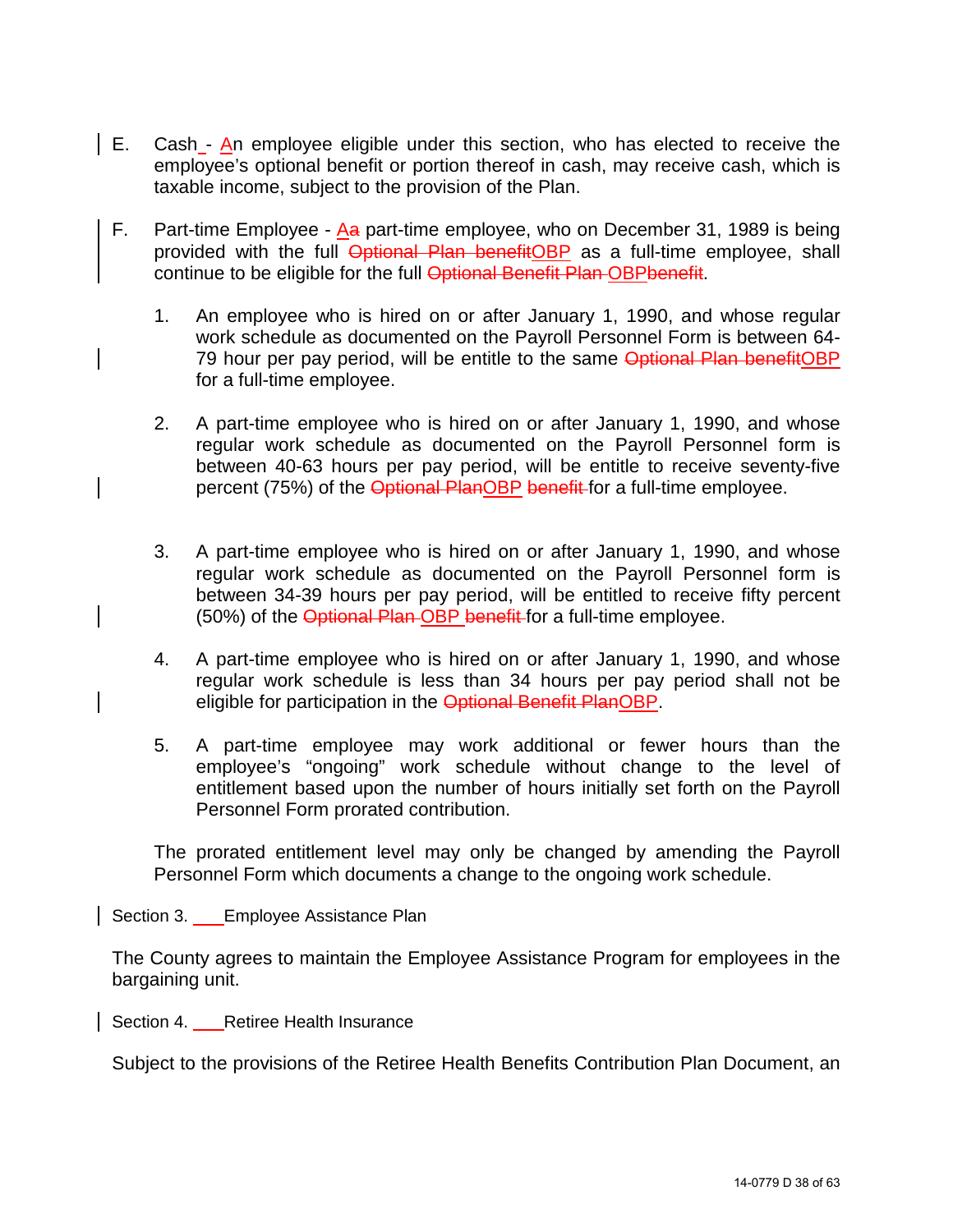E. Cash - An employee eligible under this section, who has elected to receive the employee's optional benefit or portion thereof in cash, may receive cash, which is taxable income, subject to the provision of the Plan.

F. Part-time Employee - A~~a~~ part-time employee, who on December 31, 1989 is being provided with the full ~~Optional Plan benefit~~OBP as a full-time employee, shall continue to be eligible for the full ~~Optional Benefit Plan~~ OBP~~benefit~~.

   1. An employee who is hired on or after January 1, 1990, and whose regular work schedule as documented on the Payroll Personnel Form is between 64-79 hour per pay period, will be entitle to the same ~~Optional Plan benefit~~OBP for a full-time employee.

   2. A part-time employee who is hired on or after January 1, 1990, and whose regular work schedule as documented on the Payroll Personnel form is between 40-63 hours per pay period, will be entitle to receive seventy-five percent (75%) of the ~~Optional Plan~~OBP ~~benefit~~ for a full-time employee.

   3. A part-time employee who is hired on or after January 1, 1990, and whose regular work schedule as documented on the Payroll Personnel form is between 34-39 hours per pay period, will be entitled to receive fifty percent (50%) of the ~~Optional Plan~~ OBP ~~benefit~~ for a full-time employee.

   4. A part-time employee who is hired on or after January 1, 1990, and whose regular work schedule is less than 34 hours per pay period shall not be eligible for participation in the ~~Optional Benefit Plan~~OBP.

   5. A part-time employee may work additional or fewer hours than the employee's "ongoing" work schedule without change to the level of entitlement based upon the number of hours initially set forth on the Payroll Personnel Form prorated contribution.

   The prorated entitlement level may only be changed by amending the Payroll Personnel Form which documents a change to the ongoing work schedule.

Section 3. Employee Assistance Plan

The County agrees to maintain the Employee Assistance Program for employees in the bargaining unit.

Section 4. Retiree Health Insurance

Subject to the provisions of the Retiree Health Benefits Contribution Plan Document, an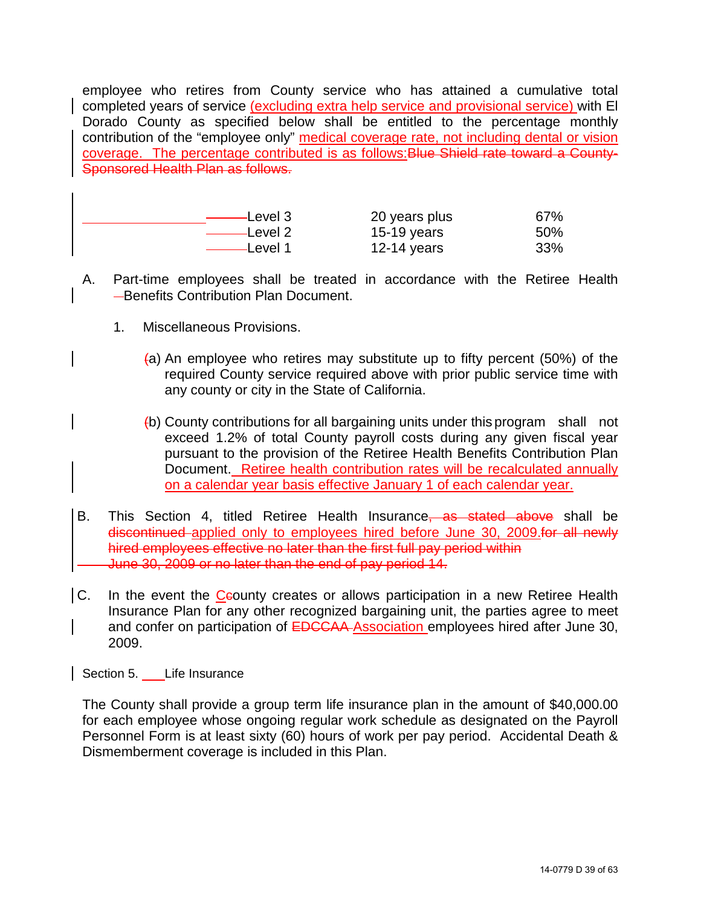employee who retires from County service who has attained a cumulative total completed years of service (excluding extra help service and provisional service) with El Dorado County as specified below shall be entitled to the percentage monthly contribution of the "employee only" medical coverage rate, not including dental or vision coverage. The percentage contributed is as follows:~~Blue Shield rate toward a County-Sponsored Health Plan as follows.~~

| Level | Years | Percentage |
|---|---|---|
| Level 3 | 20 years plus | 67% |
| Level 2 | 15-19 years | 50% |
| Level 1 | 12-14 years | 33% |

A. Part-time employees shall be treated in accordance with the Retiree Health Benefits Contribution Plan Document.

1. Miscellaneous Provisions.

(a) An employee who retires may substitute up to fifty percent (50%) of the required County service required above with prior public service time with any county or city in the State of California.

(b) County contributions for all bargaining units under this program shall not exceed 1.2% of total County payroll costs during any given fiscal year pursuant to the provision of the Retiree Health Benefits Contribution Plan Document. Retiree health contribution rates will be recalculated annually on a calendar year basis effective January 1 of each calendar year.

B. This Section 4, titled Retiree Health Insurance~~, as stated above~~ shall be ~~discontinued~~ applied only to employees hired before June 30, 2009.~~for all newly hired employees effective no later than the first full pay period within June 30, 2009 or no later than the end of pay period 14.~~

C. In the event the County creates or allows participation in a new Retiree Health Insurance Plan for any other recognized bargaining unit, the parties agree to meet and confer on participation of ~~EDCCAA~~ Association employees hired after June 30, 2009.

Section 5. Life Insurance

The County shall provide a group term life insurance plan in the amount of $40,000.00 for each employee whose ongoing regular work schedule as designated on the Payroll Personnel Form is at least sixty (60) hours of work per pay period. Accidental Death & Dismemberment coverage is included in this Plan.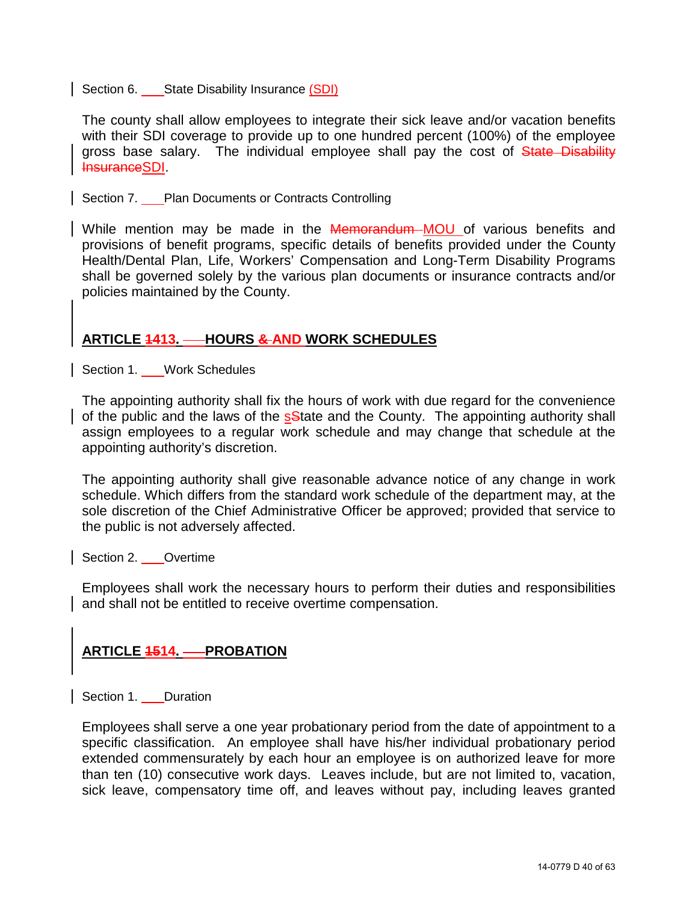Section 6. State Disability Insurance (SDI)

The county shall allow employees to integrate their sick leave and/or vacation benefits with their SDI coverage to provide up to one hundred percent (100%) of the employee gross base salary. The individual employee shall pay the cost of ~~State Disability Insurance~~SDI.

Section 7. Plan Documents or Contracts Controlling

While mention may be made in the ~~Memorandum~~ MOU of various benefits and provisions of benefit programs, specific details of benefits provided under the County Health/Dental Plan, Life, Workers' Compensation and Long-Term Disability Programs shall be governed solely by the various plan documents or insurance contracts and/or policies maintained by the County.

## ARTICLE ~~14~~13. HOURS ~~&~~ AND WORK SCHEDULES

Section 1. Work Schedules

The appointing authority shall fix the hours of work with due regard for the convenience of the public and the laws of the s~~S~~tate and the County. The appointing authority shall assign employees to a regular work schedule and may change that schedule at the appointing authority's discretion.

The appointing authority shall give reasonable advance notice of any change in work schedule. Which differs from the standard work schedule of the department may, at the sole discretion of the Chief Administrative Officer be approved; provided that service to the public is not adversely affected.

Section 2. Overtime

Employees shall work the necessary hours to perform their duties and responsibilities and shall not be entitled to receive overtime compensation.

## ARTICLE ~~15~~14. PROBATION

Section 1. Duration

Employees shall serve a one year probationary period from the date of appointment to a specific classification. An employee shall have his/her individual probationary period extended commensurately by each hour an employee is on authorized leave for more than ten (10) consecutive work days. Leaves include, but are not limited to, vacation, sick leave, compensatory time off, and leaves without pay, including leaves granted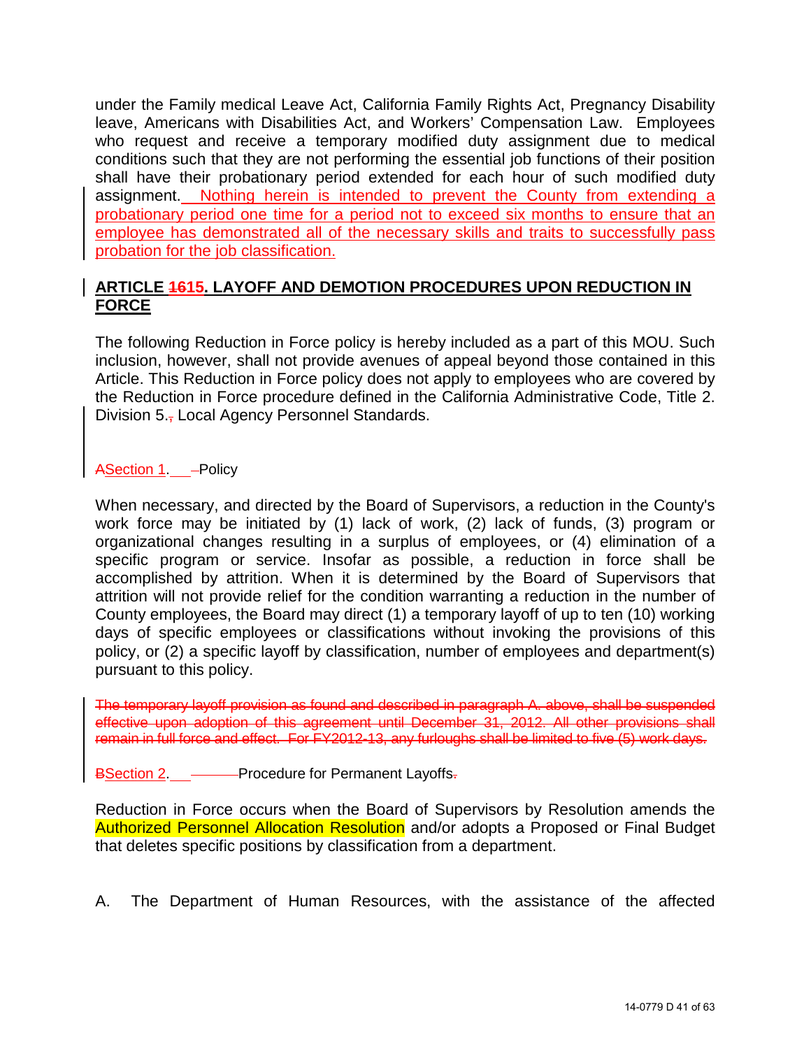under the Family medical Leave Act, California Family Rights Act, Pregnancy Disability leave, Americans with Disabilities Act, and Workers' Compensation Law. Employees who request and receive a temporary modified duty assignment due to medical conditions such that they are not performing the essential job functions of their position shall have their probationary period extended for each hour of such modified duty assignment. Nothing herein is intended to prevent the County from extending a probationary period one time for a period not to exceed six months to ensure that an employee has demonstrated all of the necessary skills and traits to successfully pass probation for the job classification.

## ARTICLE ~~16~~15. LAYOFF AND DEMOTION PROCEDURES UPON REDUCTION IN FORCE

The following Reduction in Force policy is hereby included as a part of this MOU. Such inclusion, however, shall not provide avenues of appeal beyond those contained in this Article. This Reduction in Force policy does not apply to employees who are covered by the Reduction in Force procedure defined in the California Administrative Code, Title 2. Division 5.~~,~~ Local Agency Personnel Standards.

~~A~~Section 1. ~~–~~Policy

When necessary, and directed by the Board of Supervisors, a reduction in the County's work force may be initiated by (1) lack of work, (2) lack of funds, (3) program or organizational changes resulting in a surplus of employees, or (4) elimination of a specific program or service. Insofar as possible, a reduction in force shall be accomplished by attrition. When it is determined by the Board of Supervisors that attrition will not provide relief for the condition warranting a reduction in the number of County employees, the Board may direct (1) a temporary layoff of up to ten (10) working days of specific employees or classifications without invoking the provisions of this policy, or (2) a specific layoff by classification, number of employees and department(s) pursuant to this policy.

~~The temporary layoff provision as found and described in paragraph A. above, shall be suspended effective upon adoption of this agreement until December 31, 2012. All other provisions shall remain in full force and effect. For FY2012-13, any furloughs shall be limited to five (5) work days.~~

~~B~~Section 2. ~~—~~Procedure for Permanent Layoffs~~.~~

Reduction in Force occurs when the Board of Supervisors by Resolution amends the Authorized Personnel Allocation Resolution and/or adopts a Proposed or Final Budget that deletes specific positions by classification from a department.

A. The Department of Human Resources, with the assistance of the affected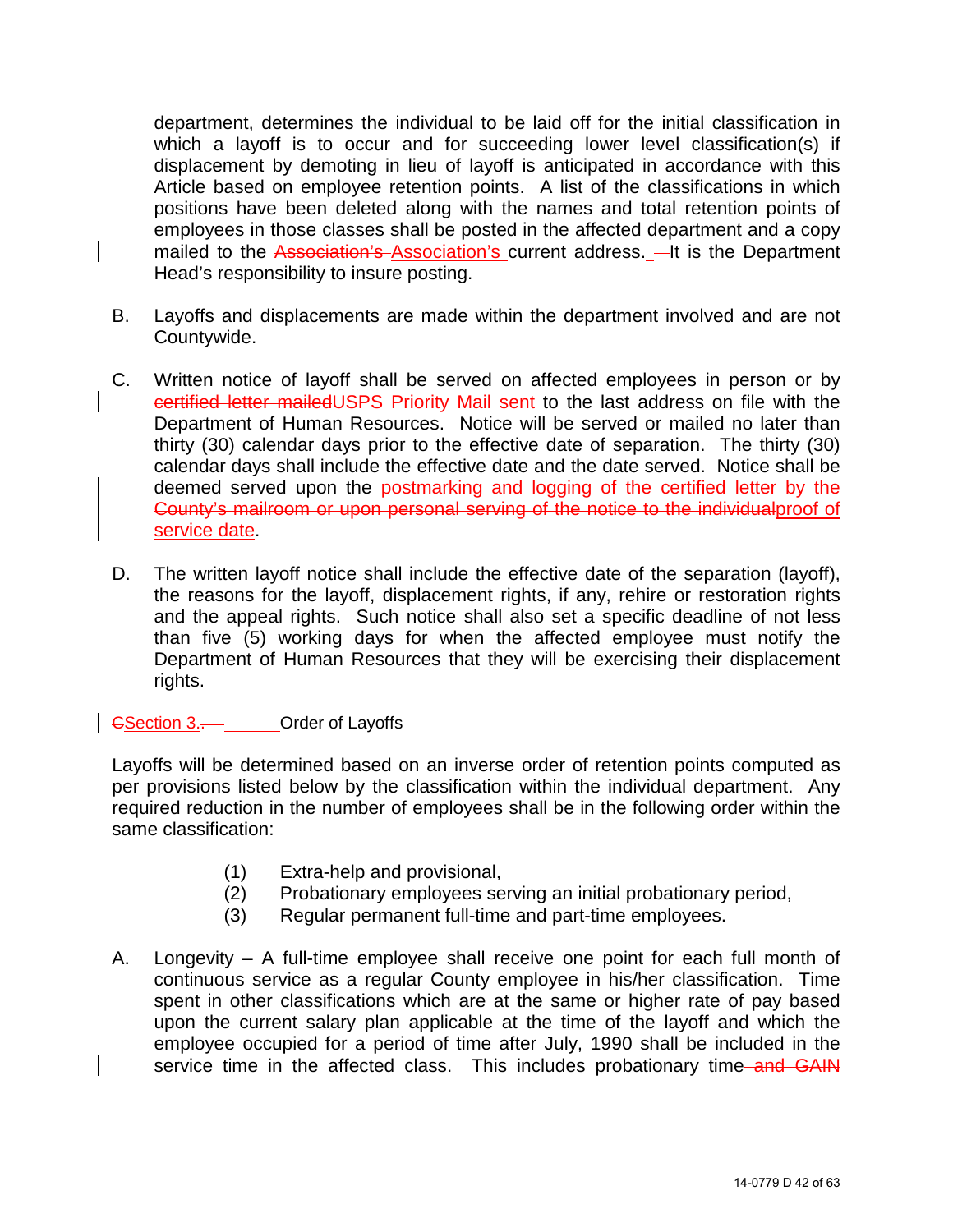department, determines the individual to be laid off for the initial classification in which a layoff is to occur and for succeeding lower level classification(s) if displacement by demoting in lieu of layoff is anticipated in accordance with this Article based on employee retention points. A list of the classifications in which positions have been deleted along with the names and total retention points of employees in those classes shall be posted in the affected department and a copy mailed to the ~~Association's~~ Association's current address. ~~—~~It is the Department Head's responsibility to insure posting.

B. Layoffs and displacements are made within the department involved and are not Countywide.

C. Written notice of layoff shall be served on affected employees in person or by ~~certified letter mailed~~USPS Priority Mail sent to the last address on file with the Department of Human Resources. Notice will be served or mailed no later than thirty (30) calendar days prior to the effective date of separation. The thirty (30) calendar days shall include the effective date and the date served. Notice shall be deemed served upon the ~~postmarking and logging of the certified letter by the County's mailroom or upon personal serving of the notice to the individual~~proof of service date.

D. The written layoff notice shall include the effective date of the separation (layoff), the reasons for the layoff, displacement rights, if any, rehire or restoration rights and the appeal rights. Such notice shall also set a specific deadline of not less than five (5) working days for when the affected employee must notify the Department of Human Resources that they will be exercising their displacement rights.

~~C~~Section 3.~~—~~ Order of Layoffs

Layoffs will be determined based on an inverse order of retention points computed as per provisions listed below by the classification within the individual department. Any required reduction in the number of employees shall be in the following order within the same classification:

(1) Extra-help and provisional,
(2) Probationary employees serving an initial probationary period,
(3) Regular permanent full-time and part-time employees.

A. Longevity – A full-time employee shall receive one point for each full month of continuous service as a regular County employee in his/her classification. Time spent in other classifications which are at the same or higher rate of pay based upon the current salary plan applicable at the time of the layoff and which the employee occupied for a period of time after July, 1990 shall be included in the service time in the affected class. This includes probationary time ~~and GAIN~~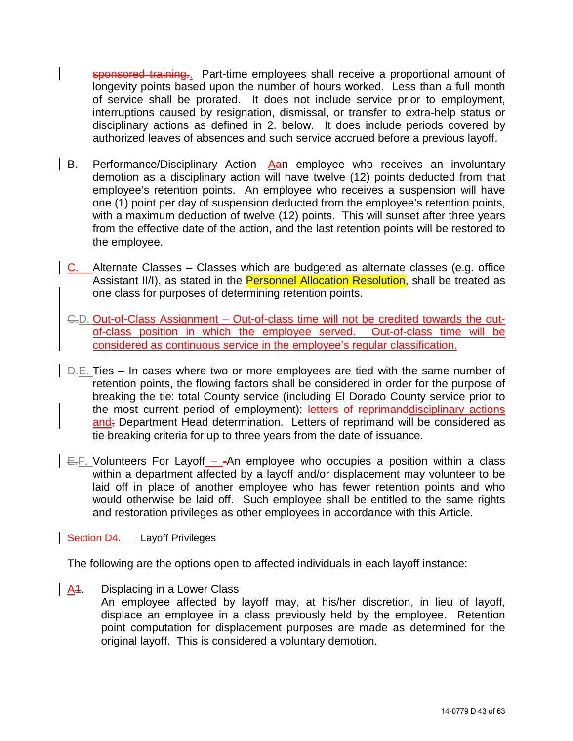~~sponsored training.~~. Part-time employees shall receive a proportional amount of longevity points based upon the number of hours worked. Less than a full month of service shall be prorated. It does not include service prior to employment, interruptions caused by resignation, dismissal, or transfer to extra-help status or disciplinary actions as defined in 2. below. It does include periods covered by authorized leaves of absences and such service accrued before a previous layoff.

B. Performance/Disciplinary Action- Aan employee who receives an involuntary demotion as a disciplinary action will have twelve (12) points deducted from that employee's retention points. An employee who receives a suspension will have one (1) point per day of suspension deducted from the employee's retention points, with a maximum deduction of twelve (12) points. This will sunset after three years from the effective date of the action, and the last retention points will be restored to the employee.

C. Alternate Classes – Classes which are budgeted as alternate classes (e.g. office Assistant II/I), as stated in the Personnel Allocation Resolution, shall be treated as one class for purposes of determining retention points.

~~C.~~D. Out-of-Class Assignment – Out-of-class time will not be credited towards the out-of-class position in which the employee served. Out-of-class time will be considered as continuous service in the employee's regular classification.

~~D.~~E. Ties – In cases where two or more employees are tied with the same number of retention points, the flowing factors shall be considered in order for the purpose of breaking the tie: total County service (including El Dorado County service prior to the most current period of employment); ~~letters of reprimand~~disciplinary actions and~~;~~ Department Head determination. Letters of reprimand will be considered as tie breaking criteria for up to three years from the date of issuance.

~~E.~~F. Volunteers For Layoff – ~~-~~An employee who occupies a position within a class within a department affected by a layoff and/or displacement may volunteer to be laid off in place of another employee who has fewer retention points and who would otherwise be laid off. Such employee shall be entitled to the same rights and restoration privileges as other employees in accordance with this Article.

Section ~~D~~4. ~~-~~Layoff Privileges

The following are the options open to affected individuals in each layoff instance:

A~~1~~. Displacing in a Lower Class
An employee affected by layoff may, at his/her discretion, in lieu of layoff, displace an employee in a class previously held by the employee. Retention point computation for displacement purposes are made as determined for the original layoff. This is considered a voluntary demotion.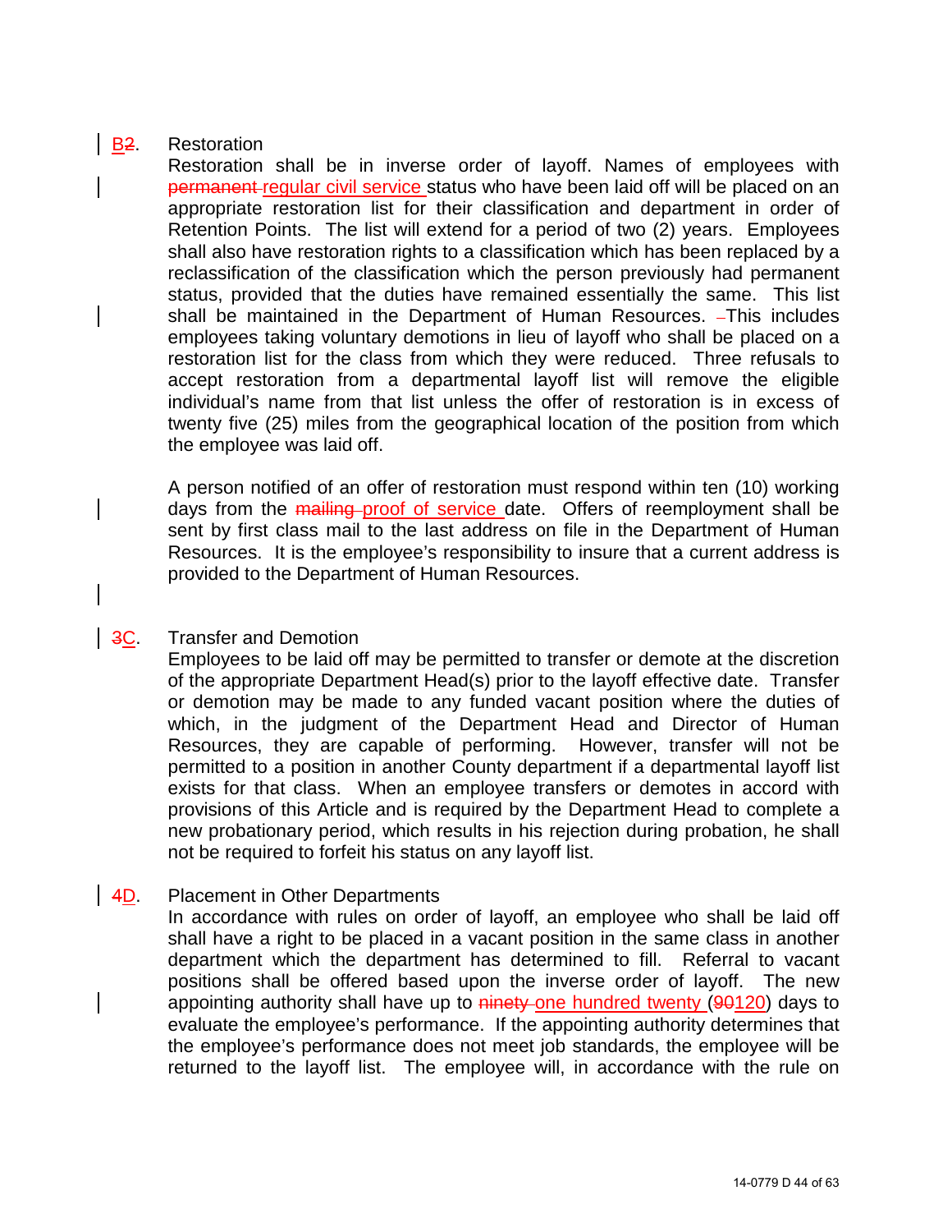B~~2~~. Restoration

Restoration shall be in inverse order of layoff. Names of employees with ~~permanent~~ regular civil service status who have been laid off will be placed on an appropriate restoration list for their classification and department in order of Retention Points. The list will extend for a period of two (2) years. Employees shall also have restoration rights to a classification which has been replaced by a reclassification of the classification which the person previously had permanent status, provided that the duties have remained essentially the same. This list shall be maintained in the Department of Human Resources. This includes employees taking voluntary demotions in lieu of layoff who shall be placed on a restoration list for the class from which they were reduced. Three refusals to accept restoration from a departmental layoff list will remove the eligible individual's name from that list unless the offer of restoration is in excess of twenty five (25) miles from the geographical location of the position from which the employee was laid off.

A person notified of an offer of restoration must respond within ten (10) working days from the ~~mailing~~ proof of service date. Offers of reemployment shall be sent by first class mail to the last address on file in the Department of Human Resources. It is the employee's responsibility to insure that a current address is provided to the Department of Human Resources.

~~3~~C. Transfer and Demotion

Employees to be laid off may be permitted to transfer or demote at the discretion of the appropriate Department Head(s) prior to the layoff effective date. Transfer or demotion may be made to any funded vacant position where the duties of which, in the judgment of the Department Head and Director of Human Resources, they are capable of performing. However, transfer will not be permitted to a position in another County department if a departmental layoff list exists for that class. When an employee transfers or demotes in accord with provisions of this Article and is required by the Department Head to complete a new probationary period, which results in his rejection during probation, he shall not be required to forfeit his status on any layoff list.

~~4~~D. Placement in Other Departments

In accordance with rules on order of layoff, an employee who shall be laid off shall have a right to be placed in a vacant position in the same class in another department which the department has determined to fill. Referral to vacant positions shall be offered based upon the inverse order of layoff. The new appointing authority shall have up to ~~ninety~~ one hundred twenty (~~90~~120) days to evaluate the employee's performance. If the appointing authority determines that the employee's performance does not meet job standards, the employee will be returned to the layoff list. The employee will, in accordance with the rule on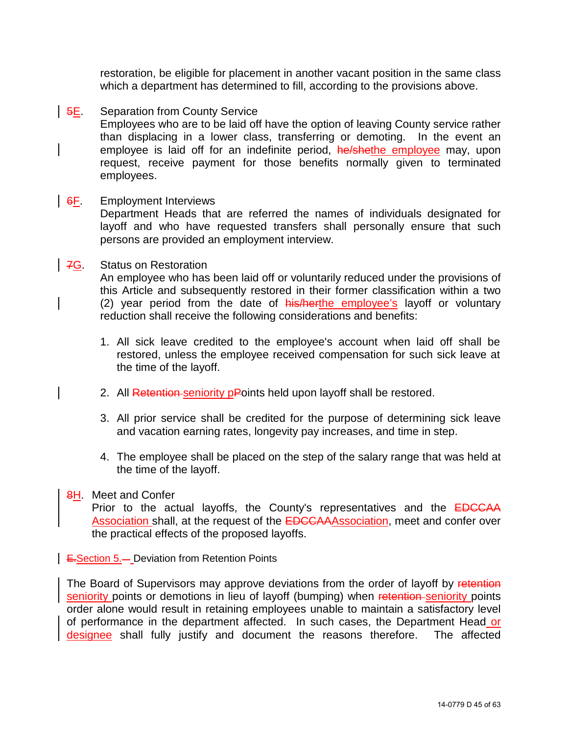restoration, be eligible for placement in another vacant position in the same class which a department has determined to fill, according to the provisions above.

~~5~~E. Separation from County Service
Employees who are to be laid off have the option of leaving County service rather than displacing in a lower class, transferring or demoting. In the event an employee is laid off for an indefinite period, ~~he/she~~the employee may, upon request, receive payment for those benefits normally given to terminated employees.

~~6~~F. Employment Interviews
Department Heads that are referred the names of individuals designated for layoff and who have requested transfers shall personally ensure that such persons are provided an employment interview.

~~7~~G. Status on Restoration
An employee who has been laid off or voluntarily reduced under the provisions of this Article and subsequently restored in their former classification within a two (2) year period from the date of ~~his/her~~the employee's layoff or voluntary reduction shall receive the following considerations and benefits:

1. All sick leave credited to the employee's account when laid off shall be restored, unless the employee received compensation for such sick leave at the time of the layoff.

2. All ~~Retention~~ seniority p~~P~~oints held upon layoff shall be restored.

3. All prior service shall be credited for the purpose of determining sick leave and vacation earning rates, longevity pay increases, and time in step.

4. The employee shall be placed on the step of the salary range that was held at the time of the layoff.

~~8~~H. Meet and Confer
Prior to the actual layoffs, the County's representatives and the ~~EDCCAA~~ Association shall, at the request of the ~~EDCCAA~~Association, meet and confer over the practical effects of the proposed layoffs.

~~E.~~Section 5.~~ –~~ Deviation from Retention Points

The Board of Supervisors may approve deviations from the order of layoff by ~~retention~~ seniority points or demotions in lieu of layoff (bumping) when ~~retention~~ seniority points order alone would result in retaining employees unable to maintain a satisfactory level of performance in the department affected. In such cases, the Department Head or designee shall fully justify and document the reasons therefore. The affected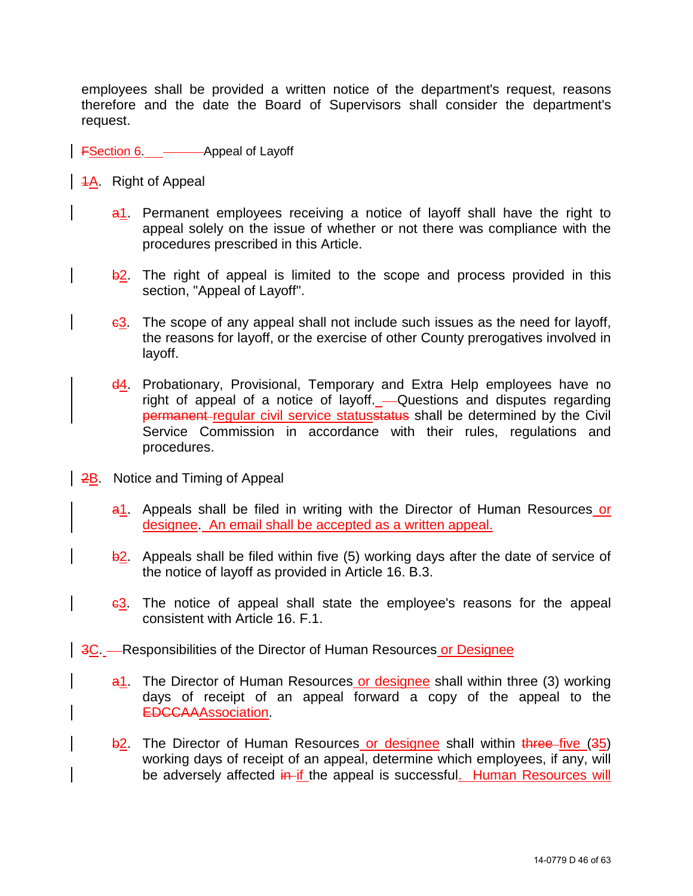employees shall be provided a written notice of the department's request, reasons therefore and the date the Board of Supervisors shall consider the department's request.

## ~~F~~Section 6. Appeal of Layoff

~~1~~A. Right of Appeal

~~a~~1. Permanent employees receiving a notice of layoff shall have the right to appeal solely on the issue of whether or not there was compliance with the procedures prescribed in this Article.

~~b~~2. The right of appeal is limited to the scope and process provided in this section, "Appeal of Layoff".

~~c~~3. The scope of any appeal shall not include such issues as the need for layoff, the reasons for layoff, or the exercise of other County prerogatives involved in layoff.

~~d~~4. Probationary, Provisional, Temporary and Extra Help employees have no right of appeal of a notice of layoff. Questions and disputes regarding ~~permanent~~ regular civil service status~~status~~ shall be determined by the Civil Service Commission in accordance with their rules, regulations and procedures.

~~2~~B. Notice and Timing of Appeal

~~a~~1. Appeals shall be filed in writing with the Director of Human Resources or designee. An email shall be accepted as a written appeal.

~~b~~2. Appeals shall be filed within five (5) working days after the date of service of the notice of layoff as provided in Article 16. B.3.

~~c~~3. The notice of appeal shall state the employee's reasons for the appeal consistent with Article 16. F.1.

~~3~~C. Responsibilities of the Director of Human Resources or Designee

~~a~~1. The Director of Human Resources or designee shall within three (3) working days of receipt of an appeal forward a copy of the appeal to the ~~EDCCAA~~Association.

~~b~~2. The Director of Human Resources or designee shall within ~~three~~ five (~~3~~5) working days of receipt of an appeal, determine which employees, if any, will be adversely affected ~~in~~ if the appeal is successful. Human Resources will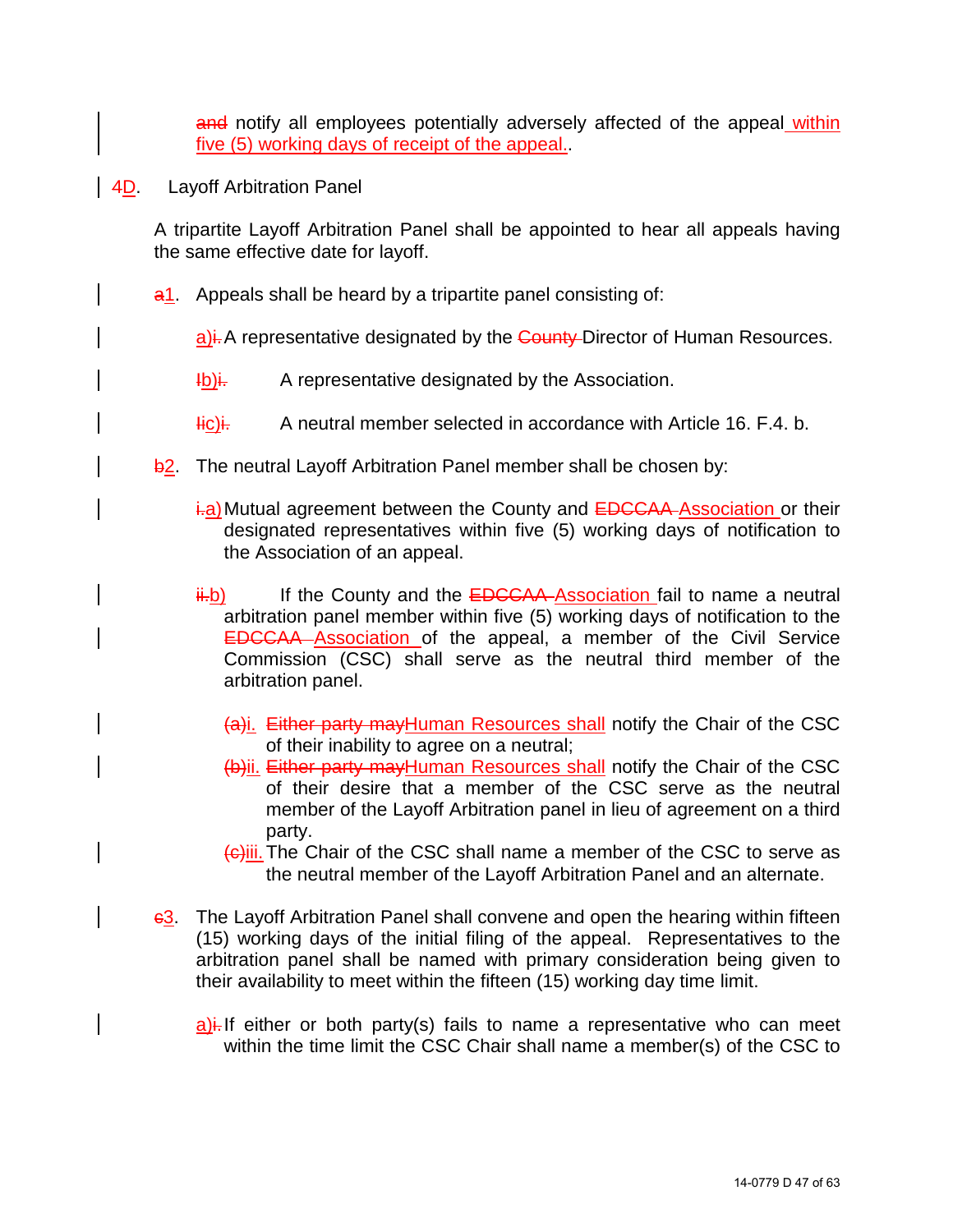~~and~~ notify all employees potentially adversely affected of the appeal within five (5) working days of receipt of the appeal..

4D. Layoff Arbitration Panel

A tripartite Layoff Arbitration Panel shall be appointed to hear all appeals having the same effective date for layoff.

~~a~~1. Appeals shall be heard by a tripartite panel consisting of:

a)~~i.~~ A representative designated by the ~~County~~ Director of Human Resources.

~~I~~b)~~i.~~ A representative designated by the Association.

~~I~~c)~~i.~~ A neutral member selected in accordance with Article 16. F.4. b.

~~b~~2. The neutral Layoff Arbitration Panel member shall be chosen by:

~~i.~~a) Mutual agreement between the County and ~~EDCCAA~~ Association or their designated representatives within five (5) working days of notification to the Association of an appeal.

~~ii.~~b) If the County and the ~~EDCCAA~~ Association fail to name a neutral arbitration panel member within five (5) working days of notification to the ~~EDCCAA~~ Association of the appeal, a member of the Civil Service Commission (CSC) shall serve as the neutral third member of the arbitration panel.

~~(a)~~i. ~~Either party may~~Human Resources shall notify the Chair of the CSC of their inability to agree on a neutral;
~~(b)~~ii. ~~Either party may~~Human Resources shall notify the Chair of the CSC of their desire that a member of the CSC serve as the neutral member of the Layoff Arbitration panel in lieu of agreement on a third party.
~~(c)~~iii. The Chair of the CSC shall name a member of the CSC to serve as the neutral member of the Layoff Arbitration Panel and an alternate.

~~c~~3. The Layoff Arbitration Panel shall convene and open the hearing within fifteen (15) working days of the initial filing of the appeal. Representatives to the arbitration panel shall be named with primary consideration being given to their availability to meet within the fifteen (15) working day time limit.

a)~~i.~~ If either or both party(s) fails to name a representative who can meet within the time limit the CSC Chair shall name a member(s) of the CSC to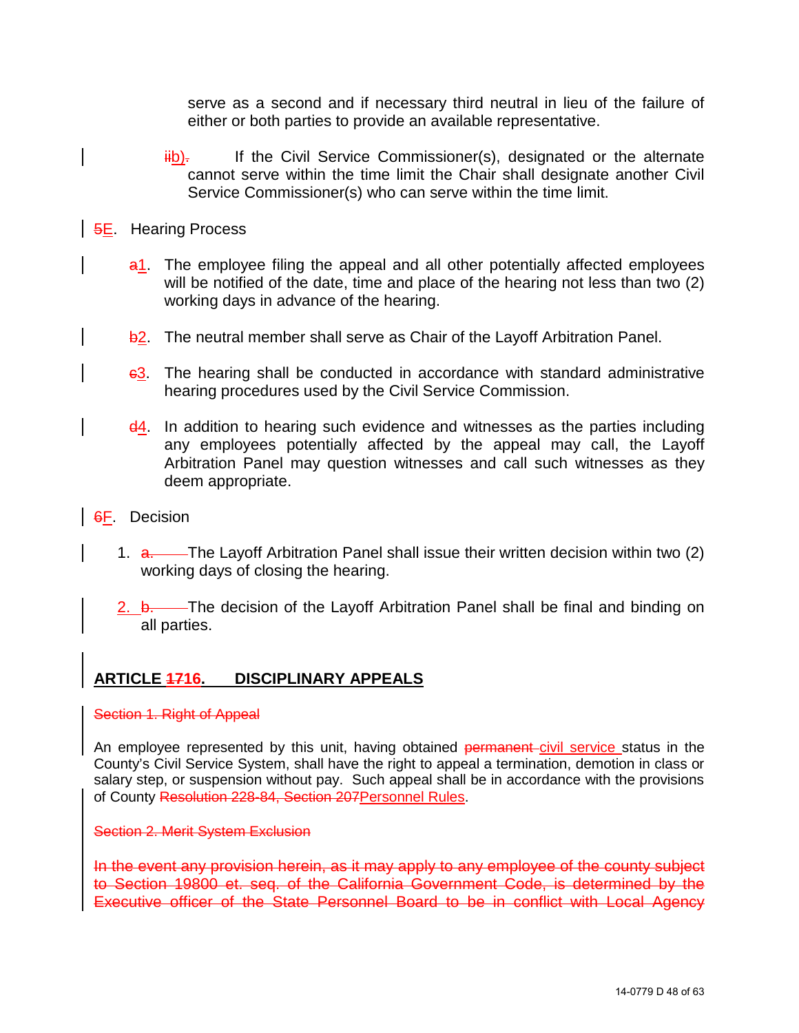serve as a second and if necessary third neutral in lieu of the failure of either or both parties to provide an available representative.

~~ii~~b). If the Civil Service Commissioner(s), designated or the alternate cannot serve within the time limit the Chair shall designate another Civil Service Commissioner(s) who can serve within the time limit.

~~5~~E. Hearing Process

~~a~~1. The employee filing the appeal and all other potentially affected employees will be notified of the date, time and place of the hearing not less than two (2) working days in advance of the hearing.

~~b~~2. The neutral member shall serve as Chair of the Layoff Arbitration Panel.

~~c~~3. The hearing shall be conducted in accordance with standard administrative hearing procedures used by the Civil Service Commission.

~~d~~4. In addition to hearing such evidence and witnesses as the parties including any employees potentially affected by the appeal may call, the Layoff Arbitration Panel may question witnesses and call such witnesses as they deem appropriate.

~~6~~F. Decision

1. ~~a.~~ The Layoff Arbitration Panel shall issue their written decision within two (2) working days of closing the hearing.

2. ~~b.~~ The decision of the Layoff Arbitration Panel shall be final and binding on all parties.

## ARTICLE ~~17~~16. DISCIPLINARY APPEALS

~~Section 1. Right of Appeal~~

An employee represented by this unit, having obtained ~~permanent~~ civil service status in the County's Civil Service System, shall have the right to appeal a termination, demotion in class or salary step, or suspension without pay. Such appeal shall be in accordance with the provisions of County ~~Resolution 228-84, Section 207~~Personnel Rules.

~~Section 2. Merit System Exclusion~~

~~In the event any provision herein, as it may apply to any employee of the county subject to Section 19800 et. seq. of the California Government Code, is determined by the Executive officer of the State Personnel Board to be in conflict with Local Agency~~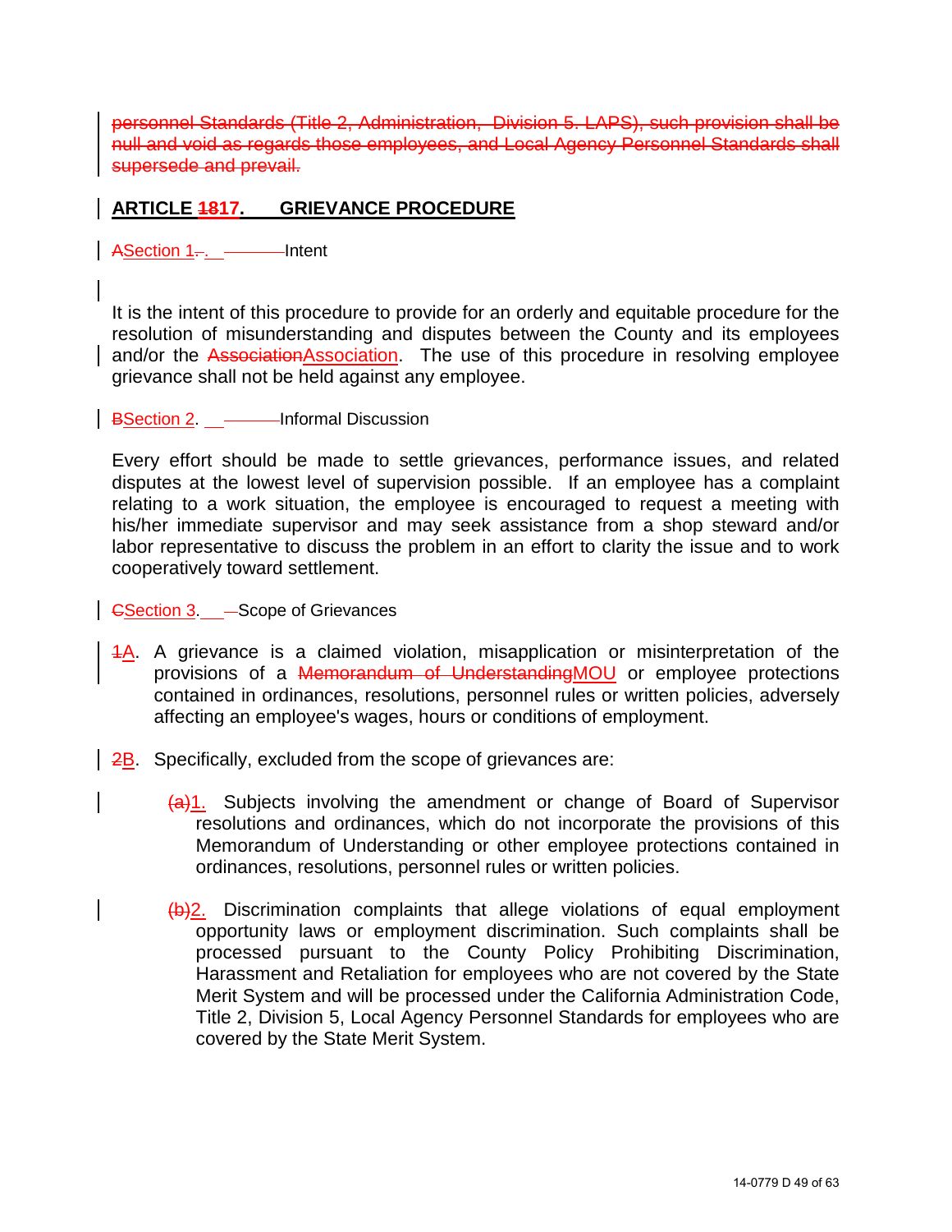personnel Standards (Title 2, Administration, Division 5. LAPS), such provision shall be null and void as regards those employees, and Local Agency Personnel Standards shall supersede and prevail.

## ARTICLE 1817. GRIEVANCE PROCEDURE

ASection 1.-. Intent

It is the intent of this procedure to provide for an orderly and equitable procedure for the resolution of misunderstanding and disputes between the County and its employees and/or the AssociationAssociation. The use of this procedure in resolving employee grievance shall not be held against any employee.

BSection 2. Informal Discussion

Every effort should be made to settle grievances, performance issues, and related disputes at the lowest level of supervision possible. If an employee has a complaint relating to a work situation, the employee is encouraged to request a meeting with his/her immediate supervisor and may seek assistance from a shop steward and/or labor representative to discuss the problem in an effort to clarity the issue and to work cooperatively toward settlement.

CSection 3. Scope of Grievances

1A. A grievance is a claimed violation, misapplication or misinterpretation of the provisions of a Memorandum of UnderstandingMOU or employee protections contained in ordinances, resolutions, personnel rules or written policies, adversely affecting an employee's wages, hours or conditions of employment.

2B. Specifically, excluded from the scope of grievances are:

(a)1. Subjects involving the amendment or change of Board of Supervisor resolutions and ordinances, which do not incorporate the provisions of this Memorandum of Understanding or other employee protections contained in ordinances, resolutions, personnel rules or written policies.

(b)2. Discrimination complaints that allege violations of equal employment opportunity laws or employment discrimination. Such complaints shall be processed pursuant to the County Policy Prohibiting Discrimination, Harassment and Retaliation for employees who are not covered by the State Merit System and will be processed under the California Administration Code, Title 2, Division 5, Local Agency Personnel Standards for employees who are covered by the State Merit System.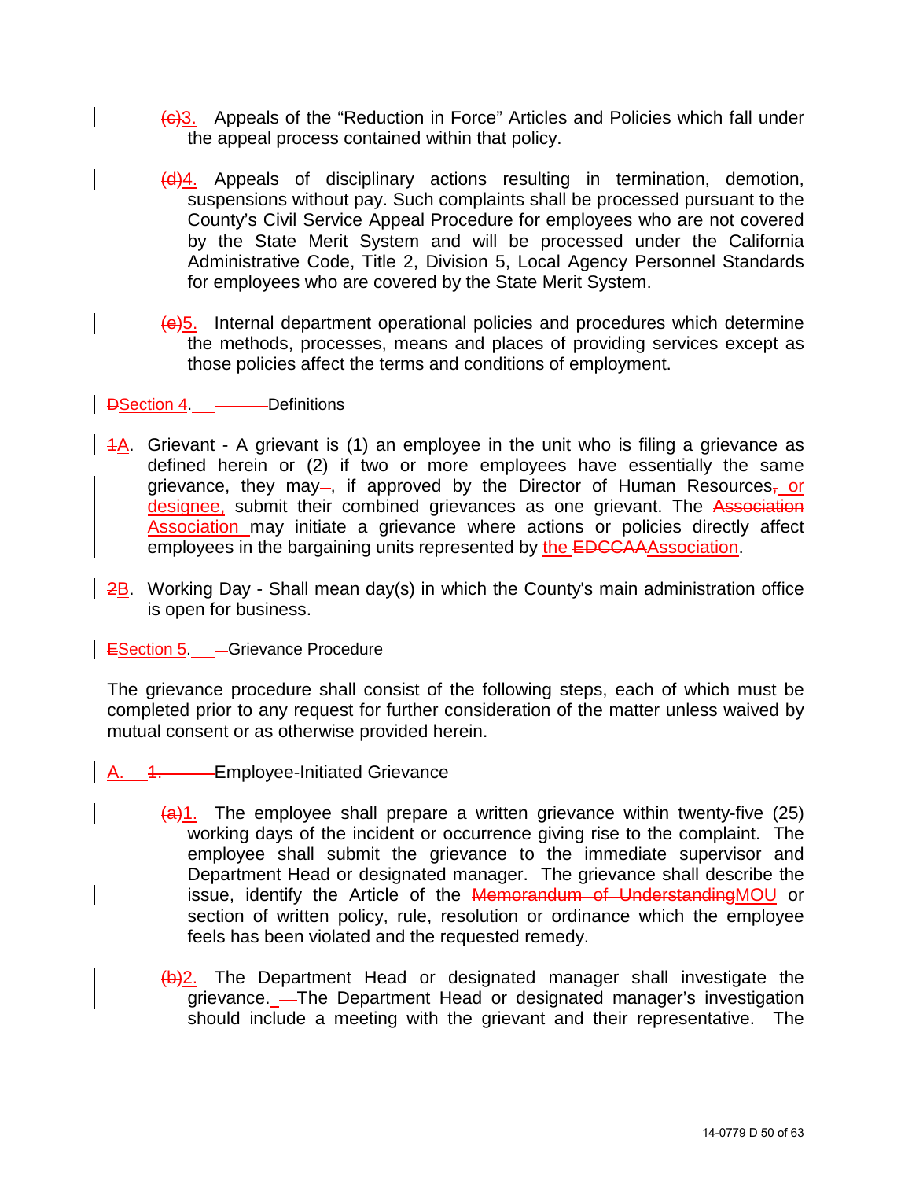~~(c)~~3. Appeals of the "Reduction in Force" Articles and Policies which fall under the appeal process contained within that policy.

~~(d)~~4. Appeals of disciplinary actions resulting in termination, demotion, suspensions without pay. Such complaints shall be processed pursuant to the County's Civil Service Appeal Procedure for employees who are not covered by the State Merit System and will be processed under the California Administrative Code, Title 2, Division 5, Local Agency Personnel Standards for employees who are covered by the State Merit System.

~~(e)~~5. Internal department operational policies and procedures which determine the methods, processes, means and places of providing services except as those policies affect the terms and conditions of employment.

~~D~~Section 4. Definitions

~~1~~A. Grievant - A grievant is (1) an employee in the unit who is filing a grievance as defined herein or (2) if two or more employees have essentially the same grievance, they may, if approved by the Director of Human Resources~~,~~ or designee, submit their combined grievances as one grievant. The ~~Association~~ Association may initiate a grievance where actions or policies directly affect employees in the bargaining units represented by the ~~EDCCAA~~Association.

~~2~~B. Working Day - Shall mean day(s) in which the County's main administration office is open for business.

~~E~~Section 5. Grievance Procedure

The grievance procedure shall consist of the following steps, each of which must be completed prior to any request for further consideration of the matter unless waived by mutual consent or as otherwise provided herein.

A. ~~1.~~ Employee-Initiated Grievance

~~(a)~~1. The employee shall prepare a written grievance within twenty-five (25) working days of the incident or occurrence giving rise to the complaint. The employee shall submit the grievance to the immediate supervisor and Department Head or designated manager. The grievance shall describe the issue, identify the Article of the ~~Memorandum of Understanding~~MOU or section of written policy, rule, resolution or ordinance which the employee feels has been violated and the requested remedy.

~~(b)~~2. The Department Head or designated manager shall investigate the grievance. The Department Head or designated manager's investigation should include a meeting with the grievant and their representative. The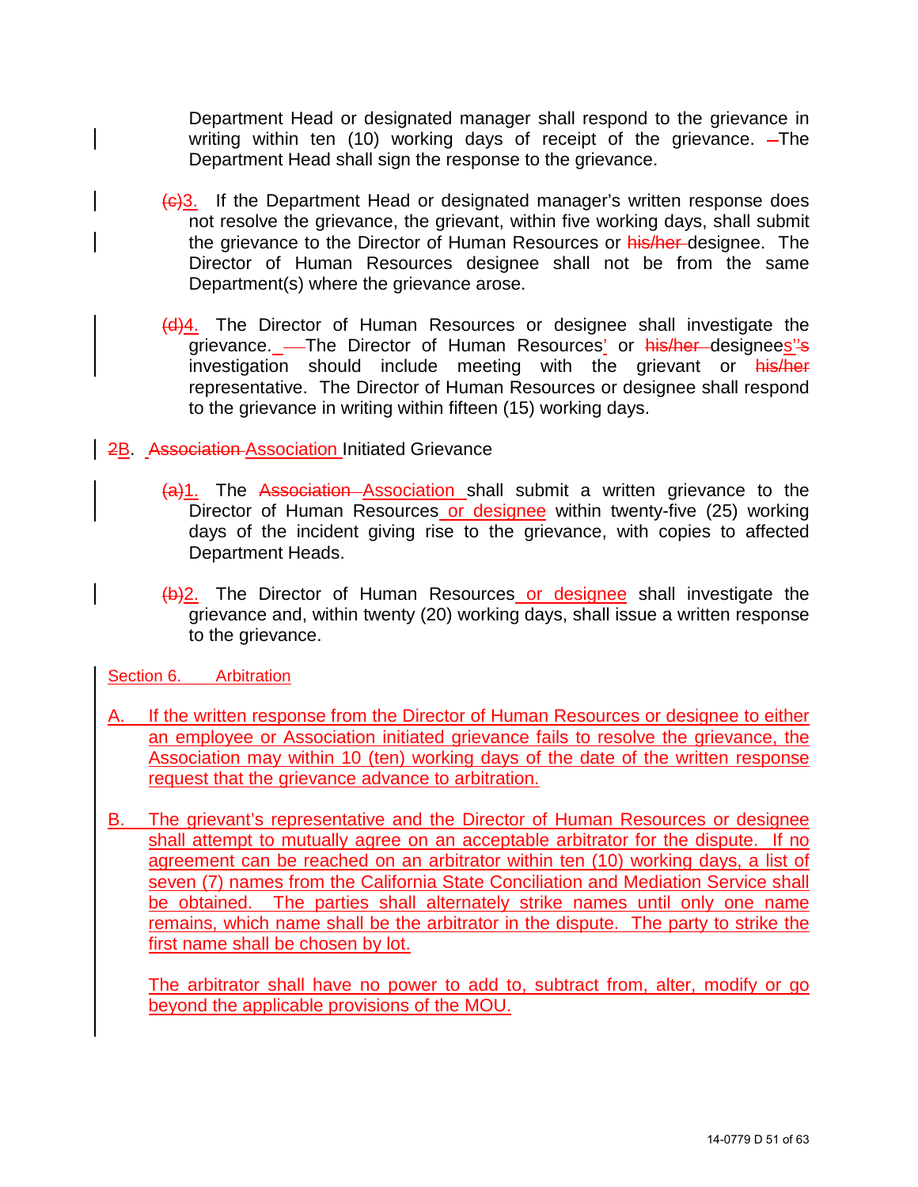Department Head or designated manager shall respond to the grievance in writing within ten (10) working days of receipt of the grievance. –The Department Head shall sign the response to the grievance.

~~(c)~~3. If the Department Head or designated manager's written response does not resolve the grievance, the grievant, within five working days, shall submit the grievance to the Director of Human Resources or ~~his/her~~ designee. The Director of Human Resources designee shall not be from the same Department(s) where the grievance arose.

~~(d)~~4. The Director of Human Resources or designee shall investigate the grievance. —The Director of Human Resources' or ~~his/her~~ designees'~~'s~~ investigation should include meeting with the grievant or ~~his/her~~ representative. The Director of Human Resources or designee shall respond to the grievance in writing within fifteen (15) working days.

~~2~~B. ~~Association~~ Association Initiated Grievance

~~(a)~~1. The ~~Association~~ Association shall submit a written grievance to the Director of Human Resources or designee within twenty-five (25) working days of the incident giving rise to the grievance, with copies to affected Department Heads.

~~(b)~~2. The Director of Human Resources or designee shall investigate the grievance and, within twenty (20) working days, shall issue a written response to the grievance.

Section 6. Arbitration

A. If the written response from the Director of Human Resources or designee to either an employee or Association initiated grievance fails to resolve the grievance, the Association may within 10 (ten) working days of the date of the written response request that the grievance advance to arbitration.

B. The grievant's representative and the Director of Human Resources or designee shall attempt to mutually agree on an acceptable arbitrator for the dispute. If no agreement can be reached on an arbitrator within ten (10) working days, a list of seven (7) names from the California State Conciliation and Mediation Service shall be obtained. The parties shall alternately strike names until only one name remains, which name shall be the arbitrator in the dispute. The party to strike the first name shall be chosen by lot.

The arbitrator shall have no power to add to, subtract from, alter, modify or go beyond the applicable provisions of the MOU.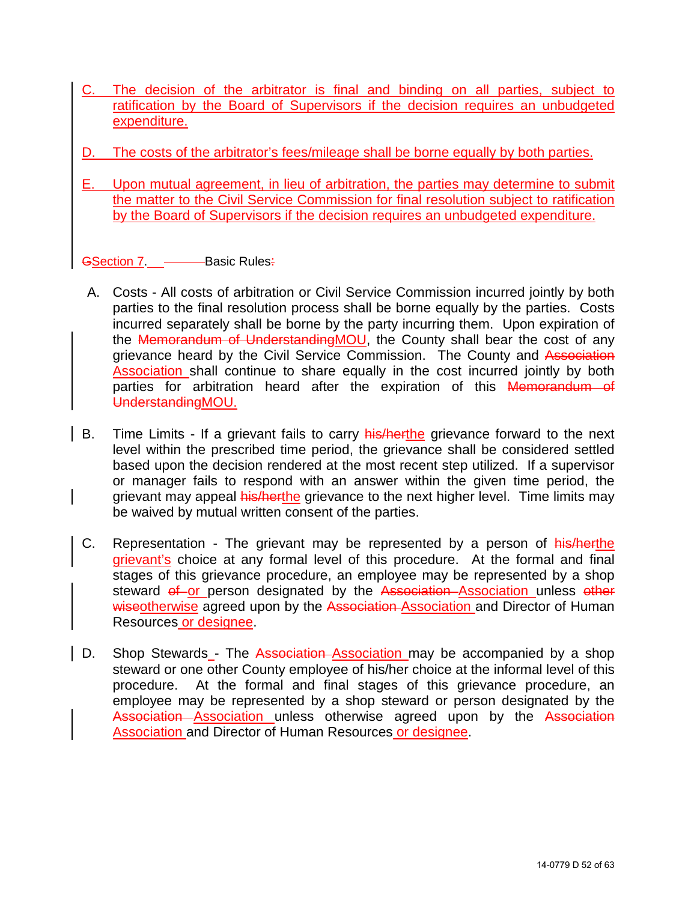C. The decision of the arbitrator is final and binding on all parties, subject to ratification by the Board of Supervisors if the decision requires an unbudgeted expenditure.

D. The costs of the arbitrator's fees/mileage shall be borne equally by both parties.

E. Upon mutual agreement, in lieu of arbitration, the parties may determine to submit the matter to the Civil Service Commission for final resolution subject to ratification by the Board of Supervisors if the decision requires an unbudgeted expenditure.

GSection 7. Basic Rules:

A. Costs - All costs of arbitration or Civil Service Commission incurred jointly by both parties to the final resolution process shall be borne equally by the parties. Costs incurred separately shall be borne by the party incurring them. Upon expiration of the Memorandum of UnderstandingMOU, the County shall bear the cost of any grievance heard by the Civil Service Commission. The County and Association Association shall continue to share equally in the cost incurred jointly by both parties for arbitration heard after the expiration of this Memorandum of UnderstandingMOU.

B. Time Limits - If a grievant fails to carry his/herthe grievance forward to the next level within the prescribed time period, the grievance shall be considered settled based upon the decision rendered at the most recent step utilized. If a supervisor or manager fails to respond with an answer within the given time period, the grievant may appeal his/herthe grievance to the next higher level. Time limits may be waived by mutual written consent of the parties.

C. Representation - The grievant may be represented by a person of his/herthe grievant's choice at any formal level of this procedure. At the formal and final stages of this grievance procedure, an employee may be represented by a shop steward of or person designated by the Association Association unless other wiseotherwise agreed upon by the Association Association and Director of Human Resources or designee.

D. Shop Stewards - The Association Association may be accompanied by a shop steward or one other County employee of his/her choice at the informal level of this procedure. At the formal and final stages of this grievance procedure, an employee may be represented by a shop steward or person designated by the Association Association unless otherwise agreed upon by the Association Association and Director of Human Resources or designee.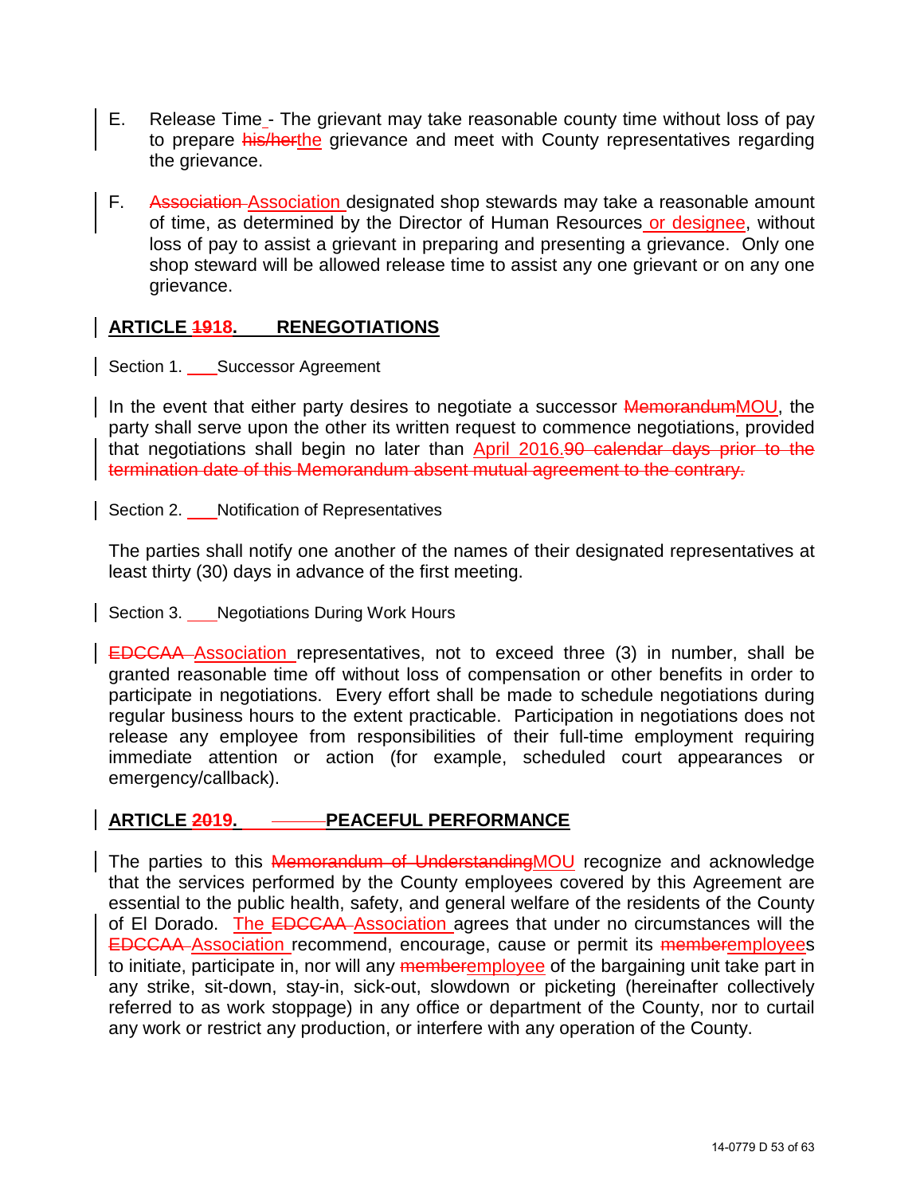E. Release Time - The grievant may take reasonable county time without loss of pay to prepare ~~his/her~~the grievance and meet with County representatives regarding the grievance.

F. ~~Association~~ Association designated shop stewards may take a reasonable amount of time, as determined by the Director of Human Resources or designee, without loss of pay to assist a grievant in preparing and presenting a grievance. Only one shop steward will be allowed release time to assist any one grievant or on any one grievance.

## ARTICLE ~~19~~18. RENEGOTIATIONS

Section 1. Successor Agreement

In the event that either party desires to negotiate a successor ~~Memorandum~~MOU, the party shall serve upon the other its written request to commence negotiations, provided that negotiations shall begin no later than April 2016.~~90 calendar days prior to the termination date of this Memorandum absent mutual agreement to the contrary.~~

Section 2. Notification of Representatives

The parties shall notify one another of the names of their designated representatives at least thirty (30) days in advance of the first meeting.

Section 3. Negotiations During Work Hours

~~EDCCAA~~ Association representatives, not to exceed three (3) in number, shall be granted reasonable time off without loss of compensation or other benefits in order to participate in negotiations. Every effort shall be made to schedule negotiations during regular business hours to the extent practicable. Participation in negotiations does not release any employee from responsibilities of their full-time employment requiring immediate attention or action (for example, scheduled court appearances or emergency/callback).

## ARTICLE ~~20~~19. PEACEFUL PERFORMANCE

The parties to this ~~Memorandum of Understanding~~MOU recognize and acknowledge that the services performed by the County employees covered by this Agreement are essential to the public health, safety, and general welfare of the residents of the County of El Dorado. The ~~EDCCAA~~ Association agrees that under no circumstances will the ~~EDCCAA~~ Association recommend, encourage, cause or permit its ~~member~~employees to initiate, participate in, nor will any ~~member~~employee of the bargaining unit take part in any strike, sit-down, stay-in, sick-out, slowdown or picketing (hereinafter collectively referred to as work stoppage) in any office or department of the County, nor to curtail any work or restrict any production, or interfere with any operation of the County.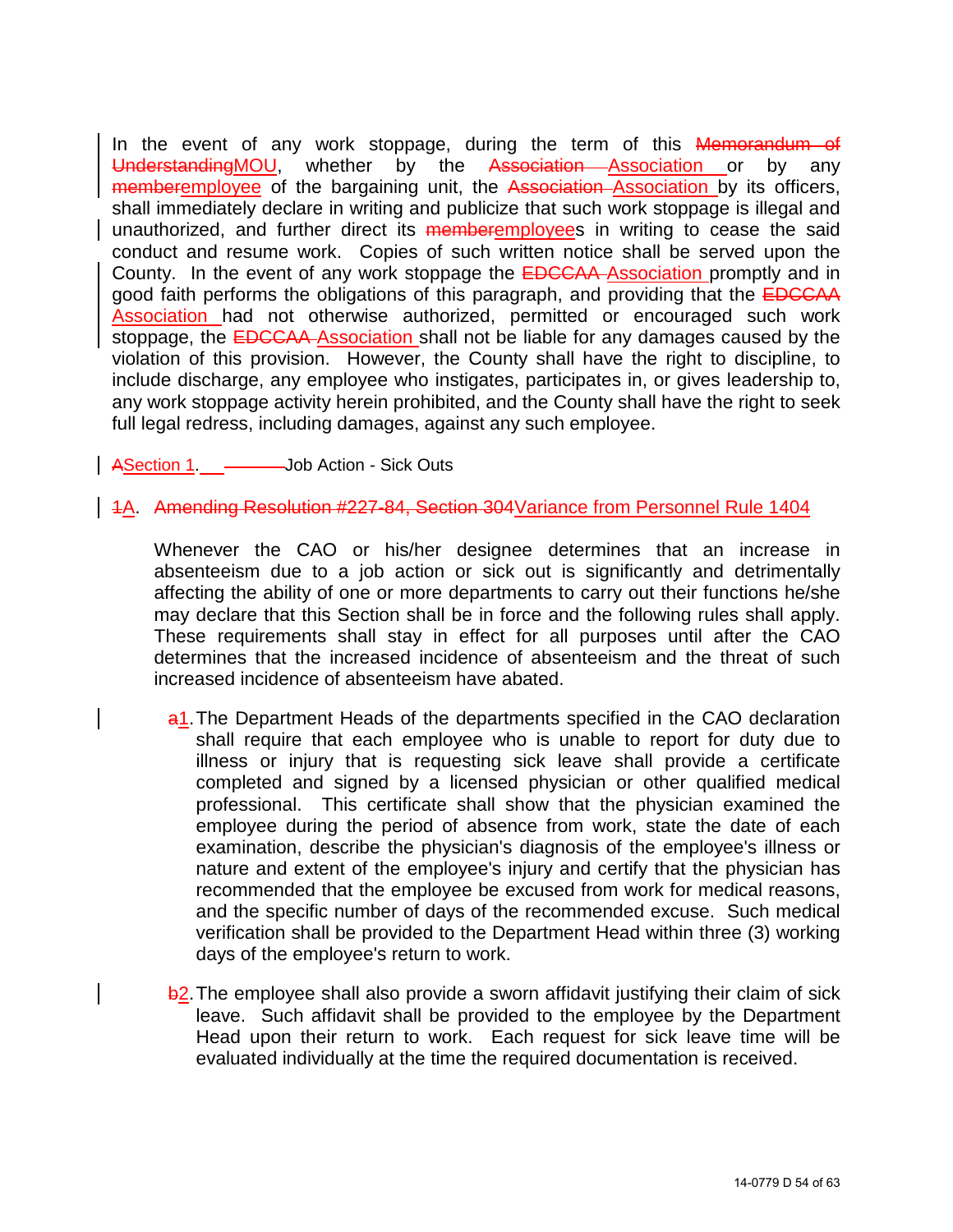In the event of any work stoppage, during the term of this ~~Memorandum of Understanding~~MOU, whether by the ~~Association~~ Association or by any ~~member~~employee of the bargaining unit, the ~~Association~~ Association by its officers, shall immediately declare in writing and publicize that such work stoppage is illegal and unauthorized, and further direct its ~~member~~employees in writing to cease the said conduct and resume work. Copies of such written notice shall be served upon the County. In the event of any work stoppage the ~~EDCCAA~~ Association promptly and in good faith performs the obligations of this paragraph, and providing that the ~~EDCCAA~~ Association had not otherwise authorized, permitted or encouraged such work stoppage, the ~~EDCCAA~~ Association shall not be liable for any damages caused by the violation of this provision. However, the County shall have the right to discipline, to include discharge, any employee who instigates, participates in, or gives leadership to, any work stoppage activity herein prohibited, and the County shall have the right to seek full legal redress, including damages, against any such employee.

~~A~~Section 1. Job Action - Sick Outs

~~1~~A. ~~Amending Resolution #227-84, Section 304~~Variance from Personnel Rule 1404

Whenever the CAO or his/her designee determines that an increase in absenteeism due to a job action or sick out is significantly and detrimentally affecting the ability of one or more departments to carry out their functions he/she may declare that this Section shall be in force and the following rules shall apply. These requirements shall stay in effect for all purposes until after the CAO determines that the increased incidence of absenteeism and the threat of such increased incidence of absenteeism have abated.

~~a~~1. The Department Heads of the departments specified in the CAO declaration shall require that each employee who is unable to report for duty due to illness or injury that is requesting sick leave shall provide a certificate completed and signed by a licensed physician or other qualified medical professional. This certificate shall show that the physician examined the employee during the period of absence from work, state the date of each examination, describe the physician's diagnosis of the employee's illness or nature and extent of the employee's injury and certify that the physician has recommended that the employee be excused from work for medical reasons, and the specific number of days of the recommended excuse. Such medical verification shall be provided to the Department Head within three (3) working days of the employee's return to work.

~~b~~2. The employee shall also provide a sworn affidavit justifying their claim of sick leave. Such affidavit shall be provided to the employee by the Department Head upon their return to work. Each request for sick leave time will be evaluated individually at the time the required documentation is received.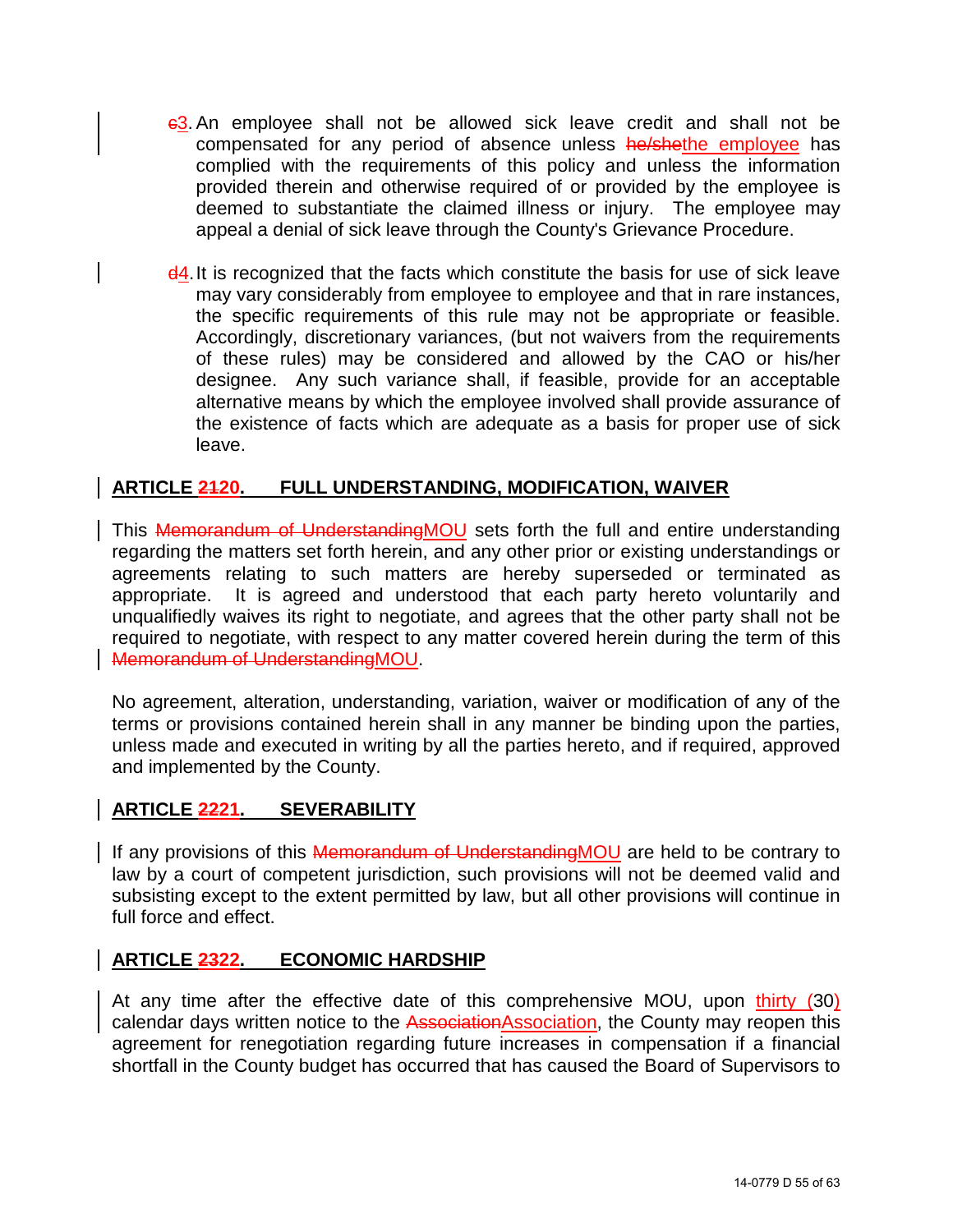c3. An employee shall not be allowed sick leave credit and shall not be compensated for any period of absence unless he/shethe employee has complied with the requirements of this policy and unless the information provided therein and otherwise required of or provided by the employee is deemed to substantiate the claimed illness or injury. The employee may appeal a denial of sick leave through the County's Grievance Procedure.

d4. It is recognized that the facts which constitute the basis for use of sick leave may vary considerably from employee to employee and that in rare instances, the specific requirements of this rule may not be appropriate or feasible. Accordingly, discretionary variances, (but not waivers from the requirements of these rules) may be considered and allowed by the CAO or his/her designee. Any such variance shall, if feasible, provide for an acceptable alternative means by which the employee involved shall provide assurance of the existence of facts which are adequate as a basis for proper use of sick leave.

## ARTICLE 2120. FULL UNDERSTANDING, MODIFICATION, WAIVER

This Memorandum of UnderstandingMOU sets forth the full and entire understanding regarding the matters set forth herein, and any other prior or existing understandings or agreements relating to such matters are hereby superseded or terminated as appropriate. It is agreed and understood that each party hereto voluntarily and unqualifiedly waives its right to negotiate, and agrees that the other party shall not be required to negotiate, with respect to any matter covered herein during the term of this Memorandum of UnderstandingMOU.

No agreement, alteration, understanding, variation, waiver or modification of any of the terms or provisions contained herein shall in any manner be binding upon the parties, unless made and executed in writing by all the parties hereto, and if required, approved and implemented by the County.

## ARTICLE 2221. SEVERABILITY

If any provisions of this Memorandum of UnderstandingMOU are held to be contrary to law by a court of competent jurisdiction, such provisions will not be deemed valid and subsisting except to the extent permitted by law, but all other provisions will continue in full force and effect.

## ARTICLE 2322. ECONOMIC HARDSHIP

At any time after the effective date of this comprehensive MOU, upon thirty (30) calendar days written notice to the AssociationAssociation, the County may reopen this agreement for renegotiation regarding future increases in compensation if a financial shortfall in the County budget has occurred that has caused the Board of Supervisors to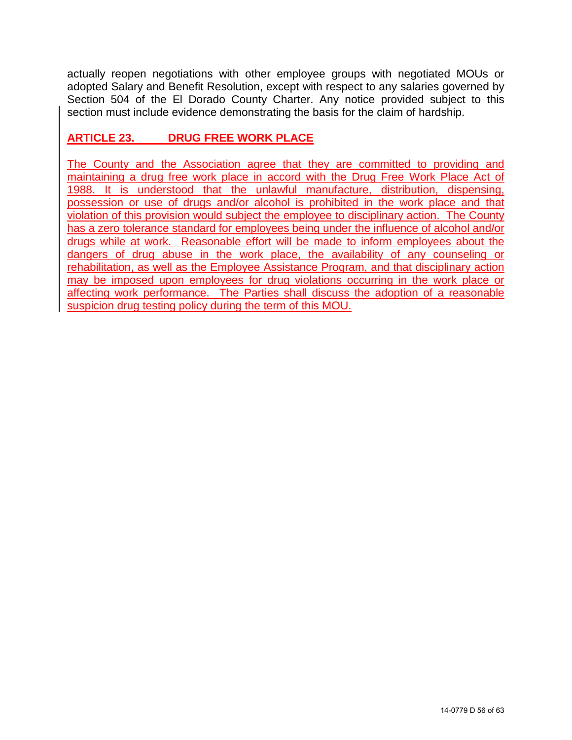actually reopen negotiations with other employee groups with negotiated MOUs or adopted Salary and Benefit Resolution, except with respect to any salaries governed by Section 504 of the El Dorado County Charter. Any notice provided subject to this section must include evidence demonstrating the basis for the claim of hardship.

## ARTICLE 23. DRUG FREE WORK PLACE

The County and the Association agree that they are committed to providing and maintaining a drug free work place in accord with the Drug Free Work Place Act of 1988. It is understood that the unlawful manufacture, distribution, dispensing, possession or use of drugs and/or alcohol is prohibited in the work place and that violation of this provision would subject the employee to disciplinary action. The County has a zero tolerance standard for employees being under the influence of alcohol and/or drugs while at work. Reasonable effort will be made to inform employees about the dangers of drug abuse in the work place, the availability of any counseling or rehabilitation, as well as the Employee Assistance Program, and that disciplinary action may be imposed upon employees for drug violations occurring in the work place or affecting work performance. The Parties shall discuss the adoption of a reasonable suspicion drug testing policy during the term of this MOU.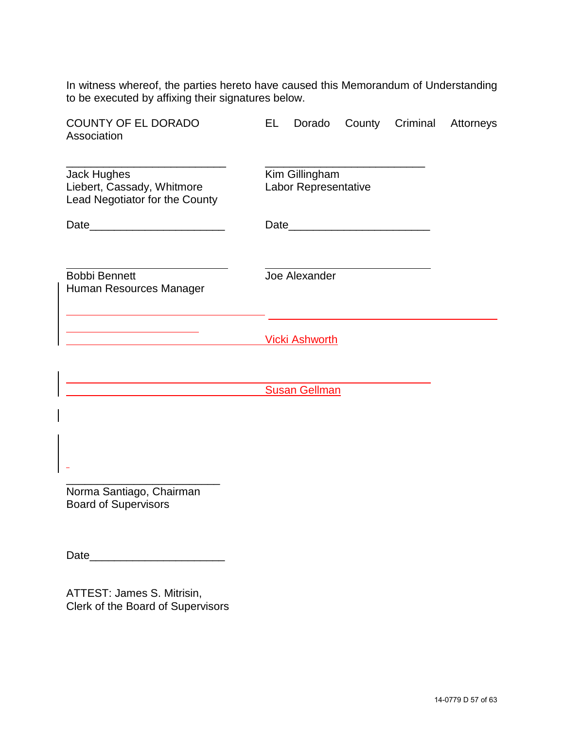In witness whereof, the parties hereto have caused this Memorandum of Understanding to be executed by affixing their signatures below.

COUNTY OF EL DORADO

EL Dorado County Criminal Attorneys Association

\_\_\_\_\_\_\_\_\_\_\_\_\_\_\_\_\_\_\_\_\_\_\_\_\_\_
Jack Hughes
Liebert, Cassady, Whitmore
Lead Negotiator for the County

Date\_\_\_\_\_\_\_\_\_\_\_\_\_\_\_\_\_\_\_\_\_\_

\_\_\_\_\_\_\_\_\_\_\_\_\_\_\_\_\_\_\_\_\_\_\_\_\_\_
Kim Gillingham
Labor Representative

Date\_\_\_\_\_\_\_\_\_\_\_\_\_\_\_\_\_\_\_\_\_\_

\_\_\_\_\_\_\_\_\_\_\_\_\_\_\_\_\_\_\_\_\_\_\_\_\_\_
Bobbi Bennett
Human Resources Manager

\_\_\_\_\_\_\_\_\_\_\_\_\_\_\_\_\_\_\_\_\_\_\_\_\_\_
Joe Alexander

\_\_\_\_\_\_\_\_\_\_\_\_\_\_\_\_\_\_\_\_\_\_\_\_\_\_
Vicki Ashworth

\_\_\_\_\_\_\_\_\_\_\_\_\_\_\_\_\_\_\_\_\_\_\_\_\_\_
Susan Gellman

\_\_\_\_\_\_\_\_\_\_\_\_\_\_\_\_\_\_\_\_\_\_\_\_\_\_
Norma Santiago, Chairman
Board of Supervisors

Date\_\_\_\_\_\_\_\_\_\_\_\_\_\_\_\_\_\_\_\_\_\_

ATTEST: James S. Mitrisin,
Clerk of the Board of Supervisors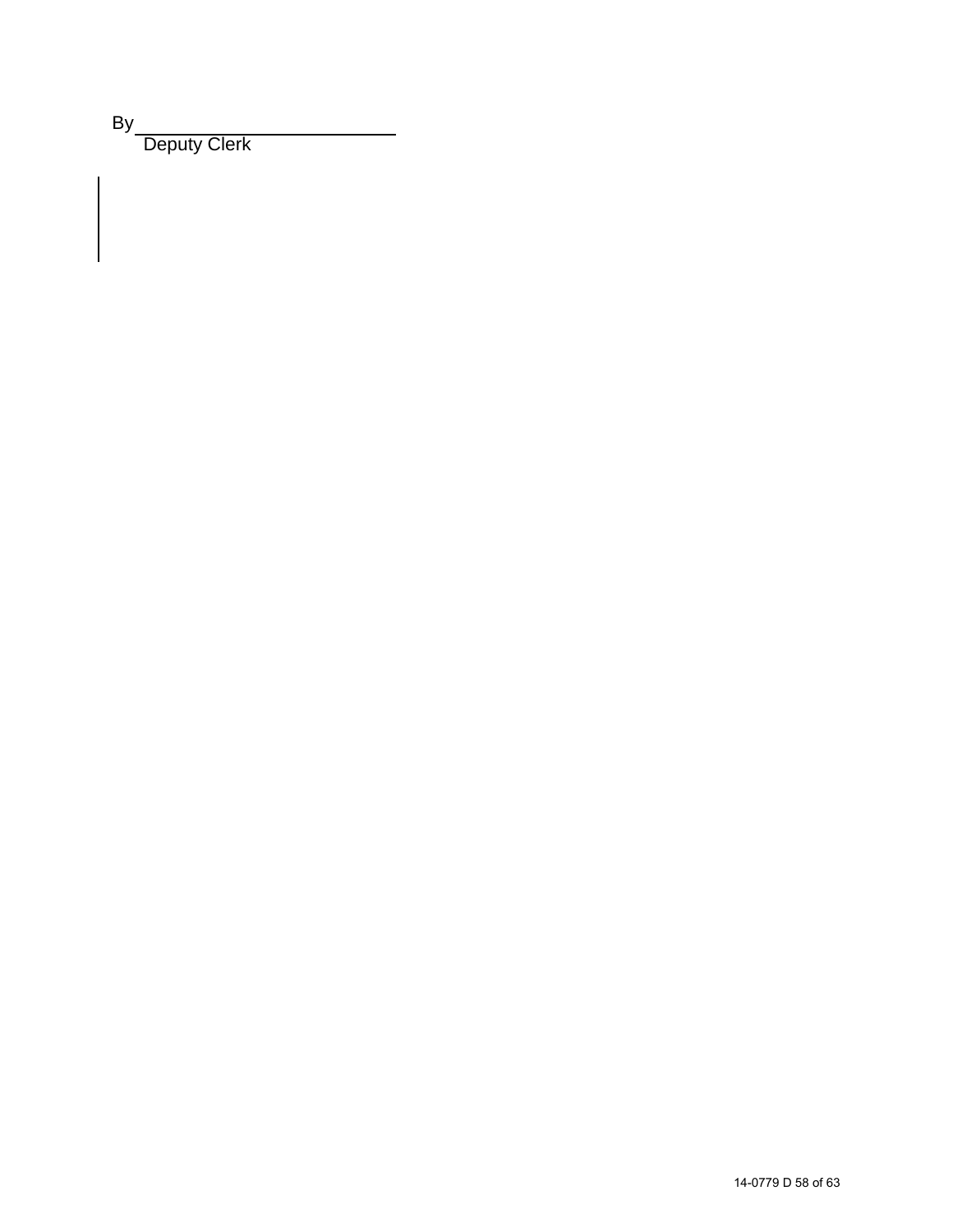By ____________________________

Deputy Clerk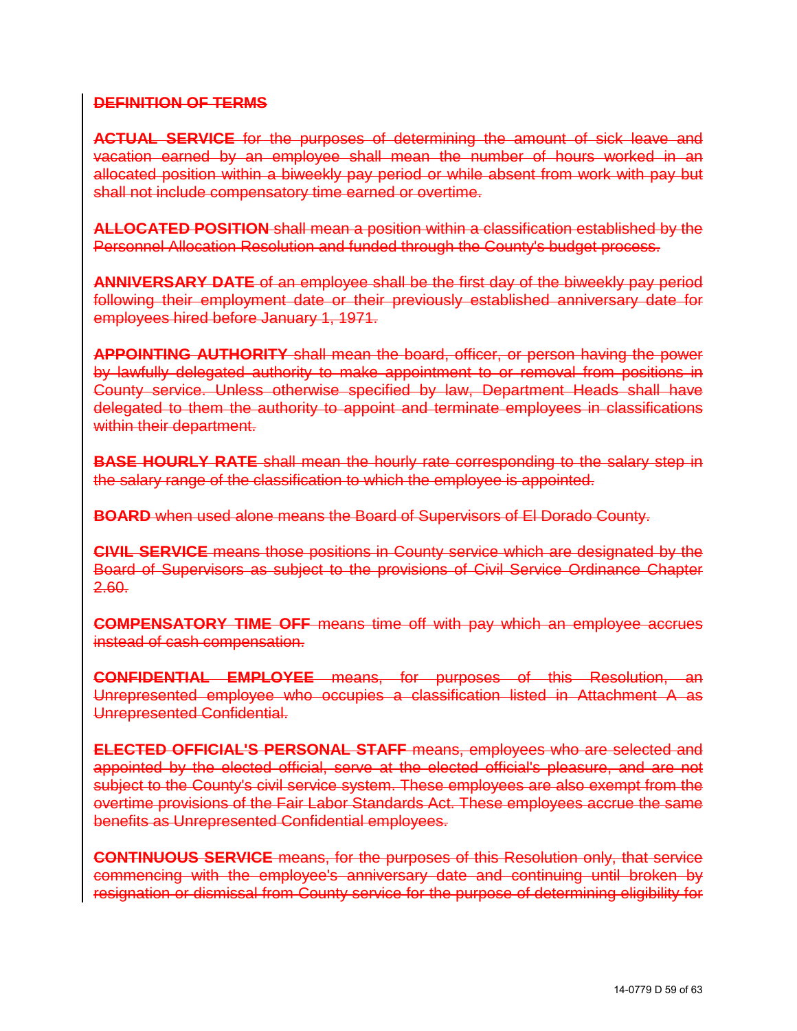## DEFINITION OF TERMS

**ACTUAL SERVICE** for the purposes of determining the amount of sick leave and vacation earned by an employee shall mean the number of hours worked in an allocated position within a biweekly pay period or while absent from work with pay but shall not include compensatory time earned or overtime.

**ALLOCATED POSITION** shall mean a position within a classification established by the Personnel Allocation Resolution and funded through the County's budget process.

**ANNIVERSARY DATE** of an employee shall be the first day of the biweekly pay period following their employment date or their previously established anniversary date for employees hired before January 1, 1971.

**APPOINTING AUTHORITY** shall mean the board, officer, or person having the power by lawfully delegated authority to make appointment to or removal from positions in County service. Unless otherwise specified by law, Department Heads shall have delegated to them the authority to appoint and terminate employees in classifications within their department.

**BASE HOURLY RATE** shall mean the hourly rate corresponding to the salary step in the salary range of the classification to which the employee is appointed.

**BOARD** when used alone means the Board of Supervisors of El Dorado County.

**CIVIL SERVICE** means those positions in County service which are designated by the Board of Supervisors as subject to the provisions of Civil Service Ordinance Chapter 2.60.

**COMPENSATORY TIME OFF** means time off with pay which an employee accrues instead of cash compensation.

**CONFIDENTIAL EMPLOYEE** means, for purposes of this Resolution, an Unrepresented employee who occupies a classification listed in Attachment A as Unrepresented Confidential.

**ELECTED OFFICIAL'S PERSONAL STAFF** means, employees who are selected and appointed by the elected official, serve at the elected official's pleasure, and are not subject to the County's civil service system. These employees are also exempt from the overtime provisions of the Fair Labor Standards Act. These employees accrue the same benefits as Unrepresented Confidential employees.

**CONTINUOUS SERVICE** means, for the purposes of this Resolution only, that service commencing with the employee's anniversary date and continuing until broken by resignation or dismissal from County service for the purpose of determining eligibility for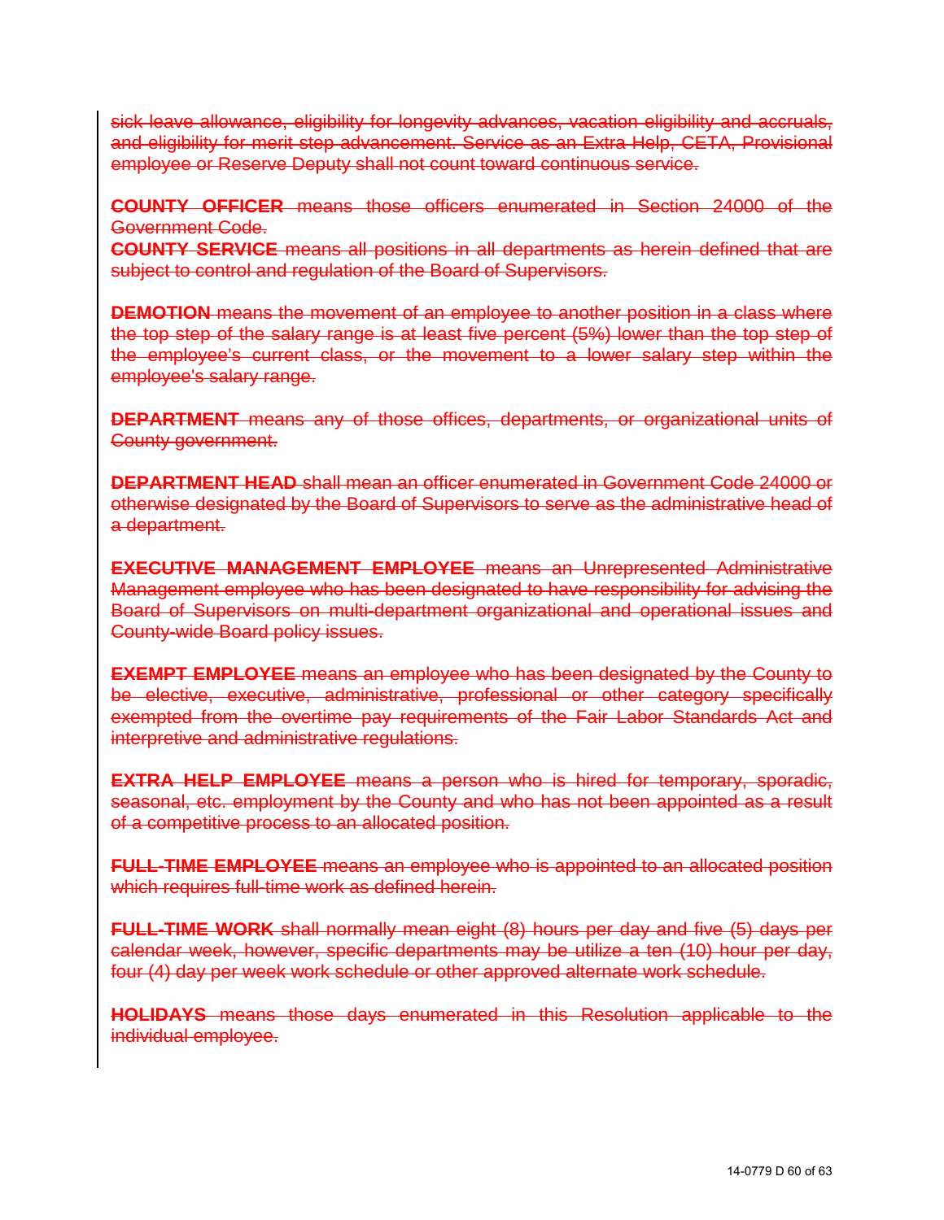~~sick leave allowance, eligibility for longevity advances, vacation eligibility and accruals, and eligibility for merit step advancement. Service as an Extra Help, CETA, Provisional employee or Reserve Deputy shall not count toward continuous service.~~

~~**COUNTY OFFICER** means those officers enumerated in Section 24000 of the Government Code.~~
~~**COUNTY SERVICE** means all positions in all departments as herein defined that are subject to control and regulation of the Board of Supervisors.~~

~~**DEMOTION** means the movement of an employee to another position in a class where the top step of the salary range is at least five percent (5%) lower than the top step of the employee's current class, or the movement to a lower salary step within the employee's salary range.~~

~~**DEPARTMENT** means any of those offices, departments, or organizational units of County government.~~

~~**DEPARTMENT HEAD** shall mean an officer enumerated in Government Code 24000 or otherwise designated by the Board of Supervisors to serve as the administrative head of a department.~~

~~**EXECUTIVE MANAGEMENT EMPLOYEE** means an Unrepresented Administrative Management employee who has been designated to have responsibility for advising the Board of Supervisors on multi-department organizational and operational issues and County-wide Board policy issues.~~

~~**EXEMPT EMPLOYEE** means an employee who has been designated by the County to be elective, executive, administrative, professional or other category specifically exempted from the overtime pay requirements of the Fair Labor Standards Act and interpretive and administrative regulations.~~

~~**EXTRA HELP EMPLOYEE** means a person who is hired for temporary, sporadic, seasonal, etc. employment by the County and who has not been appointed as a result of a competitive process to an allocated position.~~

~~**FULL-TIME EMPLOYEE** means an employee who is appointed to an allocated position which requires full-time work as defined herein.~~

~~**FULL-TIME WORK** shall normally mean eight (8) hours per day and five (5) days per calendar week, however, specific departments may be utilize a ten (10) hour per day, four (4) day per week work schedule or other approved alternate work schedule.~~

~~**HOLIDAYS** means those days enumerated in this Resolution applicable to the individual employee.~~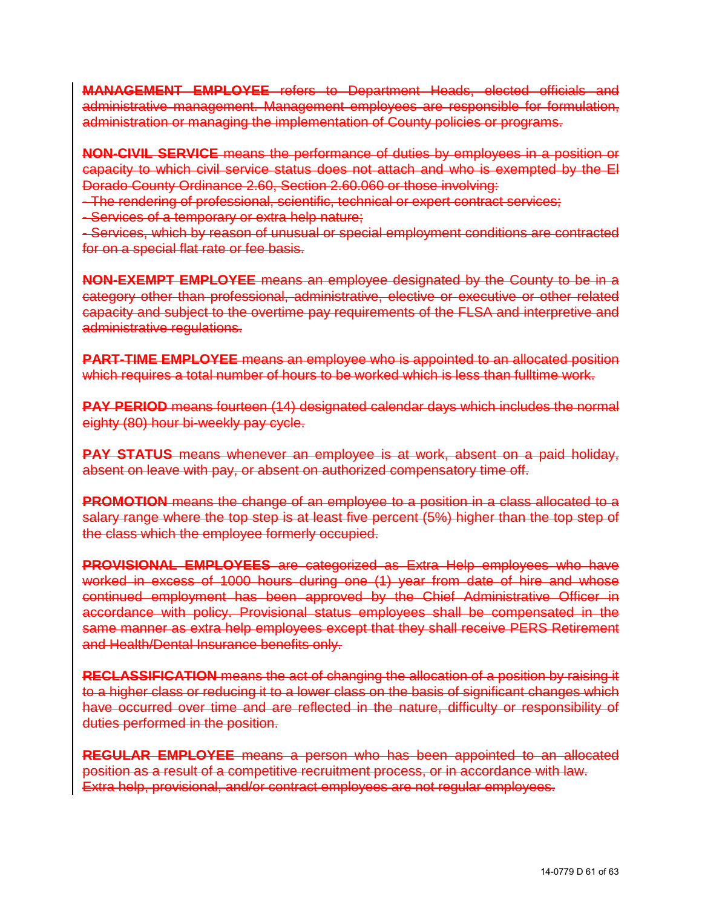~~**MANAGEMENT EMPLOYEE** refers to Department Heads, elected officials and administrative management. Management employees are responsible for formulation, administration or managing the implementation of County policies or programs.~~

~~**NON-CIVIL SERVICE** means the performance of duties by employees in a position or capacity to which civil service status does not attach and who is exempted by the El Dorado County Ordinance 2.60, Section 2.60.060 or those involving:~~
~~- The rendering of professional, scientific, technical or expert contract services;~~
~~- Services of a temporary or extra help nature;~~
~~- Services, which by reason of unusual or special employment conditions are contracted for on a special flat rate or fee basis.~~

~~**NON-EXEMPT EMPLOYEE** means an employee designated by the County to be in a category other than professional, administrative, elective or executive or other related capacity and subject to the overtime pay requirements of the FLSA and interpretive and administrative regulations.~~

~~**PART-TIME EMPLOYEE** means an employee who is appointed to an allocated position which requires a total number of hours to be worked which is less than fulltime work.~~

~~**PAY PERIOD** means fourteen (14) designated calendar days which includes the normal eighty (80) hour bi-weekly pay cycle.~~

~~**PAY STATUS** means whenever an employee is at work, absent on a paid holiday, absent on leave with pay, or absent on authorized compensatory time off.~~

~~**PROMOTION** means the change of an employee to a position in a class allocated to a salary range where the top step is at least five percent (5%) higher than the top step of the class which the employee formerly occupied.~~

~~**PROVISIONAL EMPLOYEES** are categorized as Extra Help employees who have worked in excess of 1000 hours during one (1) year from date of hire and whose continued employment has been approved by the Chief Administrative Officer in accordance with policy. Provisional status employees shall be compensated in the same manner as extra help employees except that they shall receive PERS Retirement and Health/Dental Insurance benefits only.~~

~~**RECLASSIFICATION** means the act of changing the allocation of a position by raising it to a higher class or reducing it to a lower class on the basis of significant changes which have occurred over time and are reflected in the nature, difficulty or responsibility of duties performed in the position.~~

~~**REGULAR EMPLOYEE** means a person who has been appointed to an allocated position as a result of a competitive recruitment process, or in accordance with law. Extra help, provisional, and/or contract employees are not regular employees.~~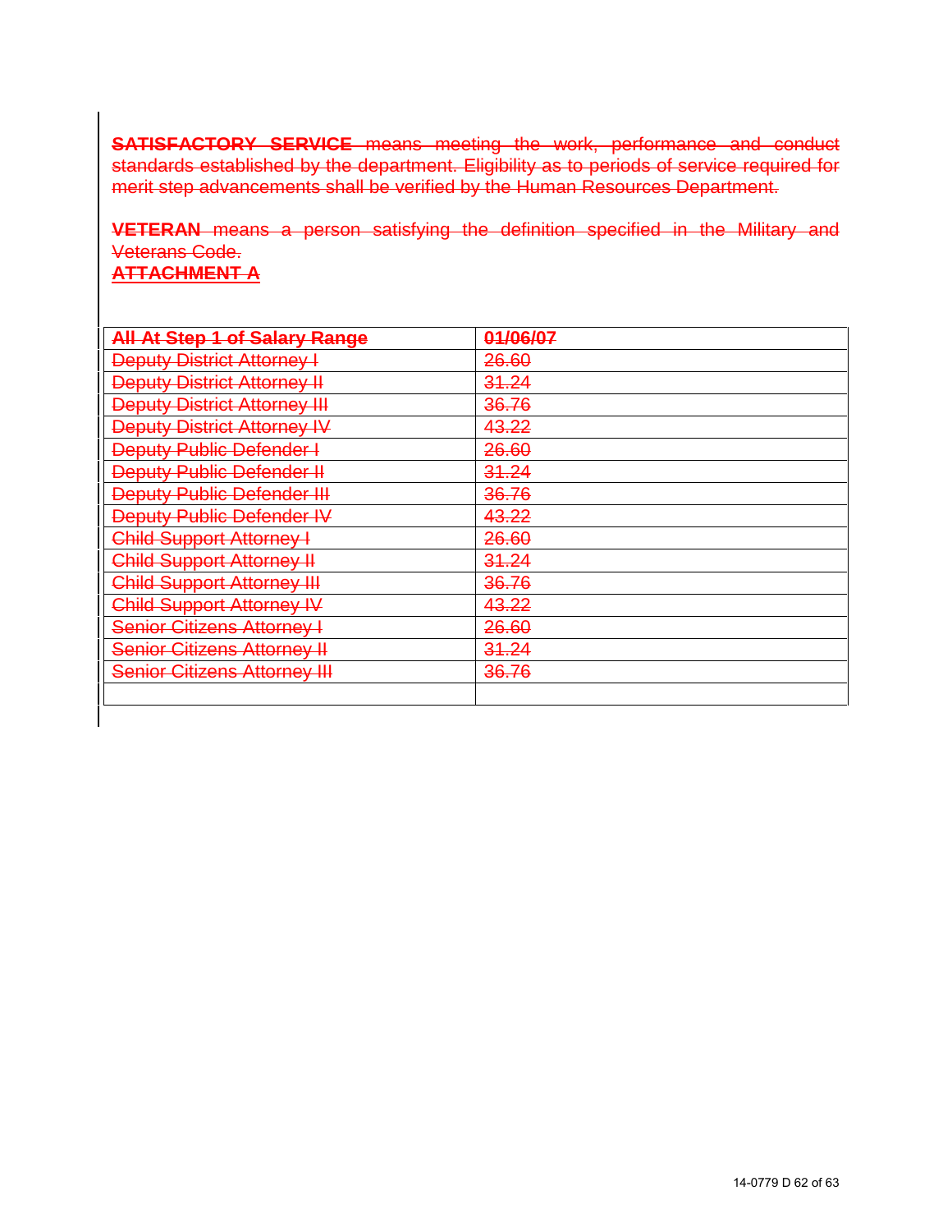~~**SATISFACTORY SERVICE** means meeting the work, performance and conduct standards established by the department. Eligibility as to periods of service required for merit step advancements shall be verified by the Human Resources Department.~~

~~**VETERAN** means a person satisfying the definition specified in the Military and Veterans Code.~~

~~**ATTACHMENT A**~~

| ~~**All At Step 1 of Salary Range**~~ | ~~**01/06/07**~~ |
|---|---|
| ~~Deputy District Attorney I~~ | ~~26.60~~ |
| ~~Deputy District Attorney II~~ | ~~31.24~~ |
| ~~Deputy District Attorney III~~ | ~~36.76~~ |
| ~~Deputy District Attorney IV~~ | ~~43.22~~ |
| ~~Deputy Public Defender I~~ | ~~26.60~~ |
| ~~Deputy Public Defender II~~ | ~~31.24~~ |
| ~~Deputy Public Defender III~~ | ~~36.76~~ |
| ~~Deputy Public Defender IV~~ | ~~43.22~~ |
| ~~Child Support Attorney I~~ | ~~26.60~~ |
| ~~Child Support Attorney II~~ | ~~31.24~~ |
| ~~Child Support Attorney III~~ | ~~36.76~~ |
| ~~Child Support Attorney IV~~ | ~~43.22~~ |
| ~~Senior Citizens Attorney I~~ | ~~26.60~~ |
| ~~Senior Citizens Attorney II~~ | ~~31.24~~ |
| ~~Senior Citizens Attorney III~~ | ~~36.76~~ |
| | |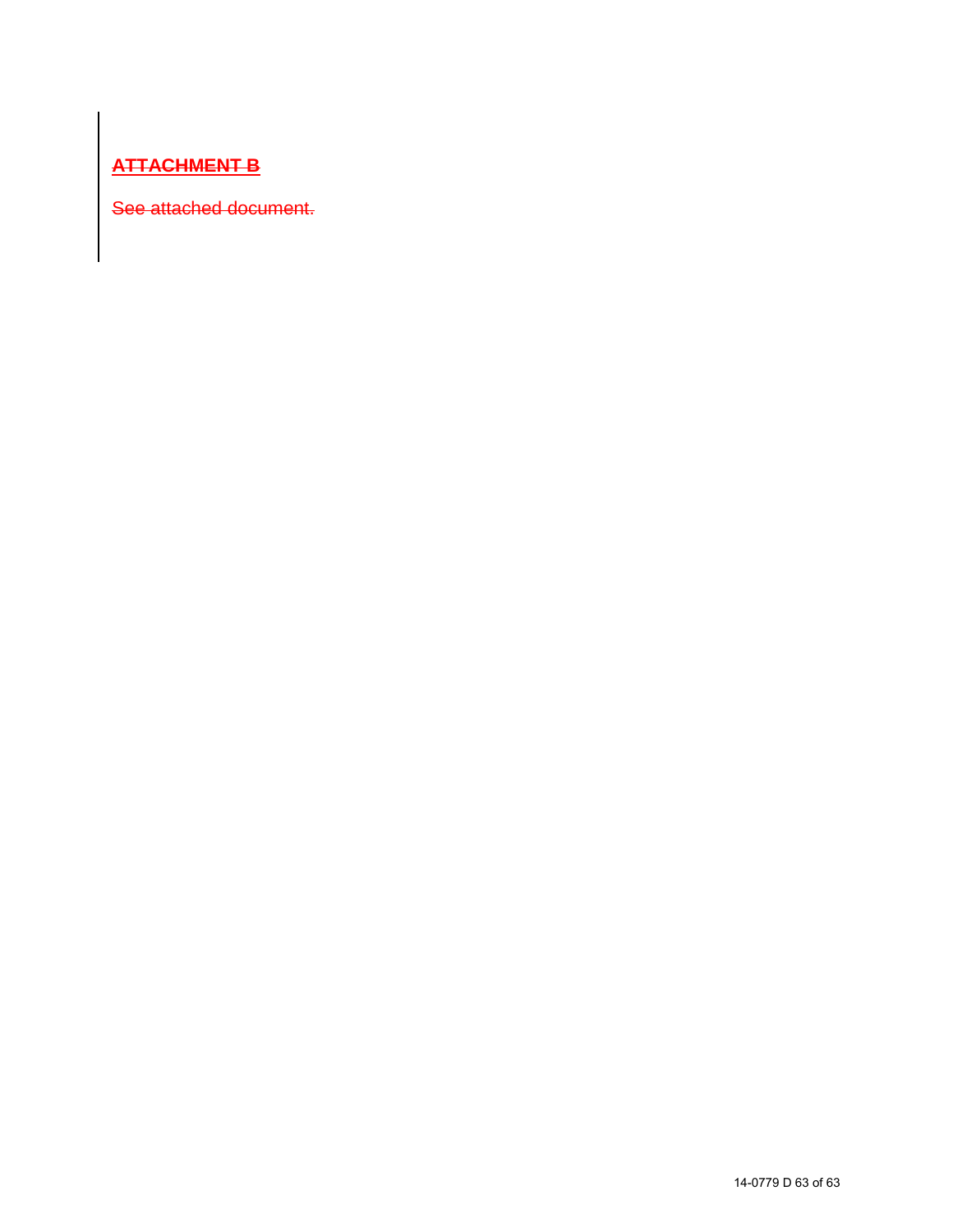**ATTACHMENT B**

See attached document.